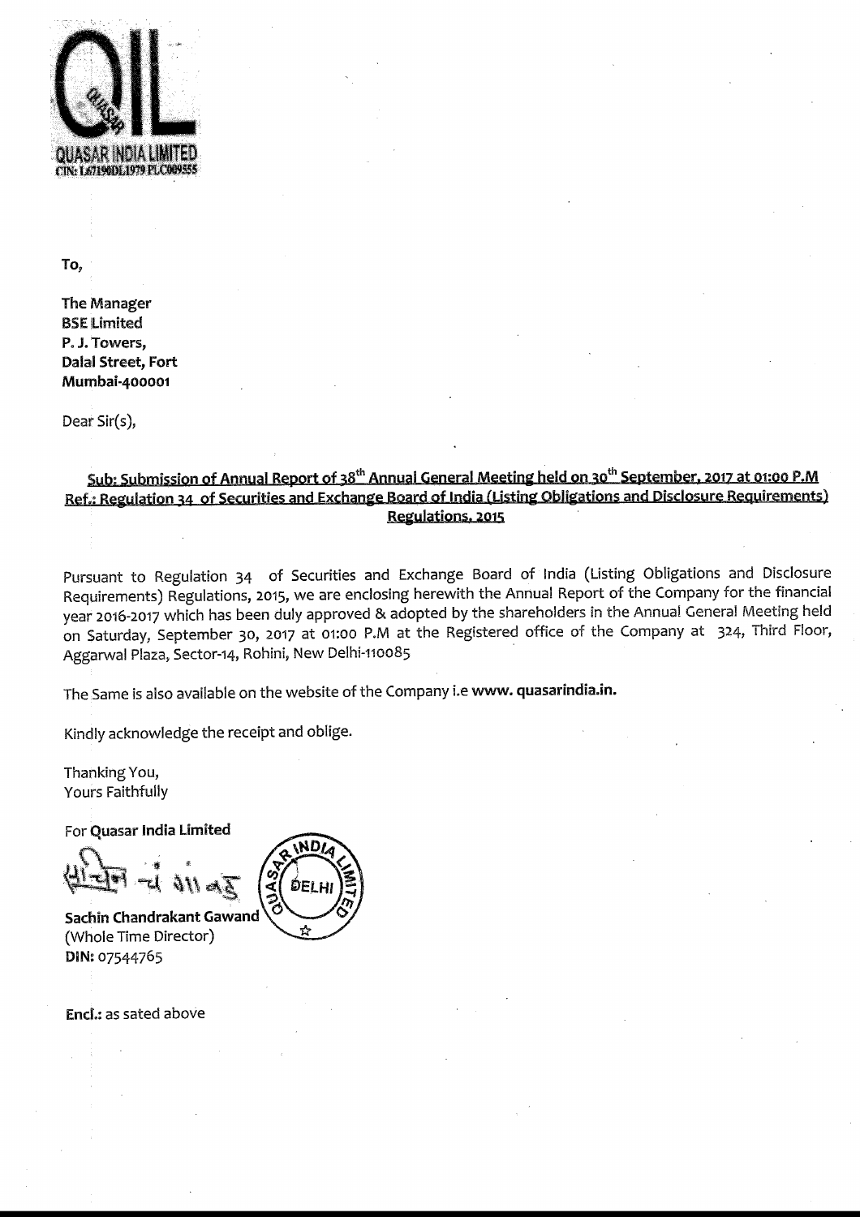QUASAR INDIA LIMITED
CIN: L67190DL1979 PLC009555

**To,**

**The Manager**
**BSE Limited**
**P. J. Towers,**
**Dalal Street, Fort**
**Mumbai-400001**

Dear Sir(s),

**Sub: Submission of Annual Report of 38th Annual General Meeting held on 30th September, 2017 at 01:00 P.M**
**Ref.: Regulation 34 of Securities and Exchange Board of India (Listing Obligations and Disclosure Requirements) Regulations, 2015**

Pursuant to Regulation 34 of Securities and Exchange Board of India (Listing Obligations and Disclosure Requirements) Regulations, 2015, we are enclosing herewith the Annual Report of the Company for the financial year 2016-2017 which has been duly approved & adopted by the shareholders in the Annual General Meeting held on Saturday, September 30, 2017 at 01:00 P.M at the Registered office of the Company at 324, Third Floor, Aggarwal Plaza, Sector-14, Rohini, New Delhi-110085

The Same is also available on the website of the Company i.e **www. quasarindia.in.**

Kindly acknowledge the receipt and oblige.

Thanking You,
Yours Faithfully

For **Quasar India Limited**

**Sachin Chandrakant Gawand**
(Whole Time Director)
**DIN:** 07544765

**Encl.:** as sated above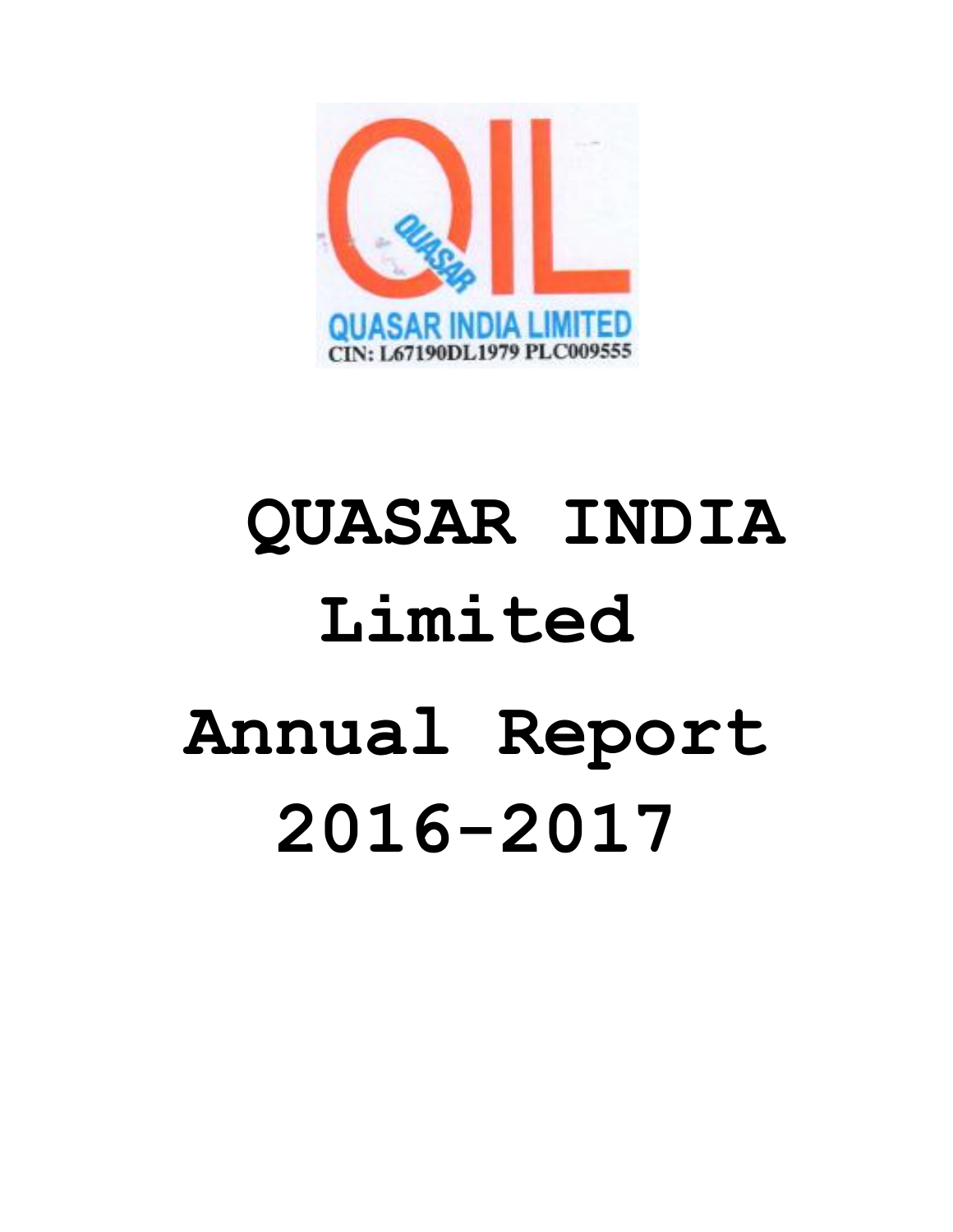QUASAR INDIA LIMITED

CIN: L67190DL1979 PLC009555

# QUASAR INDIA Limited

# Annual Report 2016-2017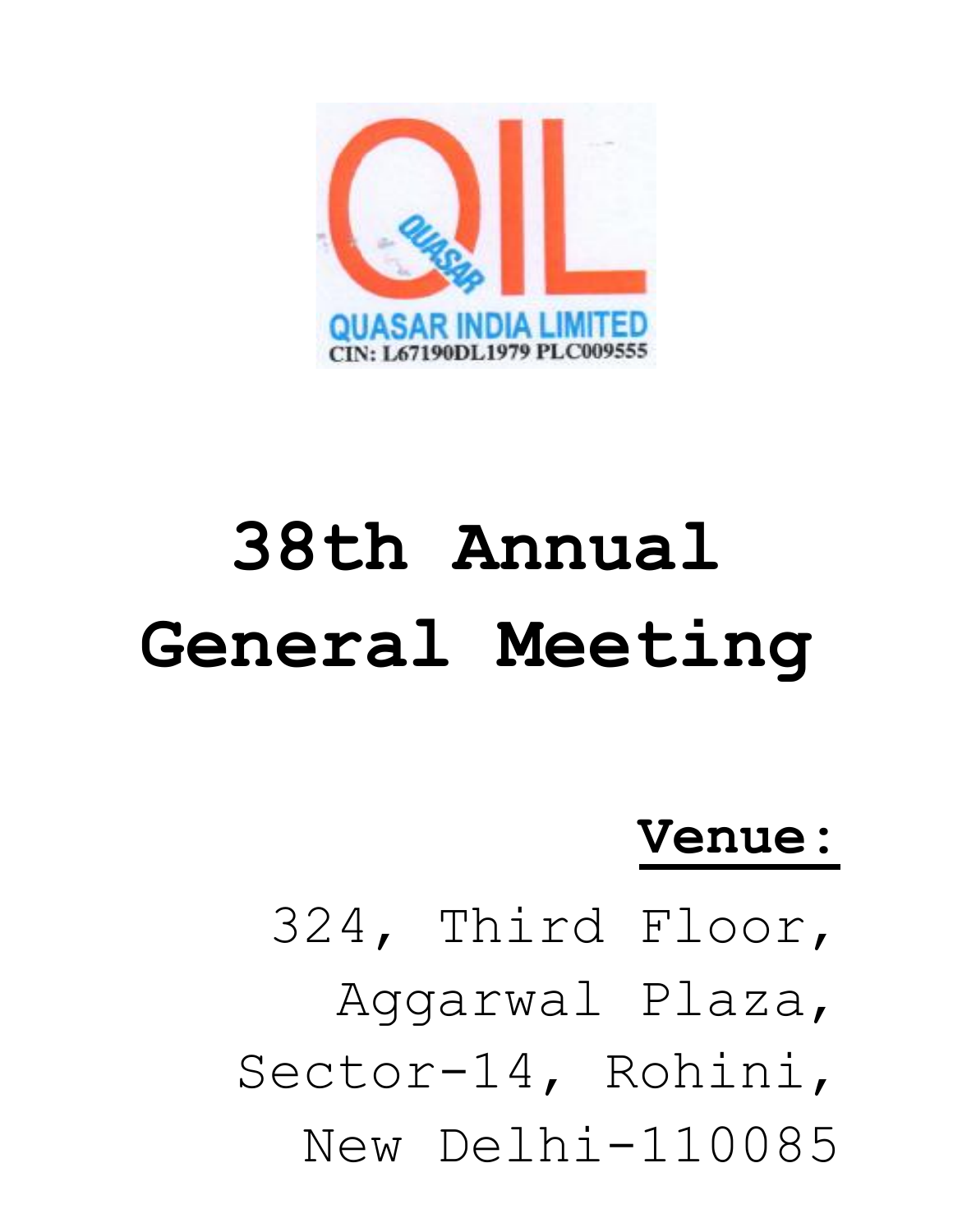QUASAR INDIA LIMITED

CIN: L67190DL1979 PLC009555

# 38th Annual General Meeting

**<u>Venue:</u>**

324, Third Floor,
Aggarwal Plaza,
Sector-14, Rohini,
New Delhi-110085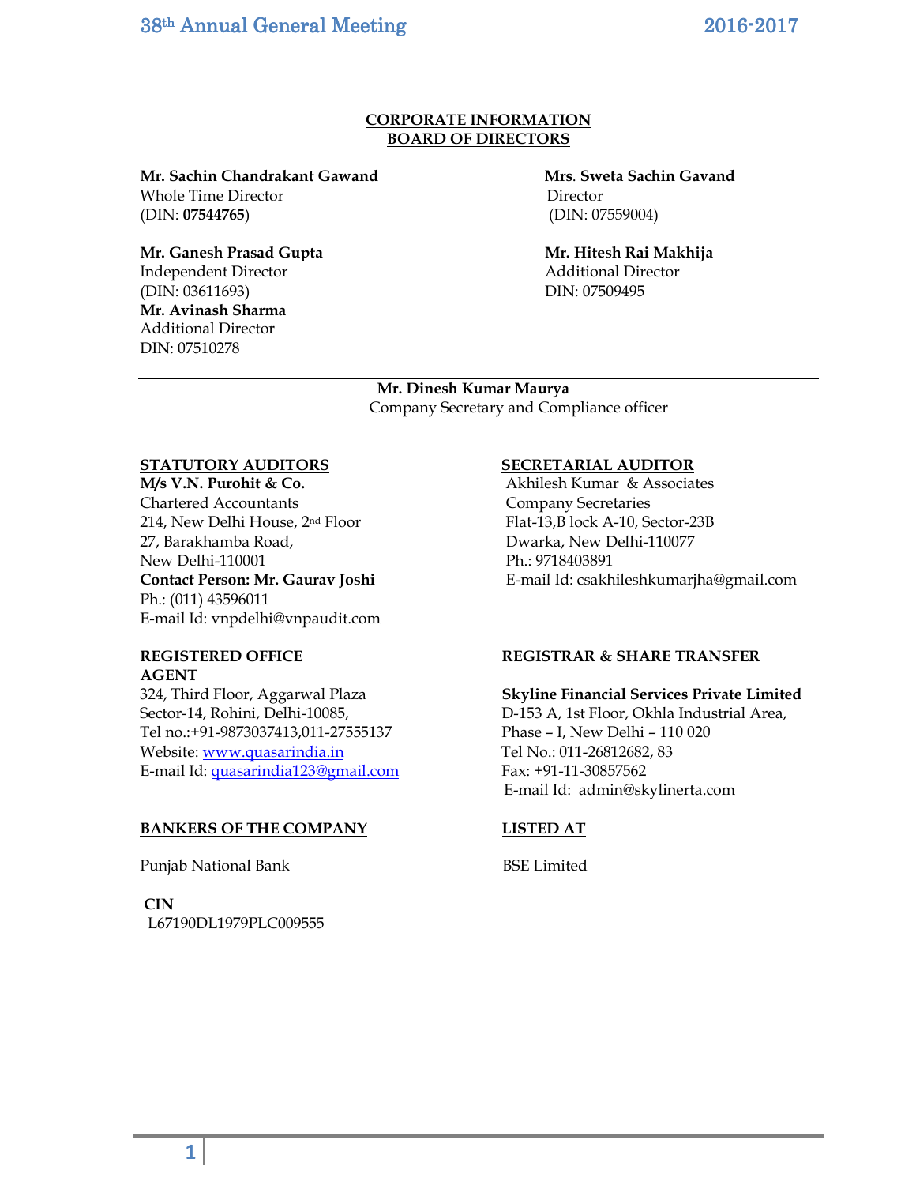## CORPORATE INFORMATION
## BOARD OF DIRECTORS

**Mr. Sachin Chandrakant Gawand**
Whole Time Director
(DIN: **07544765**)

**Mrs. Sweta Sachin Gavand**
Director
(DIN: 07559004)

**Mr. Ganesh Prasad Gupta**
Independent Director
(DIN: 03611693)

**Mr. Hitesh Rai Makhija**
Additional Director
DIN: 07509495

**Mr. Avinash Sharma**
Additional Director
DIN: 07510278

---

**Mr. Dinesh Kumar Maurya**
Company Secretary and Compliance officer

**STATUTORY AUDITORS**

**M/s V.N. Purohit & Co.**
Chartered Accountants
214, New Delhi House, 2nd Floor
27, Barakhamba Road,
New Delhi-110001
**Contact Person: Mr. Gaurav Joshi**
Ph.: (011) 43596011
E-mail Id: vnpdelhi@vnpaudit.com

**SECRETARIAL AUDITOR**

Akhilesh Kumar & Associates
Company Secretaries
Flat-13,B lock A-10, Sector-23B
Dwarka, New Delhi-110077
Ph.: 9718403891
E-mail Id: csakhileshkumarjha@gmail.com

**REGISTERED OFFICE**

324, Third Floor, Aggarwal Plaza
Sector-14, Rohini, Delhi-10085,
Tel no.:+91-9873037413,011-27555137
Website: www.quasarindia.in
E-mail Id: quasarindia123@gmail.com

**REGISTRAR & SHARE TRANSFER AGENT**

**Skyline Financial Services Private Limited**
D-153 A, 1st Floor, Okhla Industrial Area,
Phase – I, New Delhi – 110 020
Tel No.: 011-26812682, 83
Fax: +91-11-30857562
E-mail Id: admin@skylinerta.com

**BANKERS OF THE COMPANY**

Punjab National Bank

**LISTED AT**

BSE Limited

**CIN**

L67190DL1979PLC009555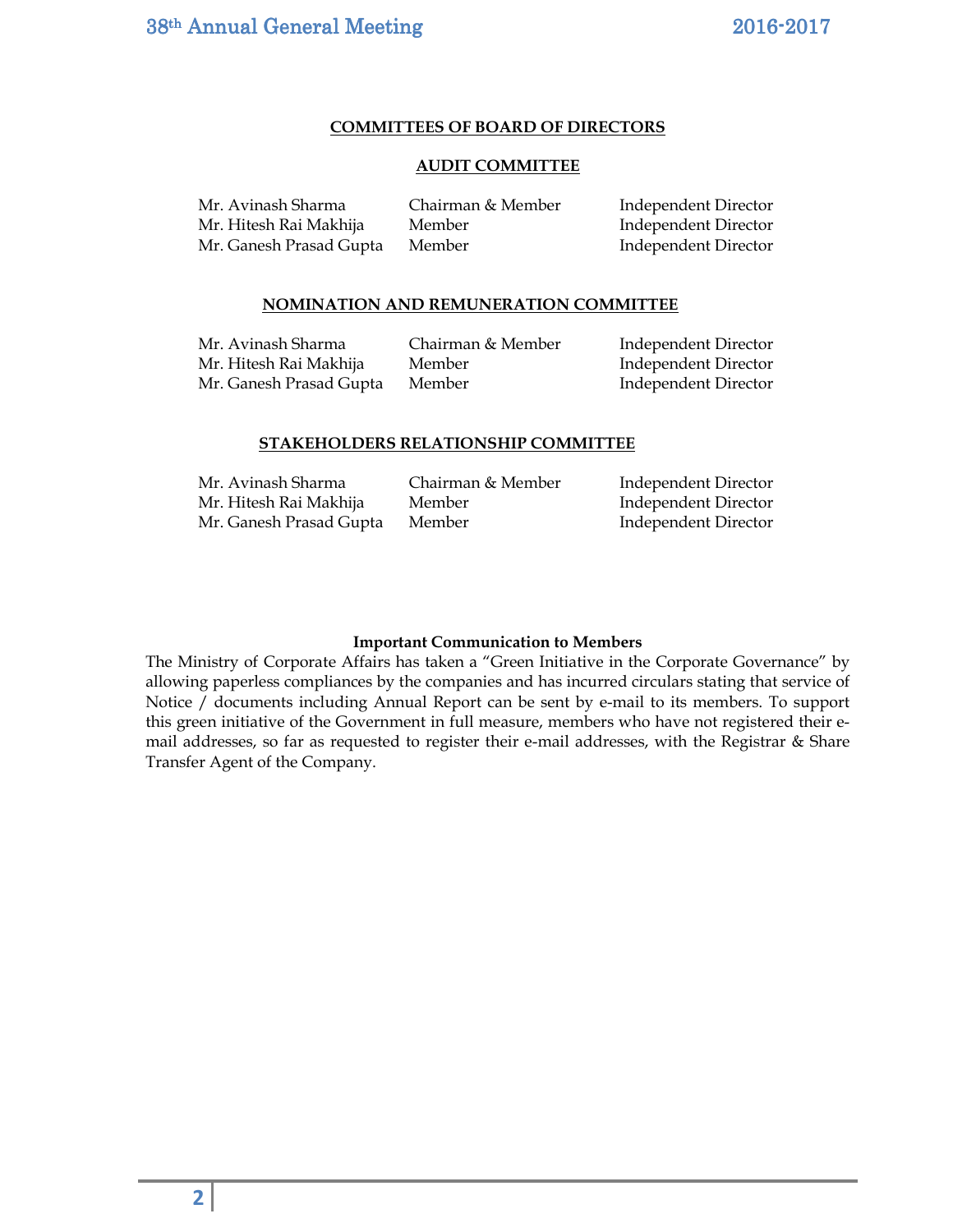## COMMITTEES OF BOARD OF DIRECTORS

### AUDIT COMMITTEE

| | | |
|---|---|---|
| Mr. Avinash Sharma | Chairman & Member | Independent Director |
| Mr. Hitesh Rai Makhija | Member | Independent Director |
| Mr. Ganesh Prasad Gupta | Member | Independent Director |

### NOMINATION AND REMUNERATION COMMITTEE

| | | |
|---|---|---|
| Mr. Avinash Sharma | Chairman & Member | Independent Director |
| Mr. Hitesh Rai Makhija | Member | Independent Director |
| Mr. Ganesh Prasad Gupta | Member | Independent Director |

### STAKEHOLDERS RELATIONSHIP COMMITTEE

| | | |
|---|---|---|
| Mr. Avinash Sharma | Chairman & Member | Independent Director |
| Mr. Hitesh Rai Makhija | Member | Independent Director |
| Mr. Ganesh Prasad Gupta | Member | Independent Director |

**Important Communication to Members**

The Ministry of Corporate Affairs has taken a "Green Initiative in the Corporate Governance" by allowing paperless compliances by the companies and has incurred circulars stating that service of Notice / documents including Annual Report can be sent by e-mail to its members. To support this green initiative of the Government in full measure, members who have not registered their e-mail addresses, so far as requested to register their e-mail addresses, with the Registrar & Share Transfer Agent of the Company.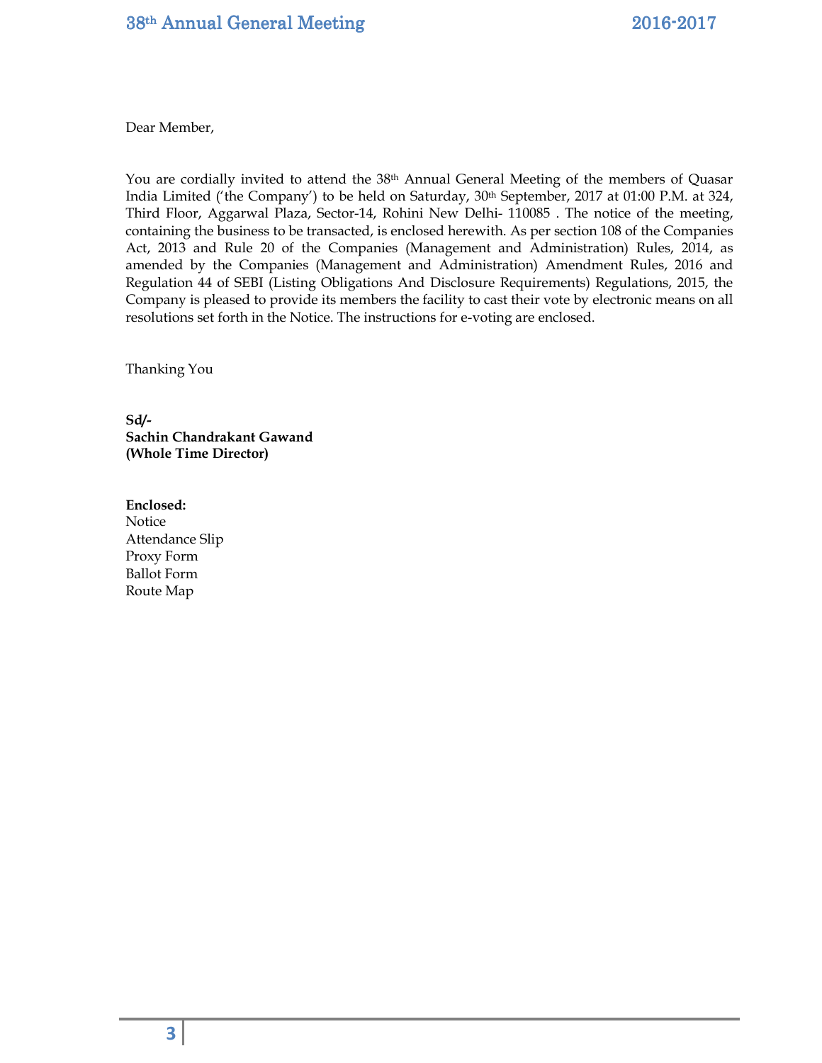Dear Member,

You are cordially invited to attend the 38th Annual General Meeting of the members of Quasar India Limited ('the Company') to be held on Saturday, 30th September, 2017 at 01:00 P.M. at 324, Third Floor, Aggarwal Plaza, Sector-14, Rohini New Delhi- 110085 . The notice of the meeting, containing the business to be transacted, is enclosed herewith. As per section 108 of the Companies Act, 2013 and Rule 20 of the Companies (Management and Administration) Rules, 2014, as amended by the Companies (Management and Administration) Amendment Rules, 2016 and Regulation 44 of SEBI (Listing Obligations And Disclosure Requirements) Regulations, 2015, the Company is pleased to provide its members the facility to cast their vote by electronic means on all resolutions set forth in the Notice. The instructions for e-voting are enclosed.

Thanking You

**Sd/-**
**Sachin Chandrakant Gawand**
**(Whole Time Director)**

**Enclosed:**
Notice
Attendance Slip
Proxy Form
Ballot Form
Route Map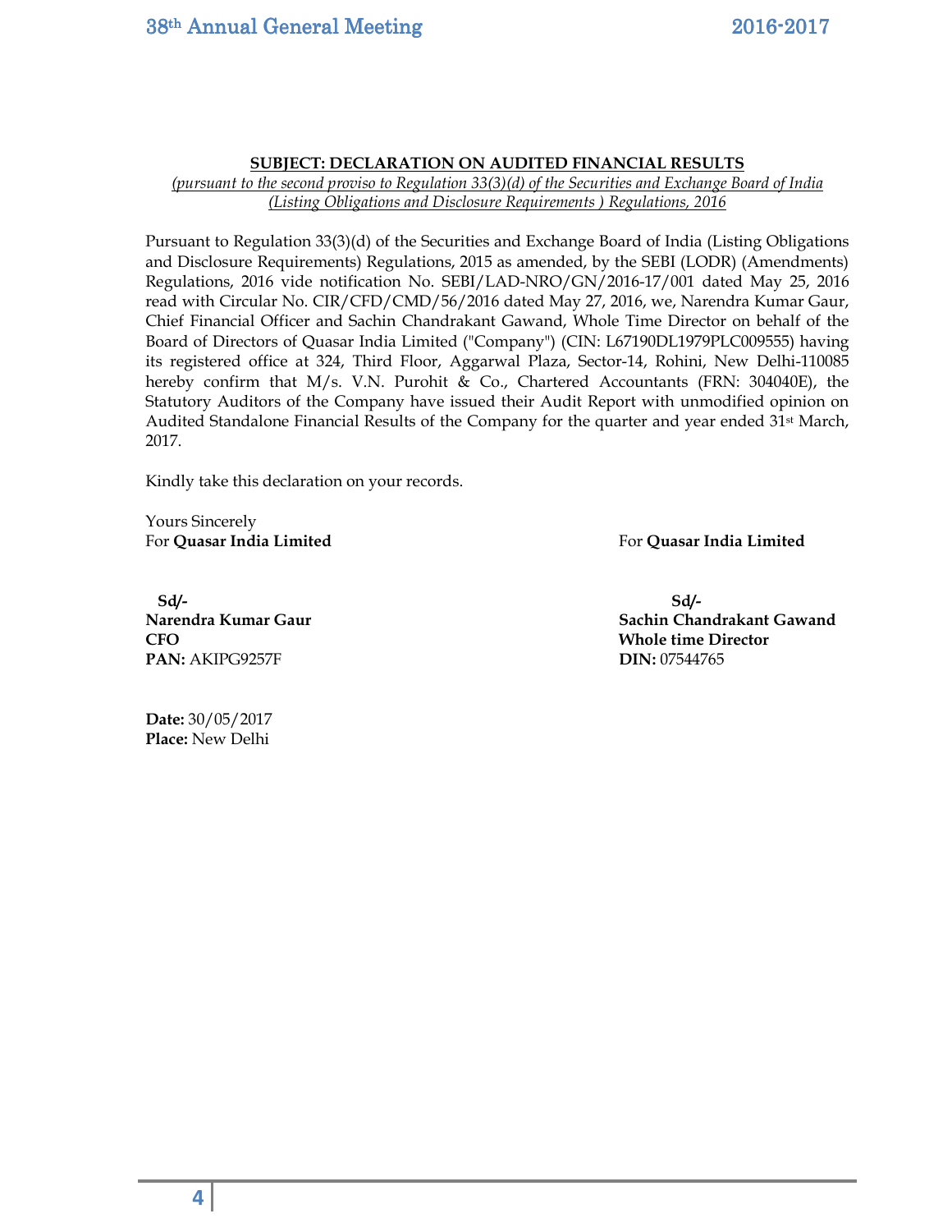**SUBJECT: DECLARATION ON AUDITED FINANCIAL RESULTS**

*(pursuant to the second proviso to Regulation 33(3)(d) of the Securities and Exchange Board of India (Listing Obligations and Disclosure Requirements ) Regulations, 2016*

Pursuant to Regulation 33(3)(d) of the Securities and Exchange Board of India (Listing Obligations and Disclosure Requirements) Regulations, 2015 as amended, by the SEBI (LODR) (Amendments) Regulations, 2016 vide notification No. SEBI/LAD-NRO/GN/2016-17/001 dated May 25, 2016 read with Circular No. CIR/CFD/CMD/56/2016 dated May 27, 2016, we, Narendra Kumar Gaur, Chief Financial Officer and Sachin Chandrakant Gawand, Whole Time Director on behalf of the Board of Directors of Quasar India Limited ("Company") (CIN: L67190DL1979PLC009555) having its registered office at 324, Third Floor, Aggarwal Plaza, Sector-14, Rohini, New Delhi-110085 hereby confirm that M/s. V.N. Purohit & Co., Chartered Accountants (FRN: 304040E), the Statutory Auditors of the Company have issued their Audit Report with unmodified opinion on Audited Standalone Financial Results of the Company for the quarter and year ended 31st March, 2017.

Kindly take this declaration on your records.

Yours Sincerely

For **Quasar India Limited**

**Sd/-**

**Narendra Kumar Gaur**

**CFO**

**PAN:** AKIPG9257F

For **Quasar India Limited**

**Sd/-**

**Sachin Chandrakant Gawand**

**Whole time Director**

**DIN:** 07544765

**Date:** 30/05/2017

**Place:** New Delhi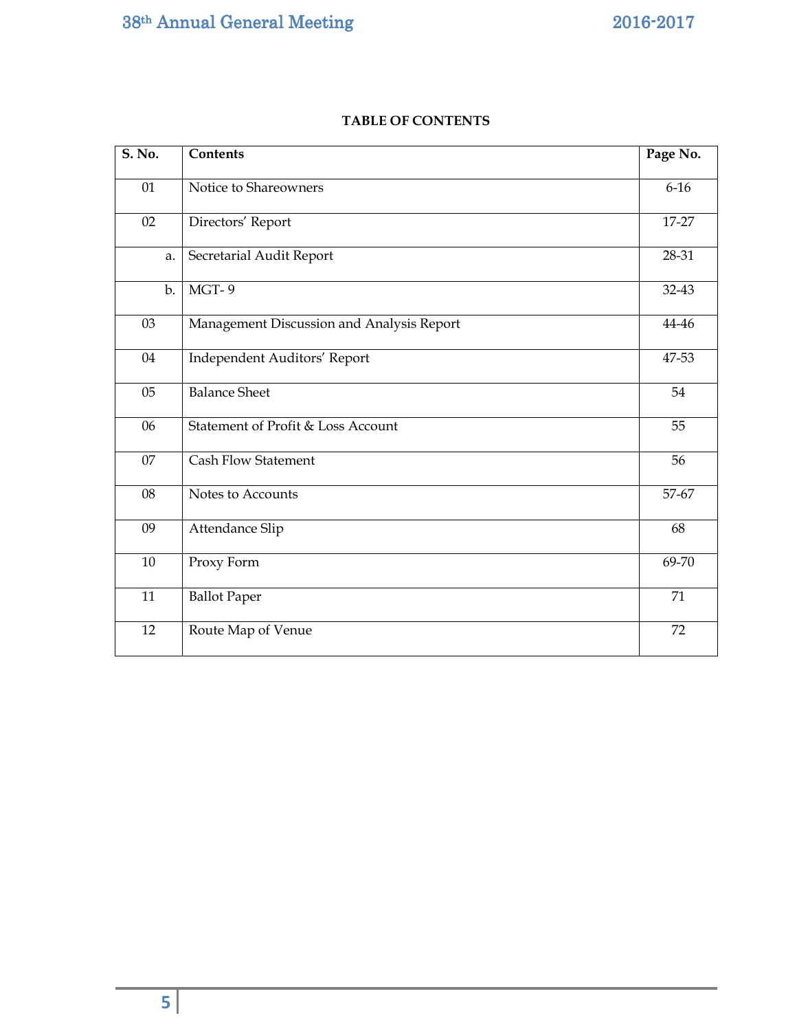## TABLE OF CONTENTS

| S. No. | Contents | Page No. |
|---|---|---|
| 01 | Notice to Shareowners | 6-16 |
| 02 | Directors' Report | 17-27 |
| a. | Secretarial Audit Report | 28-31 |
| b. | MGT- 9 | 32-43 |
| 03 | Management Discussion and Analysis Report | 44-46 |
| 04 | Independent Auditors' Report | 47-53 |
| 05 | Balance Sheet | 54 |
| 06 | Statement of Profit & Loss Account | 55 |
| 07 | Cash Flow Statement | 56 |
| 08 | Notes to Accounts | 57-67 |
| 09 | Attendance Slip | 68 |
| 10 | Proxy Form | 69-70 |
| 11 | Ballot Paper | 71 |
| 12 | Route Map of Venue | 72 |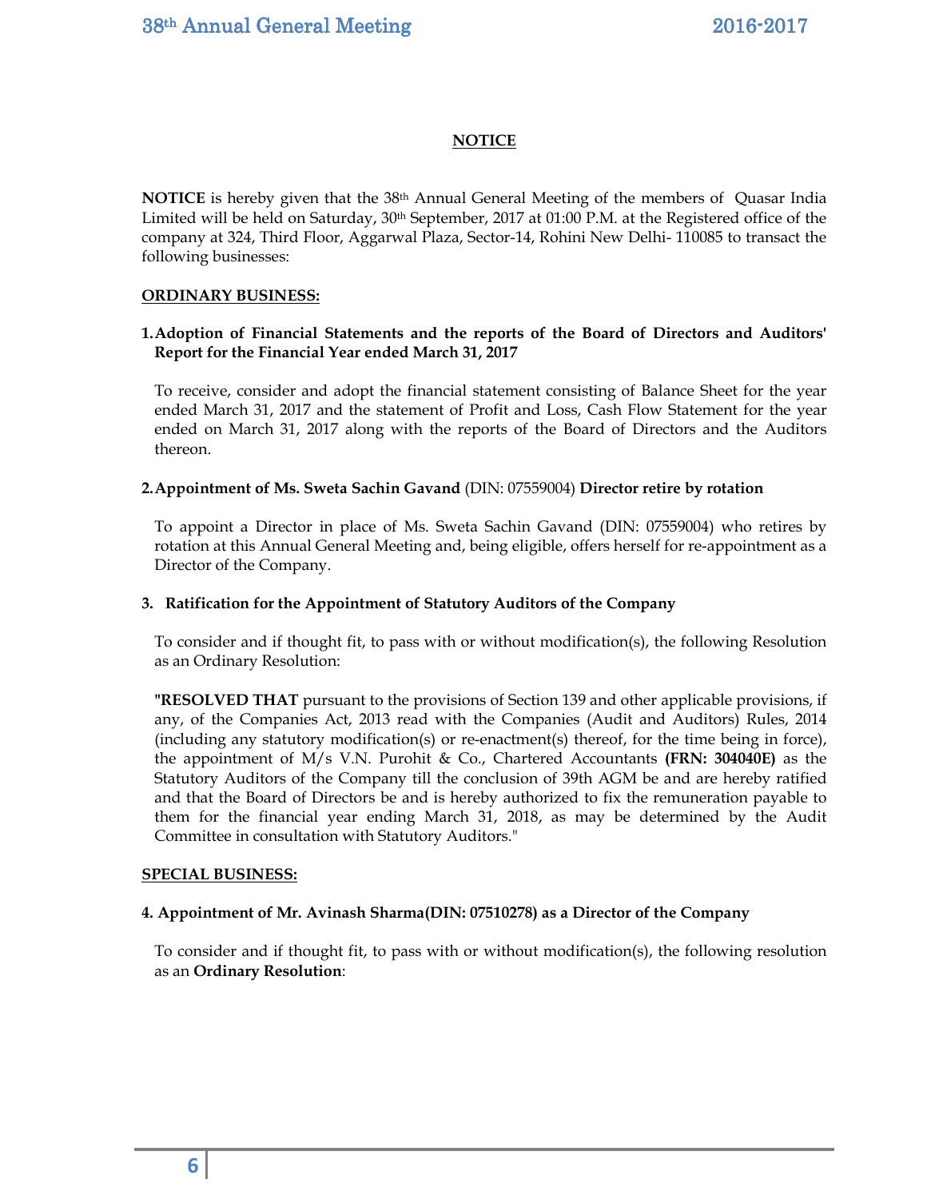## NOTICE

**NOTICE** is hereby given that the 38th Annual General Meeting of the members of Quasar India Limited will be held on Saturday, 30th September, 2017 at 01:00 P.M. at the Registered office of the company at 324, Third Floor, Aggarwal Plaza, Sector-14, Rohini New Delhi- 110085 to transact the following businesses:

**ORDINARY BUSINESS:**

**1. Adoption of Financial Statements and the reports of the Board of Directors and Auditors' Report for the Financial Year ended March 31, 2017**

To receive, consider and adopt the financial statement consisting of Balance Sheet for the year ended March 31, 2017 and the statement of Profit and Loss, Cash Flow Statement for the year ended on March 31, 2017 along with the reports of the Board of Directors and the Auditors thereon.

**2. Appointment of Ms. Sweta Sachin Gavand** (DIN: 07559004) **Director retire by rotation**

To appoint a Director in place of Ms. Sweta Sachin Gavand (DIN: 07559004) who retires by rotation at this Annual General Meeting and, being eligible, offers herself for re-appointment as a Director of the Company.

**3. Ratification for the Appointment of Statutory Auditors of the Company**

To consider and if thought fit, to pass with or without modification(s), the following Resolution as an Ordinary Resolution:

**"RESOLVED THAT** pursuant to the provisions of Section 139 and other applicable provisions, if any, of the Companies Act, 2013 read with the Companies (Audit and Auditors) Rules, 2014 (including any statutory modification(s) or re-enactment(s) thereof, for the time being in force), the appointment of M/s V.N. Purohit & Co., Chartered Accountants **(FRN: 304040E)** as the Statutory Auditors of the Company till the conclusion of 39th AGM be and are hereby ratified and that the Board of Directors be and is hereby authorized to fix the remuneration payable to them for the financial year ending March 31, 2018, as may be determined by the Audit Committee in consultation with Statutory Auditors."

**SPECIAL BUSINESS:**

**4. Appointment of Mr. Avinash Sharma(DIN: 07510278) as a Director of the Company**

To consider and if thought fit, to pass with or without modification(s), the following resolution as an **Ordinary Resolution**: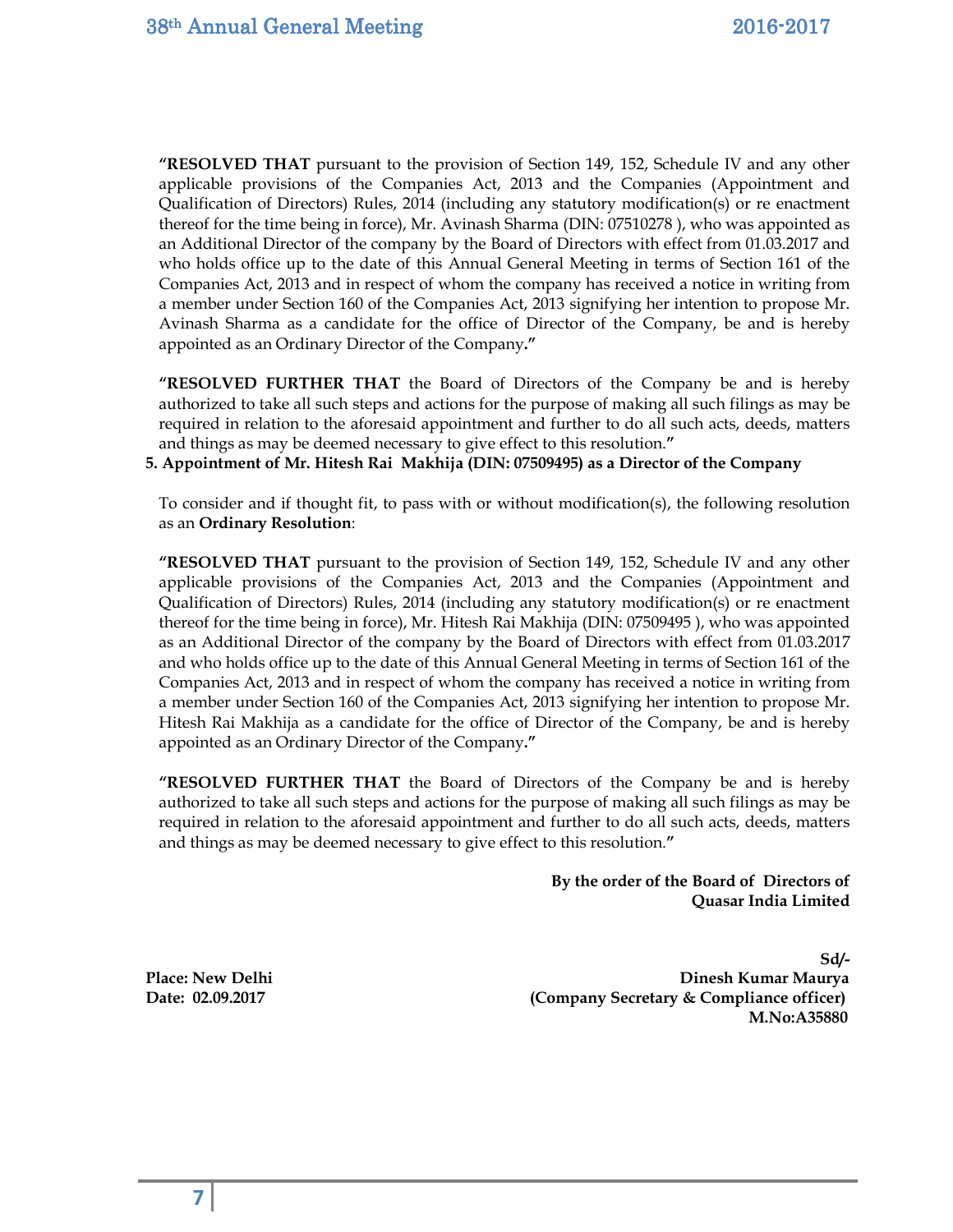**"RESOLVED THAT** pursuant to the provision of Section 149, 152, Schedule IV and any other applicable provisions of the Companies Act, 2013 and the Companies (Appointment and Qualification of Directors) Rules, 2014 (including any statutory modification(s) or re enactment thereof for the time being in force), Mr. Avinash Sharma (DIN: 07510278 ), who was appointed as an Additional Director of the company by the Board of Directors with effect from 01.03.2017 and who holds office up to the date of this Annual General Meeting in terms of Section 161 of the Companies Act, 2013 and in respect of whom the company has received a notice in writing from a member under Section 160 of the Companies Act, 2013 signifying her intention to propose Mr. Avinash Sharma as a candidate for the office of Director of the Company, be and is hereby appointed as an Ordinary Director of the Company**."**

**"RESOLVED FURTHER THAT** the Board of Directors of the Company be and is hereby authorized to take all such steps and actions for the purpose of making all such filings as may be required in relation to the aforesaid appointment and further to do all such acts, deeds, matters and things as may be deemed necessary to give effect to this resolution.**"**

**5. Appointment of Mr. Hitesh Rai Makhija (DIN: 07509495) as a Director of the Company**

To consider and if thought fit, to pass with or without modification(s), the following resolution as an **Ordinary Resolution**:

**"RESOLVED THAT** pursuant to the provision of Section 149, 152, Schedule IV and any other applicable provisions of the Companies Act, 2013 and the Companies (Appointment and Qualification of Directors) Rules, 2014 (including any statutory modification(s) or re enactment thereof for the time being in force), Mr. Hitesh Rai Makhija (DIN: 07509495 ), who was appointed as an Additional Director of the company by the Board of Directors with effect from 01.03.2017 and who holds office up to the date of this Annual General Meeting in terms of Section 161 of the Companies Act, 2013 and in respect of whom the company has received a notice in writing from a member under Section 160 of the Companies Act, 2013 signifying her intention to propose Mr. Hitesh Rai Makhija as a candidate for the office of Director of the Company, be and is hereby appointed as an Ordinary Director of the Company**."**

**"RESOLVED FURTHER THAT** the Board of Directors of the Company be and is hereby authorized to take all such steps and actions for the purpose of making all such filings as may be required in relation to the aforesaid appointment and further to do all such acts, deeds, matters and things as may be deemed necessary to give effect to this resolution.**"**

**By the order of the Board of Directors of**
**Quasar India Limited**

**Sd/-**
**Dinesh Kumar Maurya**
**(Company Secretary & Compliance officer)**
**M.No:A35880**

**Place: New Delhi**
**Date: 02.09.2017**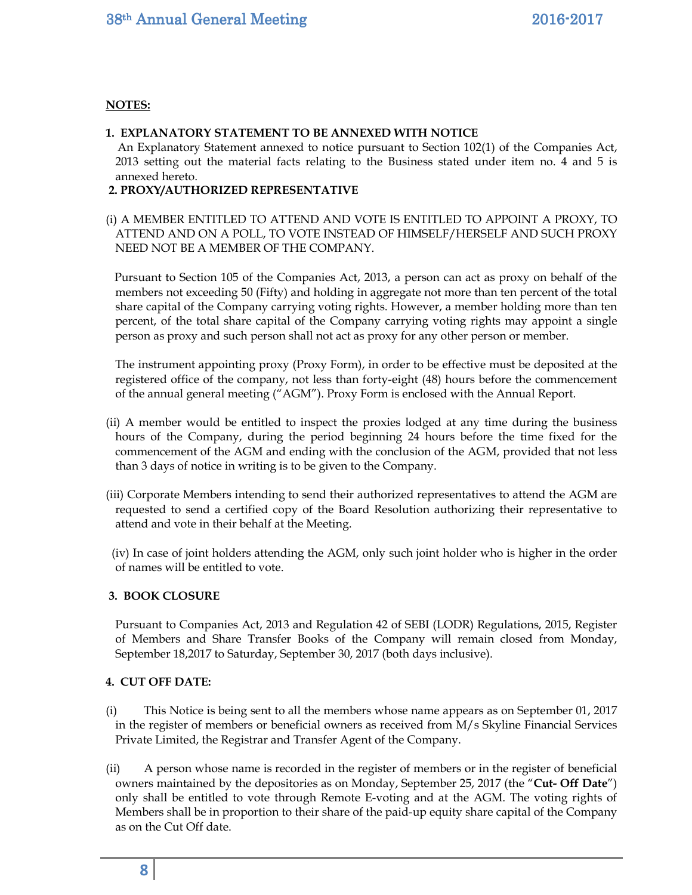**NOTES:**

**1. EXPLANATORY STATEMENT TO BE ANNEXED WITH NOTICE**

An Explanatory Statement annexed to notice pursuant to Section 102(1) of the Companies Act, 2013 setting out the material facts relating to the Business stated under item no. 4 and 5 is annexed hereto.

**2. PROXY/AUTHORIZED REPRESENTATIVE**

(i) A MEMBER ENTITLED TO ATTEND AND VOTE IS ENTITLED TO APPOINT A PROXY, TO ATTEND AND ON A POLL, TO VOTE INSTEAD OF HIMSELF/HERSELF AND SUCH PROXY NEED NOT BE A MEMBER OF THE COMPANY.

Pursuant to Section 105 of the Companies Act, 2013, a person can act as proxy on behalf of the members not exceeding 50 (Fifty) and holding in aggregate not more than ten percent of the total share capital of the Company carrying voting rights. However, a member holding more than ten percent, of the total share capital of the Company carrying voting rights may appoint a single person as proxy and such person shall not act as proxy for any other person or member.

The instrument appointing proxy (Proxy Form), in order to be effective must be deposited at the registered office of the company, not less than forty-eight (48) hours before the commencement of the annual general meeting ("AGM"). Proxy Form is enclosed with the Annual Report.

(ii) A member would be entitled to inspect the proxies lodged at any time during the business hours of the Company, during the period beginning 24 hours before the time fixed for the commencement of the AGM and ending with the conclusion of the AGM, provided that not less than 3 days of notice in writing is to be given to the Company.

(iii) Corporate Members intending to send their authorized representatives to attend the AGM are requested to send a certified copy of the Board Resolution authorizing their representative to attend and vote in their behalf at the Meeting.

(iv) In case of joint holders attending the AGM, only such joint holder who is higher in the order of names will be entitled to vote.

**3. BOOK CLOSURE**

Pursuant to Companies Act, 2013 and Regulation 42 of SEBI (LODR) Regulations, 2015, Register of Members and Share Transfer Books of the Company will remain closed from Monday, September 18,2017 to Saturday, September 30, 2017 (both days inclusive).

**4. CUT OFF DATE:**

(i) This Notice is being sent to all the members whose name appears as on September 01, 2017 in the register of members or beneficial owners as received from M/s Skyline Financial Services Private Limited, the Registrar and Transfer Agent of the Company.

(ii) A person whose name is recorded in the register of members or in the register of beneficial owners maintained by the depositories as on Monday, September 25, 2017 (the "**Cut- Off Date**") only shall be entitled to vote through Remote E-voting and at the AGM. The voting rights of Members shall be in proportion to their share of the paid-up equity share capital of the Company as on the Cut Off date.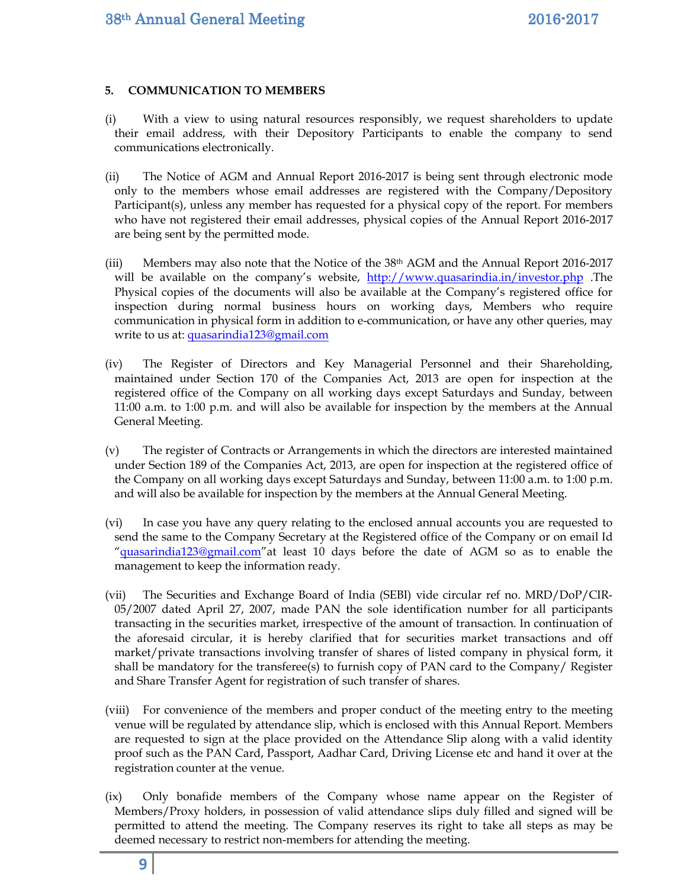**5. COMMUNICATION TO MEMBERS**

(i) With a view to using natural resources responsibly, we request shareholders to update their email address, with their Depository Participants to enable the company to send communications electronically.

(ii) The Notice of AGM and Annual Report 2016-2017 is being sent through electronic mode only to the members whose email addresses are registered with the Company/Depository Participant(s), unless any member has requested for a physical copy of the report. For members who have not registered their email addresses, physical copies of the Annual Report 2016-2017 are being sent by the permitted mode.

(iii) Members may also note that the Notice of the 38th AGM and the Annual Report 2016-2017 will be available on the company's website, http://www.quasarindia.in/investor.php .The Physical copies of the documents will also be available at the Company's registered office for inspection during normal business hours on working days, Members who require communication in physical form in addition to e-communication, or have any other queries, may write to us at: quasarindia123@gmail.com

(iv) The Register of Directors and Key Managerial Personnel and their Shareholding, maintained under Section 170 of the Companies Act, 2013 are open for inspection at the registered office of the Company on all working days except Saturdays and Sunday, between 11:00 a.m. to 1:00 p.m. and will also be available for inspection by the members at the Annual General Meeting.

(v) The register of Contracts or Arrangements in which the directors are interested maintained under Section 189 of the Companies Act, 2013, are open for inspection at the registered office of the Company on all working days except Saturdays and Sunday, between 11:00 a.m. to 1:00 p.m. and will also be available for inspection by the members at the Annual General Meeting.

(vi) In case you have any query relating to the enclosed annual accounts you are requested to send the same to the Company Secretary at the Registered office of the Company or on email Id "quasarindia123@gmail.com"at least 10 days before the date of AGM so as to enable the management to keep the information ready.

(vii) The Securities and Exchange Board of India (SEBI) vide circular ref no. MRD/DoP/CIR-05/2007 dated April 27, 2007, made PAN the sole identification number for all participants transacting in the securities market, irrespective of the amount of transaction. In continuation of the aforesaid circular, it is hereby clarified that for securities market transactions and off market/private transactions involving transfer of shares of listed company in physical form, it shall be mandatory for the transferee(s) to furnish copy of PAN card to the Company/ Register and Share Transfer Agent for registration of such transfer of shares.

(viii) For convenience of the members and proper conduct of the meeting entry to the meeting venue will be regulated by attendance slip, which is enclosed with this Annual Report. Members are requested to sign at the place provided on the Attendance Slip along with a valid identity proof such as the PAN Card, Passport, Aadhar Card, Driving License etc and hand it over at the registration counter at the venue.

(ix) Only bonafide members of the Company whose name appear on the Register of Members/Proxy holders, in possession of valid attendance slips duly filled and signed will be permitted to attend the meeting. The Company reserves its right to take all steps as may be deemed necessary to restrict non-members for attending the meeting.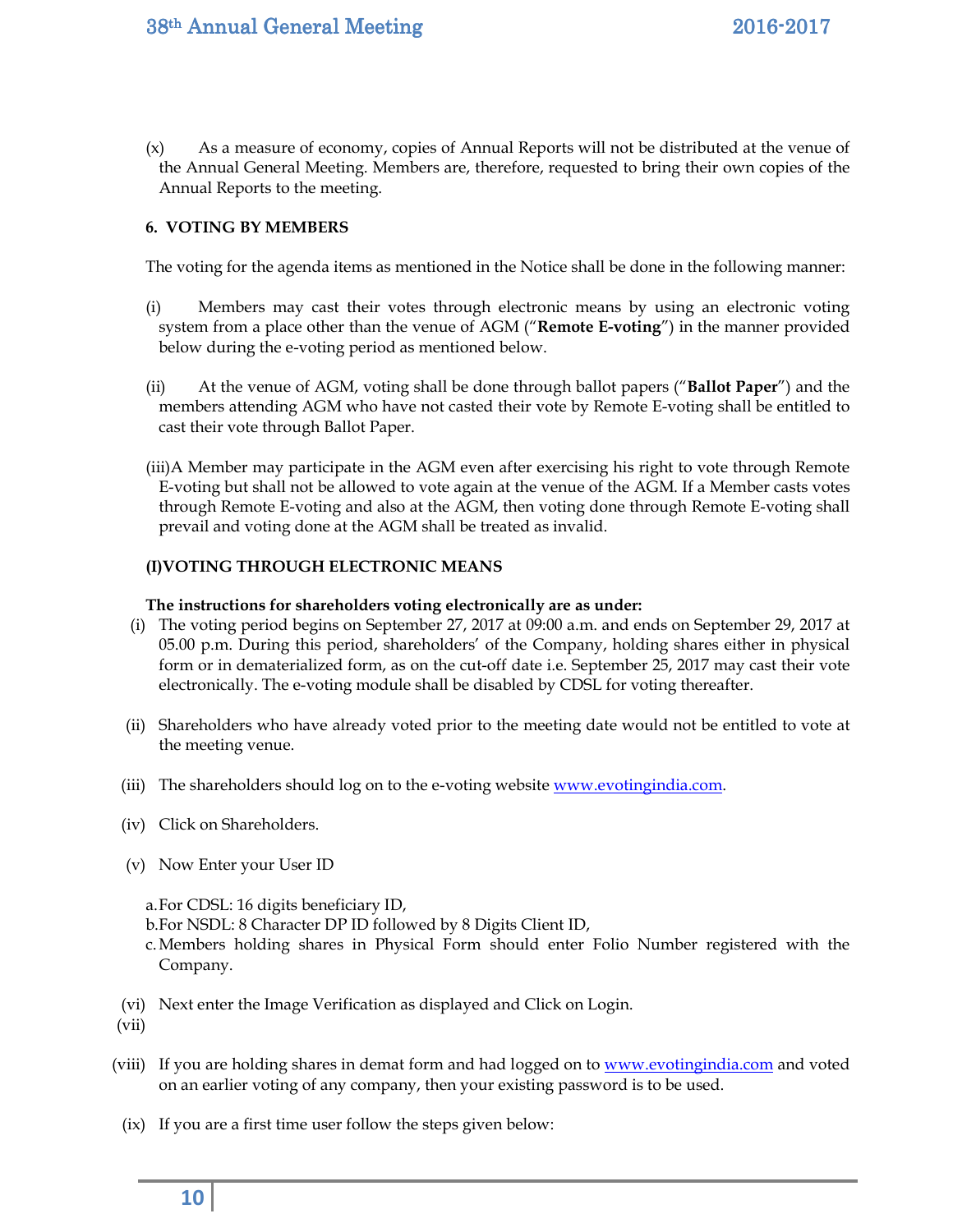(x) As a measure of economy, copies of Annual Reports will not be distributed at the venue of the Annual General Meeting. Members are, therefore, requested to bring their own copies of the Annual Reports to the meeting.

**6. VOTING BY MEMBERS**

The voting for the agenda items as mentioned in the Notice shall be done in the following manner:

(i) Members may cast their votes through electronic means by using an electronic voting system from a place other than the venue of AGM ("**Remote E-voting**") in the manner provided below during the e-voting period as mentioned below.

(ii) At the venue of AGM, voting shall be done through ballot papers ("**Ballot Paper**") and the members attending AGM who have not casted their vote by Remote E-voting shall be entitled to cast their vote through Ballot Paper.

(iii)A Member may participate in the AGM even after exercising his right to vote through Remote E-voting but shall not be allowed to vote again at the venue of the AGM. If a Member casts votes through Remote E-voting and also at the AGM, then voting done through Remote E-voting shall prevail and voting done at the AGM shall be treated as invalid.

**(I)VOTING THROUGH ELECTRONIC MEANS**

**The instructions for shareholders voting electronically are as under:**

(i) The voting period begins on September 27, 2017 at 09:00 a.m. and ends on September 29, 2017 at 05.00 p.m. During this period, shareholders' of the Company, holding shares either in physical form or in dematerialized form, as on the cut-off date i.e. September 25, 2017 may cast their vote electronically. The e-voting module shall be disabled by CDSL for voting thereafter.

(ii) Shareholders who have already voted prior to the meeting date would not be entitled to vote at the meeting venue.

(iii) The shareholders should log on to the e-voting website www.evotingindia.com.

(iv) Click on Shareholders.

(v) Now Enter your User ID

a. For CDSL: 16 digits beneficiary ID,
b. For NSDL: 8 Character DP ID followed by 8 Digits Client ID,
c. Members holding shares in Physical Form should enter Folio Number registered with the Company.

(vi) Next enter the Image Verification as displayed and Click on Login.

(vii)

(viii) If you are holding shares in demat form and had logged on to www.evotingindia.com and voted on an earlier voting of any company, then your existing password is to be used.

(ix) If you are a first time user follow the steps given below: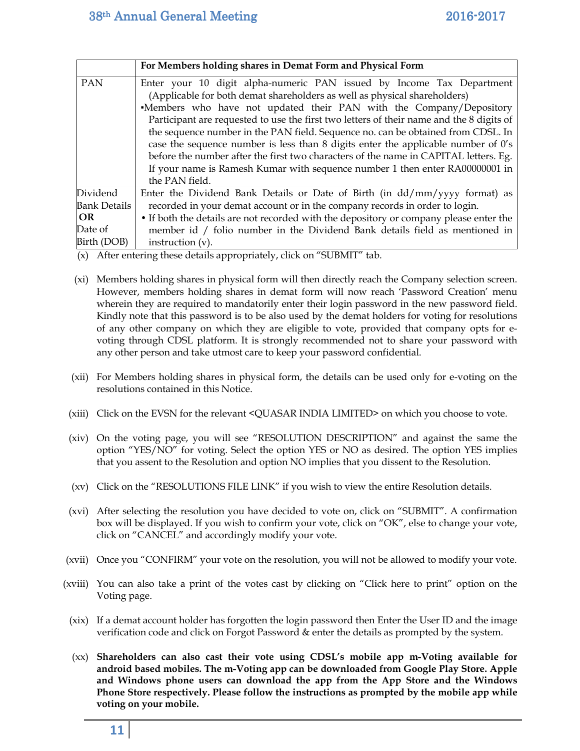| | For Members holding shares in Demat Form and Physical Form |
|---|---|
| PAN | Enter your 10 digit alpha-numeric PAN issued by Income Tax Department (Applicable for both demat shareholders as well as physical shareholders)<br>▪Members who have not updated their PAN with the Company/Depository Participant are requested to use the first two letters of their name and the 8 digits of the sequence number in the PAN field. Sequence no. can be obtained from CDSL. In case the sequence number is less than 8 digits enter the applicable number of 0's before the number after the first two characters of the name in CAPITAL letters. Eg. If your name is Ramesh Kumar with sequence number 1 then enter RA00000001 in the PAN field. |
| Dividend Bank Details **OR** Date of Birth (DOB) | Enter the Dividend Bank Details or Date of Birth (in dd/mm/yyyy format) as recorded in your demat account or in the company records in order to login.<br>• If both the details are not recorded with the depository or company please enter the member id / folio number in the Dividend Bank details field as mentioned in instruction (v). |

(x) After entering these details appropriately, click on "SUBMIT" tab.

(xi) Members holding shares in physical form will then directly reach the Company selection screen. However, members holding shares in demat form will now reach 'Password Creation' menu wherein they are required to mandatorily enter their login password in the new password field. Kindly note that this password is to be also used by the demat holders for voting for resolutions of any other company on which they are eligible to vote, provided that company opts for e-voting through CDSL platform. It is strongly recommended not to share your password with any other person and take utmost care to keep your password confidential.

(xii) For Members holding shares in physical form, the details can be used only for e-voting on the resolutions contained in this Notice.

(xiii) Click on the EVSN for the relevant <QUASAR INDIA LIMITED> on which you choose to vote.

(xiv) On the voting page, you will see "RESOLUTION DESCRIPTION" and against the same the option "YES/NO" for voting. Select the option YES or NO as desired. The option YES implies that you assent to the Resolution and option NO implies that you dissent to the Resolution.

(xv) Click on the "RESOLUTIONS FILE LINK" if you wish to view the entire Resolution details.

(xvi) After selecting the resolution you have decided to vote on, click on "SUBMIT". A confirmation box will be displayed. If you wish to confirm your vote, click on "OK", else to change your vote, click on "CANCEL" and accordingly modify your vote.

(xvii) Once you "CONFIRM" your vote on the resolution, you will not be allowed to modify your vote.

(xviii) You can also take a print of the votes cast by clicking on "Click here to print" option on the Voting page.

(xix) If a demat account holder has forgotten the login password then Enter the User ID and the image verification code and click on Forgot Password & enter the details as prompted by the system.

(xx) **Shareholders can also cast their vote using CDSL's mobile app m-Voting available for android based mobiles. The m-Voting app can be downloaded from Google Play Store. Apple and Windows phone users can download the app from the App Store and the Windows Phone Store respectively. Please follow the instructions as prompted by the mobile app while voting on your mobile.**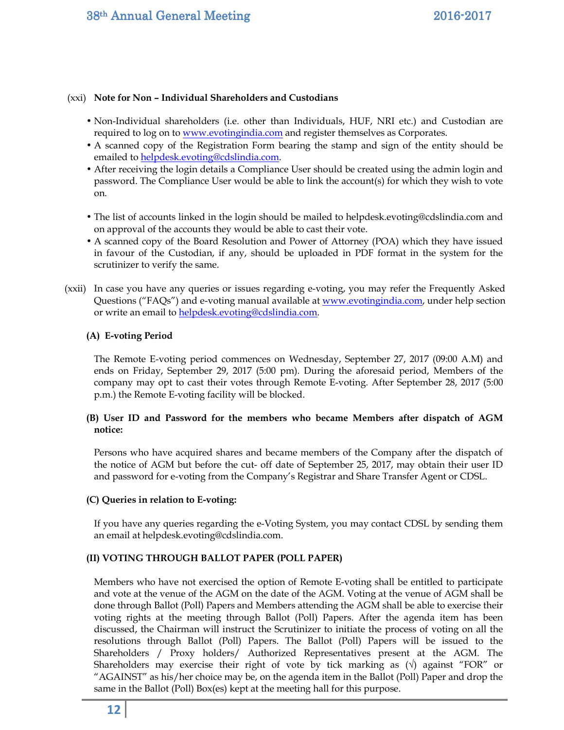(xxi) **Note for Non – Individual Shareholders and Custodians**

- Non-Individual shareholders (i.e. other than Individuals, HUF, NRI etc.) and Custodian are required to log on to www.evotingindia.com and register themselves as Corporates.
- A scanned copy of the Registration Form bearing the stamp and sign of the entity should be emailed to helpdesk.evoting@cdslindia.com.
- After receiving the login details a Compliance User should be created using the admin login and password. The Compliance User would be able to link the account(s) for which they wish to vote on.

- The list of accounts linked in the login should be mailed to helpdesk.evoting@cdslindia.com and on approval of the accounts they would be able to cast their vote.
- A scanned copy of the Board Resolution and Power of Attorney (POA) which they have issued in favour of the Custodian, if any, should be uploaded in PDF format in the system for the scrutinizer to verify the same.

(xxii) In case you have any queries or issues regarding e-voting, you may refer the Frequently Asked Questions ("FAQs") and e-voting manual available at www.evotingindia.com, under help section or write an email to helpdesk.evoting@cdslindia.com.

**(A) E-voting Period**

The Remote E-voting period commences on Wednesday, September 27, 2017 (09:00 A.M) and ends on Friday, September 29, 2017 (5:00 pm). During the aforesaid period, Members of the company may opt to cast their votes through Remote E-voting. After September 28, 2017 (5:00 p.m.) the Remote E-voting facility will be blocked.

**(B) User ID and Password for the members who became Members after dispatch of AGM notice:**

Persons who have acquired shares and became members of the Company after the dispatch of the notice of AGM but before the cut- off date of September 25, 2017, may obtain their user ID and password for e-voting from the Company's Registrar and Share Transfer Agent or CDSL.

**(C) Queries in relation to E-voting:**

If you have any queries regarding the e-Voting System, you may contact CDSL by sending them an email at helpdesk.evoting@cdslindia.com.

**(II) VOTING THROUGH BALLOT PAPER (POLL PAPER)**

Members who have not exercised the option of Remote E-voting shall be entitled to participate and vote at the venue of the AGM on the date of the AGM. Voting at the venue of AGM shall be done through Ballot (Poll) Papers and Members attending the AGM shall be able to exercise their voting rights at the meeting through Ballot (Poll) Papers. After the agenda item has been discussed, the Chairman will instruct the Scrutinizer to initiate the process of voting on all the resolutions through Ballot (Poll) Papers. The Ballot (Poll) Papers will be issued to the Shareholders / Proxy holders/ Authorized Representatives present at the AGM. The Shareholders may exercise their right of vote by tick marking as (√) against "FOR" or "AGAINST" as his/her choice may be, on the agenda item in the Ballot (Poll) Paper and drop the same in the Ballot (Poll) Box(es) kept at the meeting hall for this purpose.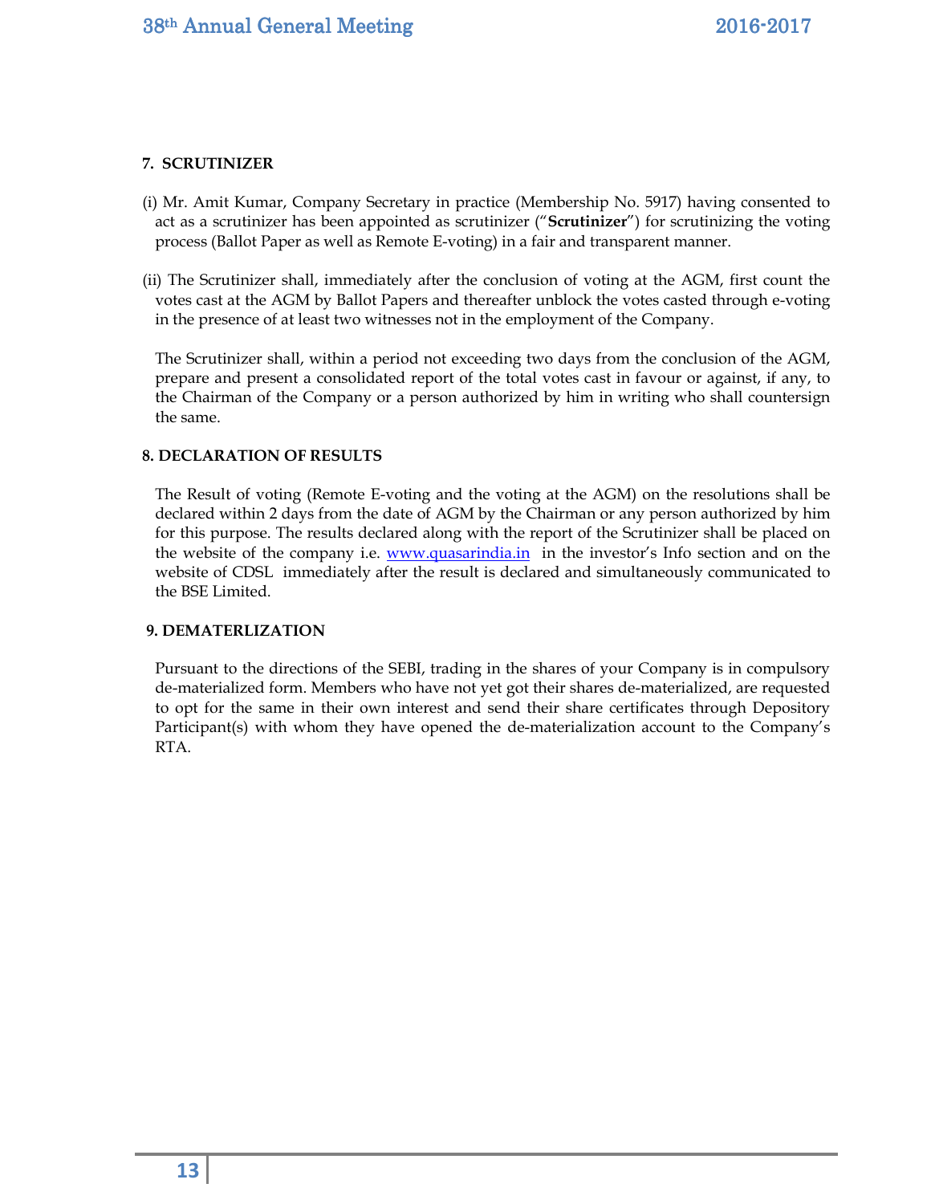### 7. SCRUTINIZER

(i) Mr. Amit Kumar, Company Secretary in practice (Membership No. 5917) having consented to act as a scrutinizer has been appointed as scrutinizer ("**Scrutinizer**") for scrutinizing the voting process (Ballot Paper as well as Remote E-voting) in a fair and transparent manner.

(ii) The Scrutinizer shall, immediately after the conclusion of voting at the AGM, first count the votes cast at the AGM by Ballot Papers and thereafter unblock the votes casted through e-voting in the presence of at least two witnesses not in the employment of the Company.

The Scrutinizer shall, within a period not exceeding two days from the conclusion of the AGM, prepare and present a consolidated report of the total votes cast in favour or against, if any, to the Chairman of the Company or a person authorized by him in writing who shall countersign the same.

### 8. DECLARATION OF RESULTS

The Result of voting (Remote E-voting and the voting at the AGM) on the resolutions shall be declared within 2 days from the date of AGM by the Chairman or any person authorized by him for this purpose. The results declared along with the report of the Scrutinizer shall be placed on the website of the company i.e. www.quasarindia.in in the investor's Info section and on the website of CDSL immediately after the result is declared and simultaneously communicated to the BSE Limited.

### 9. DEMATERLIZATION

Pursuant to the directions of the SEBI, trading in the shares of your Company is in compulsory de-materialized form. Members who have not yet got their shares de-materialized, are requested to opt for the same in their own interest and send their share certificates through Depository Participant(s) with whom they have opened the de-materialization account to the Company's RTA.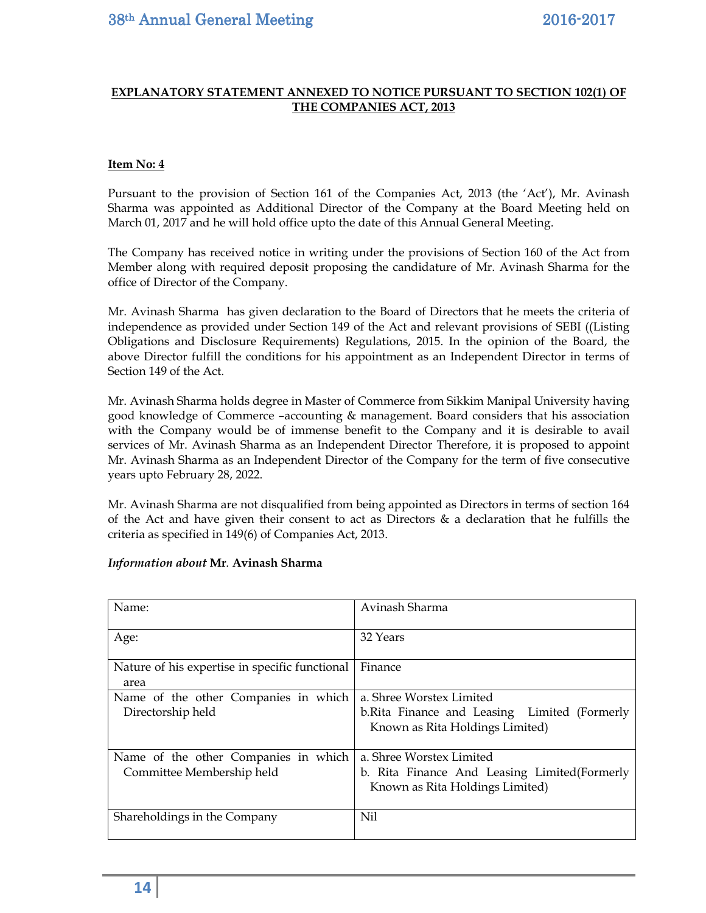**EXPLANATORY STATEMENT ANNEXED TO NOTICE PURSUANT TO SECTION 102(1) OF THE COMPANIES ACT, 2013**

**Item No: 4**

Pursuant to the provision of Section 161 of the Companies Act, 2013 (the 'Act'), Mr. Avinash Sharma was appointed as Additional Director of the Company at the Board Meeting held on March 01, 2017 and he will hold office upto the date of this Annual General Meeting.

The Company has received notice in writing under the provisions of Section 160 of the Act from Member along with required deposit proposing the candidature of Mr. Avinash Sharma for the office of Director of the Company.

Mr. Avinash Sharma has given declaration to the Board of Directors that he meets the criteria of independence as provided under Section 149 of the Act and relevant provisions of SEBI ((Listing Obligations and Disclosure Requirements) Regulations, 2015. In the opinion of the Board, the above Director fulfill the conditions for his appointment as an Independent Director in terms of Section 149 of the Act.

Mr. Avinash Sharma holds degree in Master of Commerce from Sikkim Manipal University having good knowledge of Commerce –accounting & management. Board considers that his association with the Company would be of immense benefit to the Company and it is desirable to avail services of Mr. Avinash Sharma as an Independent Director Therefore, it is proposed to appoint Mr. Avinash Sharma as an Independent Director of the Company for the term of five consecutive years upto February 28, 2022.

Mr. Avinash Sharma are not disqualified from being appointed as Directors in terms of section 164 of the Act and have given their consent to act as Directors & a declaration that he fulfills the criteria as specified in 149(6) of Companies Act, 2013.

*Information about* **Mr. Avinash Sharma**

| Name: | Avinash Sharma |
|---|---|
| Age: | 32 Years |
| Nature of his expertise in specific functional area | Finance |
| Name of the other Companies in which Directorship held | a. Shree Worstex Limited<br>b.Rita Finance and Leasing Limited (Formerly Known as Rita Holdings Limited) |
| Name of the other Companies in which Committee Membership held | a. Shree Worstex Limited<br>b. Rita Finance And Leasing Limited(Formerly Known as Rita Holdings Limited) |
| Shareholdings in the Company | Nil |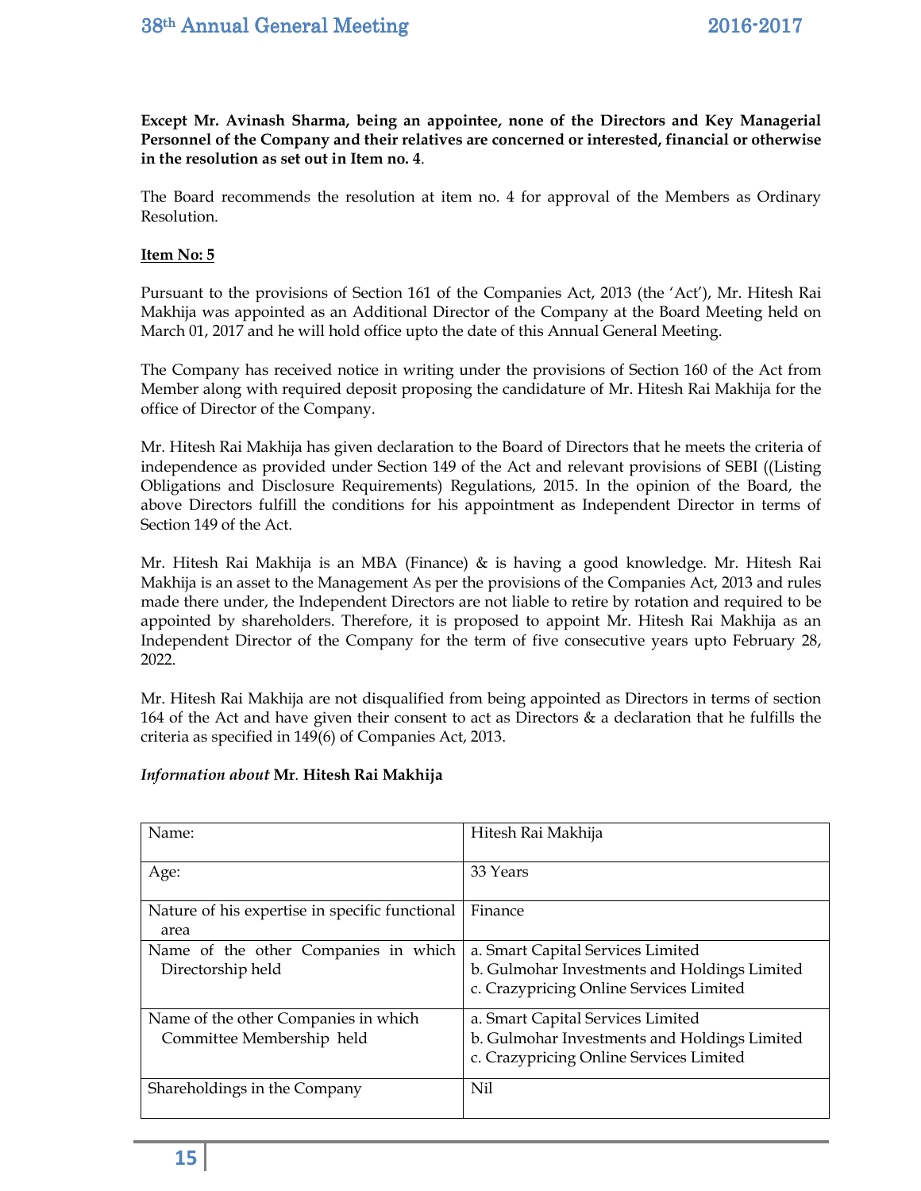**Except Mr. Avinash Sharma, being an appointee, none of the Directors and Key Managerial Personnel of the Company and their relatives are concerned or interested, financial or otherwise in the resolution as set out in Item no. 4**.

The Board recommends the resolution at item no. 4 for approval of the Members as Ordinary Resolution.

**Item No: 5**

Pursuant to the provisions of Section 161 of the Companies Act, 2013 (the 'Act'), Mr. Hitesh Rai Makhija was appointed as an Additional Director of the Company at the Board Meeting held on March 01, 2017 and he will hold office upto the date of this Annual General Meeting.

The Company has received notice in writing under the provisions of Section 160 of the Act from Member along with required deposit proposing the candidature of Mr. Hitesh Rai Makhija for the office of Director of the Company.

Mr. Hitesh Rai Makhija has given declaration to the Board of Directors that he meets the criteria of independence as provided under Section 149 of the Act and relevant provisions of SEBI ((Listing Obligations and Disclosure Requirements) Regulations, 2015. In the opinion of the Board, the above Directors fulfill the conditions for his appointment as Independent Director in terms of Section 149 of the Act.

Mr. Hitesh Rai Makhija is an MBA (Finance) & is having a good knowledge. Mr. Hitesh Rai Makhija is an asset to the Management As per the provisions of the Companies Act, 2013 and rules made there under, the Independent Directors are not liable to retire by rotation and required to be appointed by shareholders. Therefore, it is proposed to appoint Mr. Hitesh Rai Makhija as an Independent Director of the Company for the term of five consecutive years upto February 28, 2022.

Mr. Hitesh Rai Makhija are not disqualified from being appointed as Directors in terms of section 164 of the Act and have given their consent to act as Directors & a declaration that he fulfills the criteria as specified in 149(6) of Companies Act, 2013.

*Information about* **Mr. Hitesh Rai Makhija**

| Name: | Hitesh Rai Makhija |
|---|---|
| Age: | 33 Years |
| Nature of his expertise in specific functional area | Finance |
| Name of the other Companies in which Directorship held | a. Smart Capital Services Limited<br>b. Gulmohar Investments and Holdings Limited<br>c. Crazypricing Online Services Limited |
| Name of the other Companies in which Committee Membership held | a. Smart Capital Services Limited<br>b. Gulmohar Investments and Holdings Limited<br>c. Crazypricing Online Services Limited |
| Shareholdings in the Company | Nil |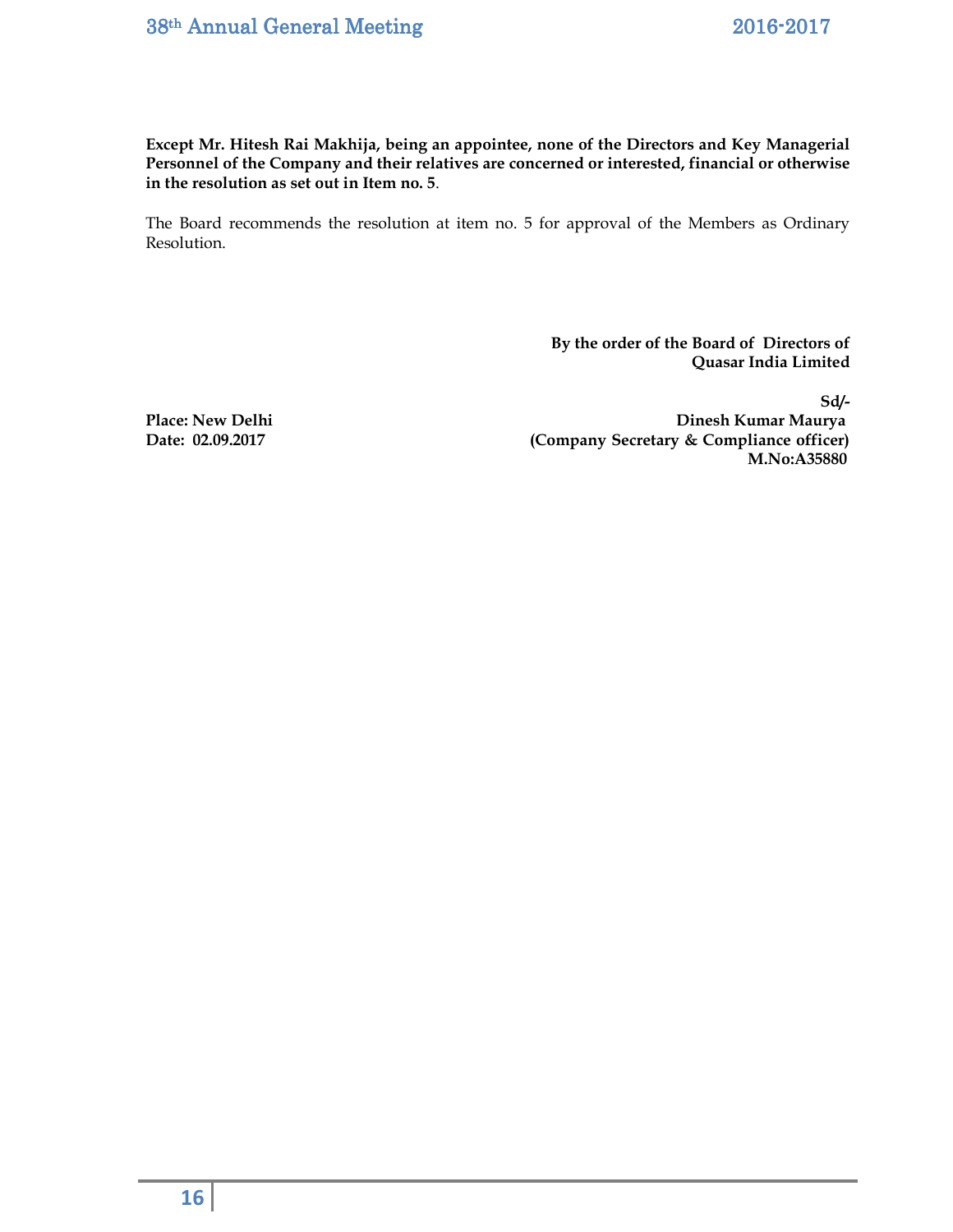**Except Mr. Hitesh Rai Makhija, being an appointee, none of the Directors and Key Managerial Personnel of the Company and their relatives are concerned or interested, financial or otherwise in the resolution as set out in Item no. 5**.

The Board recommends the resolution at item no. 5 for approval of the Members as Ordinary Resolution.

**By the order of the Board of Directors of**
**Quasar India Limited**

**Sd/-**
**Dinesh Kumar Maurya**
**(Company Secretary & Compliance officer)**
**M.No:A35880**

**Place: New Delhi**
**Date: 02.09.2017**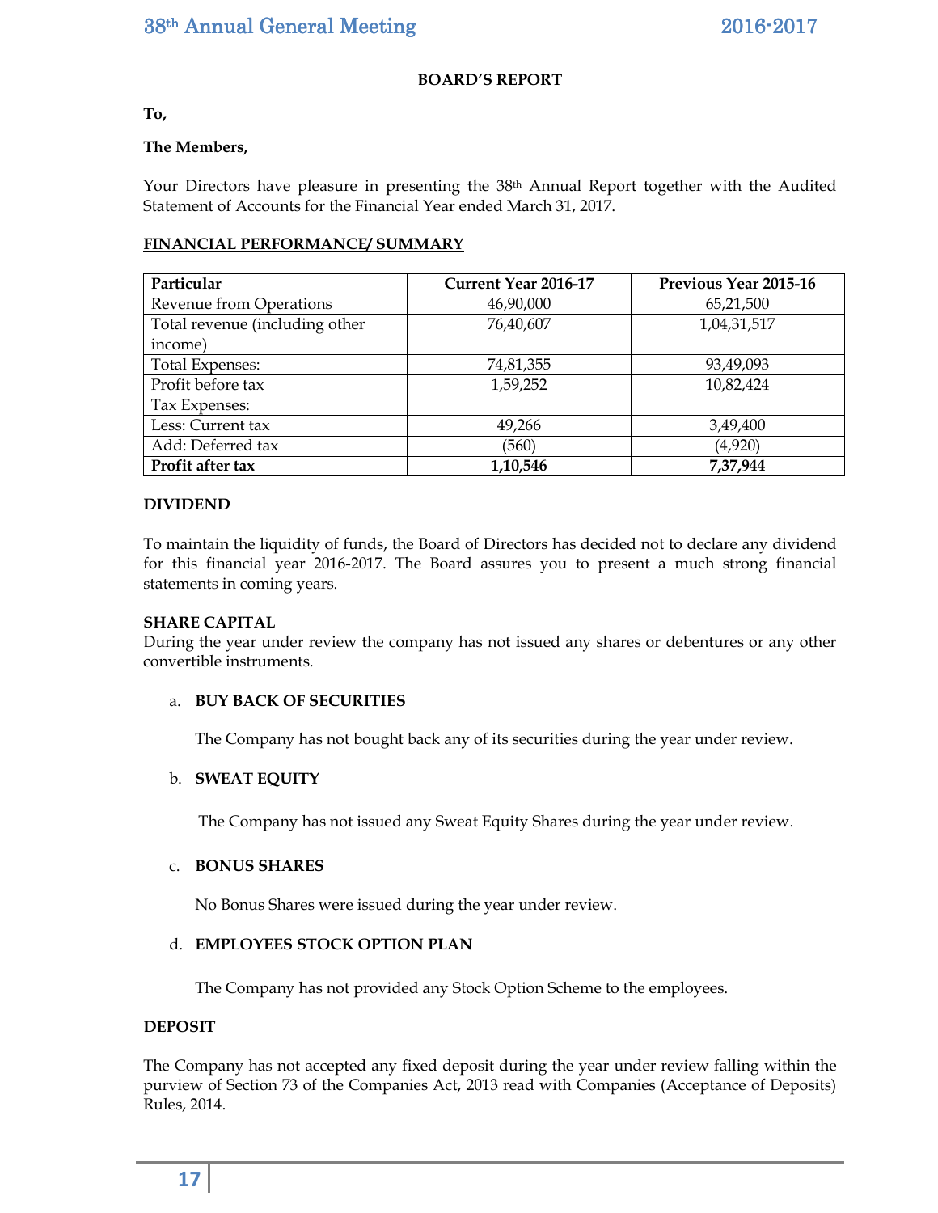## BOARD'S REPORT

**To,**

**The Members,**

Your Directors have pleasure in presenting the 38th Annual Report together with the Audited Statement of Accounts for the Financial Year ended March 31, 2017.

### FINANCIAL PERFORMANCE/ SUMMARY

| Particular | Current Year 2016-17 | Previous Year 2015-16 |
|---|---|---|
| Revenue from Operations | 46,90,000 | 65,21,500 |
| Total revenue (including other income) | 76,40,607 | 1,04,31,517 |
| Total Expenses: | 74,81,355 | 93,49,093 |
| Profit before tax | 1,59,252 | 10,82,424 |
| Tax Expenses: | | |
| Less: Current tax | 49,266 | 3,49,400 |
| Add: Deferred tax | (560) | (4,920) |
| **Profit after tax** | **1,10,546** | **7,37,944** |

### DIVIDEND

To maintain the liquidity of funds, the Board of Directors has decided not to declare any dividend for this financial year 2016-2017. The Board assures you to present a much strong financial statements in coming years.

### SHARE CAPITAL

During the year under review the company has not issued any shares or debentures or any other convertible instruments.

a. **BUY BACK OF SECURITIES**

The Company has not bought back any of its securities during the year under review.

b. **SWEAT EQUITY**

The Company has not issued any Sweat Equity Shares during the year under review.

c. **BONUS SHARES**

No Bonus Shares were issued during the year under review.

d. **EMPLOYEES STOCK OPTION PLAN**

The Company has not provided any Stock Option Scheme to the employees.

### DEPOSIT

The Company has not accepted any fixed deposit during the year under review falling within the purview of Section 73 of the Companies Act, 2013 read with Companies (Acceptance of Deposits) Rules, 2014.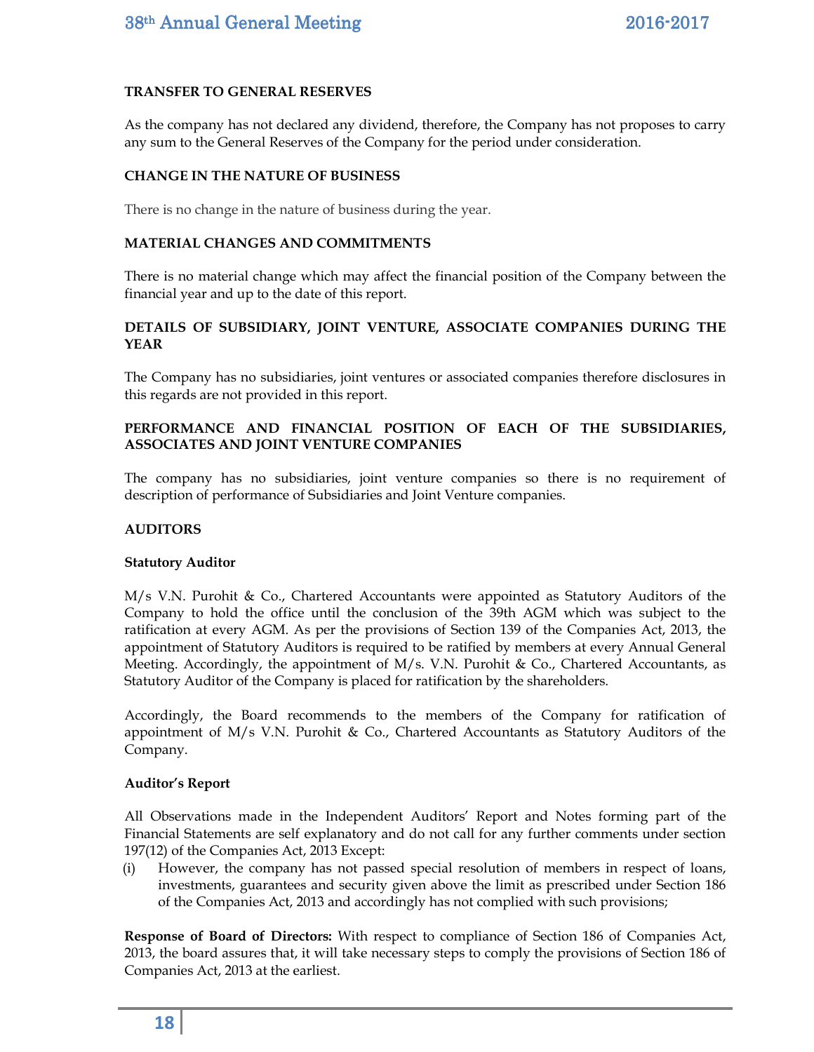## TRANSFER TO GENERAL RESERVES

As the company has not declared any dividend, therefore, the Company has not proposes to carry any sum to the General Reserves of the Company for the period under consideration.

## CHANGE IN THE NATURE OF BUSINESS

There is no change in the nature of business during the year.

## MATERIAL CHANGES AND COMMITMENTS

There is no material change which may affect the financial position of the Company between the financial year and up to the date of this report.

## DETAILS OF SUBSIDIARY, JOINT VENTURE, ASSOCIATE COMPANIES DURING THE YEAR

The Company has no subsidiaries, joint ventures or associated companies therefore disclosures in this regards are not provided in this report.

## PERFORMANCE AND FINANCIAL POSITION OF EACH OF THE SUBSIDIARIES, ASSOCIATES AND JOINT VENTURE COMPANIES

The company has no subsidiaries, joint venture companies so there is no requirement of description of performance of Subsidiaries and Joint Venture companies.

## AUDITORS

### Statutory Auditor

M/s V.N. Purohit & Co., Chartered Accountants were appointed as Statutory Auditors of the Company to hold the office until the conclusion of the 39th AGM which was subject to the ratification at every AGM. As per the provisions of Section 139 of the Companies Act, 2013, the appointment of Statutory Auditors is required to be ratified by members at every Annual General Meeting. Accordingly, the appointment of M/s. V.N. Purohit & Co., Chartered Accountants, as Statutory Auditor of the Company is placed for ratification by the shareholders.

Accordingly, the Board recommends to the members of the Company for ratification of appointment of M/s V.N. Purohit & Co., Chartered Accountants as Statutory Auditors of the Company.

### Auditor's Report

All Observations made in the Independent Auditors' Report and Notes forming part of the Financial Statements are self explanatory and do not call for any further comments under section 197(12) of the Companies Act, 2013 Except:

(i) However, the company has not passed special resolution of members in respect of loans, investments, guarantees and security given above the limit as prescribed under Section 186 of the Companies Act, 2013 and accordingly has not complied with such provisions;

**Response of Board of Directors:** With respect to compliance of Section 186 of Companies Act, 2013, the board assures that, it will take necessary steps to comply the provisions of Section 186 of Companies Act, 2013 at the earliest.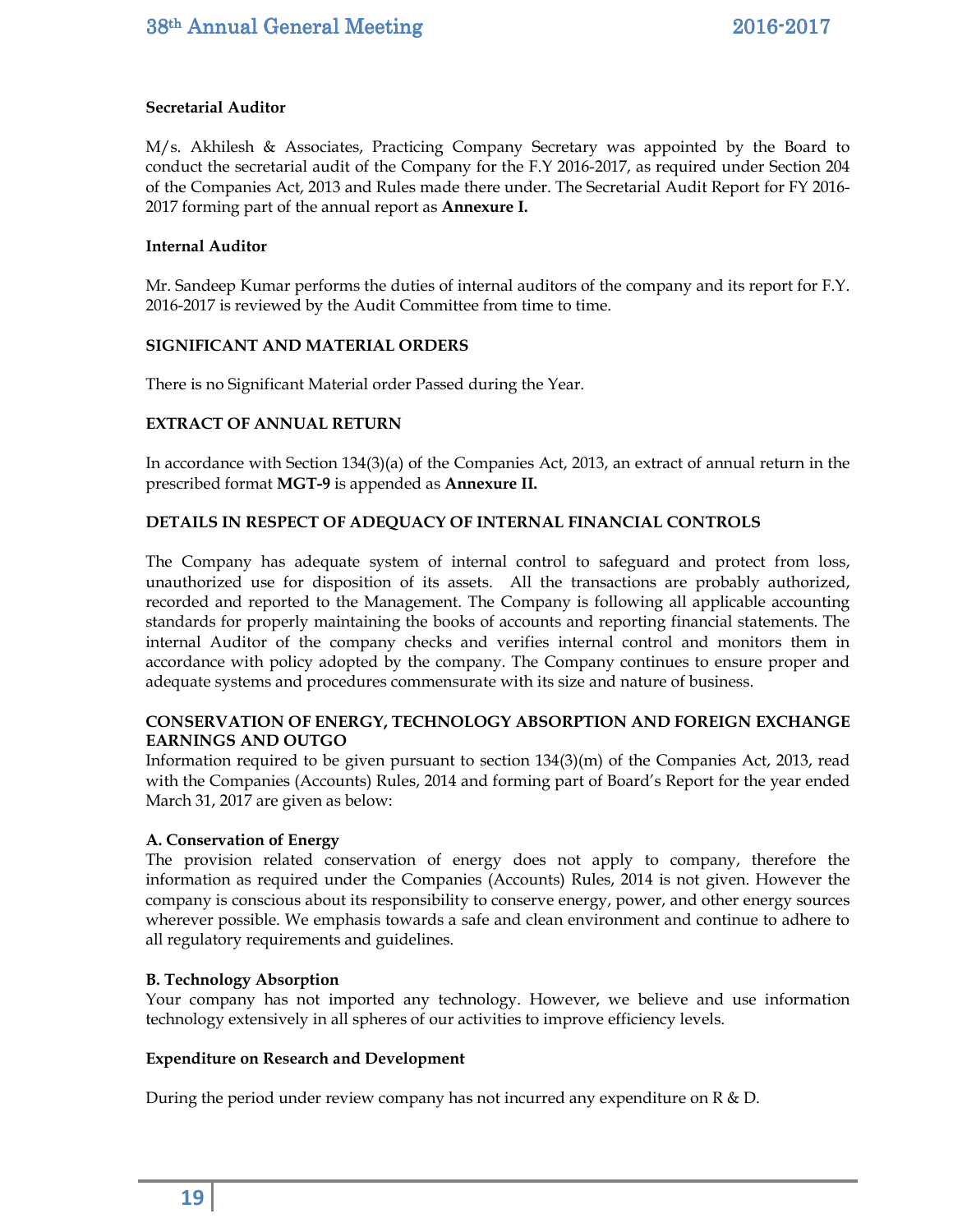**Secretarial Auditor**

M/s. Akhilesh & Associates, Practicing Company Secretary was appointed by the Board to conduct the secretarial audit of the Company for the F.Y 2016-2017, as required under Section 204 of the Companies Act, 2013 and Rules made there under. The Secretarial Audit Report for FY 2016-2017 forming part of the annual report as **Annexure I.**

**Internal Auditor**

Mr. Sandeep Kumar performs the duties of internal auditors of the company and its report for F.Y. 2016-2017 is reviewed by the Audit Committee from time to time.

**SIGNIFICANT AND MATERIAL ORDERS**

There is no Significant Material order Passed during the Year.

**EXTRACT OF ANNUAL RETURN**

In accordance with Section 134(3)(a) of the Companies Act, 2013, an extract of annual return in the prescribed format **MGT-9** is appended as **Annexure II.**

**DETAILS IN RESPECT OF ADEQUACY OF INTERNAL FINANCIAL CONTROLS**

The Company has adequate system of internal control to safeguard and protect from loss, unauthorized use for disposition of its assets. All the transactions are probably authorized, recorded and reported to the Management. The Company is following all applicable accounting standards for properly maintaining the books of accounts and reporting financial statements. The internal Auditor of the company checks and verifies internal control and monitors them in accordance with policy adopted by the company. The Company continues to ensure proper and adequate systems and procedures commensurate with its size and nature of business.

**CONSERVATION OF ENERGY, TECHNOLOGY ABSORPTION AND FOREIGN EXCHANGE EARNINGS AND OUTGO**

Information required to be given pursuant to section 134(3)(m) of the Companies Act, 2013, read with the Companies (Accounts) Rules, 2014 and forming part of Board's Report for the year ended March 31, 2017 are given as below:

**A. Conservation of Energy**

The provision related conservation of energy does not apply to company, therefore the information as required under the Companies (Accounts) Rules, 2014 is not given. However the company is conscious about its responsibility to conserve energy, power, and other energy sources wherever possible. We emphasis towards a safe and clean environment and continue to adhere to all regulatory requirements and guidelines.

**B. Technology Absorption**

Your company has not imported any technology. However, we believe and use information technology extensively in all spheres of our activities to improve efficiency levels.

**Expenditure on Research and Development**

During the period under review company has not incurred any expenditure on R & D.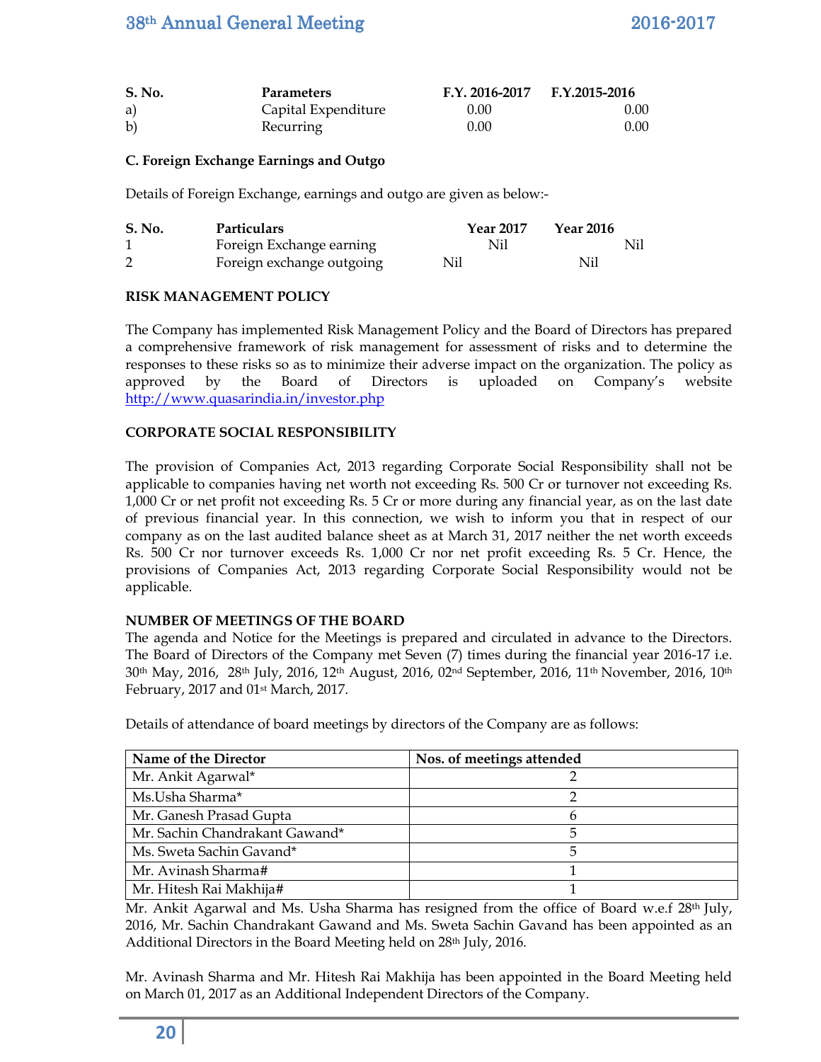| S. No. | Parameters | F.Y. 2016-2017 | F.Y.2015-2016 |
|---|---|---|---|
| a) | Capital Expenditure | 0.00 | 0.00 |
| b) | Recurring | 0.00 | 0.00 |

**C. Foreign Exchange Earnings and Outgo**

Details of Foreign Exchange, earnings and outgo are given as below:-

| S. No. | Particulars | Year 2017 | Year 2016 |
|---|---|---|---|
| 1 | Foreign Exchange earning | Nil | Nil |
| 2 | Foreign exchange outgoing | Nil | Nil |

**RISK MANAGEMENT POLICY**

The Company has implemented Risk Management Policy and the Board of Directors has prepared a comprehensive framework of risk management for assessment of risks and to determine the responses to these risks so as to minimize their adverse impact on the organization. The policy as approved by the Board of Directors is uploaded on Company's website http://www.quasarindia.in/investor.php

**CORPORATE SOCIAL RESPONSIBILITY**

The provision of Companies Act, 2013 regarding Corporate Social Responsibility shall not be applicable to companies having net worth not exceeding Rs. 500 Cr or turnover not exceeding Rs. 1,000 Cr or net profit not exceeding Rs. 5 Cr or more during any financial year, as on the last date of previous financial year. In this connection, we wish to inform you that in respect of our company as on the last audited balance sheet as at March 31, 2017 neither the net worth exceeds Rs. 500 Cr nor turnover exceeds Rs. 1,000 Cr nor net profit exceeding Rs. 5 Cr. Hence, the provisions of Companies Act, 2013 regarding Corporate Social Responsibility would not be applicable.

**NUMBER OF MEETINGS OF THE BOARD**

The agenda and Notice for the Meetings is prepared and circulated in advance to the Directors. The Board of Directors of the Company met Seven (7) times during the financial year 2016-17 i.e. 30th May, 2016, 28th July, 2016, 12th August, 2016, 02nd September, 2016, 11th November, 2016, 10th February, 2017 and 01st March, 2017.

Details of attendance of board meetings by directors of the Company are as follows:

| Name of the Director | Nos. of meetings attended |
|---|---|
| Mr. Ankit Agarwal* | 2 |
| Ms.Usha Sharma* | 2 |
| Mr. Ganesh Prasad Gupta | 6 |
| Mr. Sachin Chandrakant Gawand* | 5 |
| Ms. Sweta Sachin Gavand* | 5 |
| Mr. Avinash Sharma# | 1 |
| Mr. Hitesh Rai Makhija# | 1 |

Mr. Ankit Agarwal and Ms. Usha Sharma has resigned from the office of Board w.e.f 28th July, 2016, Mr. Sachin Chandrakant Gawand and Ms. Sweta Sachin Gavand has been appointed as an Additional Directors in the Board Meeting held on 28th July, 2016.

Mr. Avinash Sharma and Mr. Hitesh Rai Makhija has been appointed in the Board Meeting held on March 01, 2017 as an Additional Independent Directors of the Company.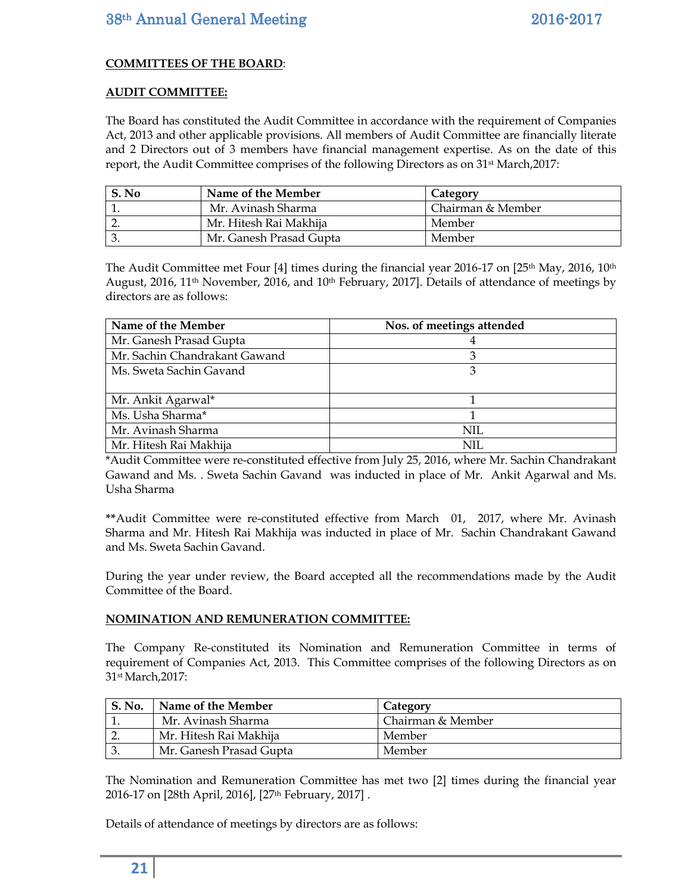**COMMITTEES OF THE BOARD**:

**AUDIT COMMITTEE:**

The Board has constituted the Audit Committee in accordance with the requirement of Companies Act, 2013 and other applicable provisions. All members of Audit Committee are financially literate and 2 Directors out of 3 members have financial management expertise. As on the date of this report, the Audit Committee comprises of the following Directors as on 31st March,2017:

| S. No | Name of the Member | Category |
|---|---|---|
| 1. | Mr. Avinash Sharma | Chairman & Member |
| 2. | Mr. Hitesh Rai Makhija | Member |
| 3. | Mr. Ganesh Prasad Gupta | Member |

The Audit Committee met Four [4] times during the financial year 2016-17 on [25th May, 2016, 10th August, 2016, 11th November, 2016, and 10th February, 2017]. Details of attendance of meetings by directors are as follows:

| Name of the Member | Nos. of meetings attended |
|---|---|
| Mr. Ganesh Prasad Gupta | 4 |
| Mr. Sachin Chandrakant Gawand | 3 |
| Ms. Sweta Sachin Gavand | 3 |
| Mr. Ankit Agarwal* | 1 |
| Ms. Usha Sharma* | 1 |
| Mr. Avinash Sharma | NIL |
| Mr. Hitesh Rai Makhija | NIL |

*Audit Committee were re-constituted effective from July 25, 2016, where Mr. Sachin Chandrakant Gawand and Ms. . Sweta Sachin Gavand was inducted in place of Mr. Ankit Agarwal and Ms. Usha Sharma

**Audit Committee were re-constituted effective from March 01, 2017, where Mr. Avinash Sharma and Mr. Hitesh Rai Makhija was inducted in place of Mr. Sachin Chandrakant Gawand and Ms. Sweta Sachin Gavand.

During the year under review, the Board accepted all the recommendations made by the Audit Committee of the Board.

**NOMINATION AND REMUNERATION COMMITTEE:**

The Company Re-constituted its Nomination and Remuneration Committee in terms of requirement of Companies Act, 2013. This Committee comprises of the following Directors as on 31st March,2017:

| S. No. | Name of the Member | Category |
|---|---|---|
| 1. | Mr. Avinash Sharma | Chairman & Member |
| 2. | Mr. Hitesh Rai Makhija | Member |
| 3. | Mr. Ganesh Prasad Gupta | Member |

The Nomination and Remuneration Committee has met two [2] times during the financial year 2016-17 on [28th April, 2016], [27th February, 2017] .

Details of attendance of meetings by directors are as follows: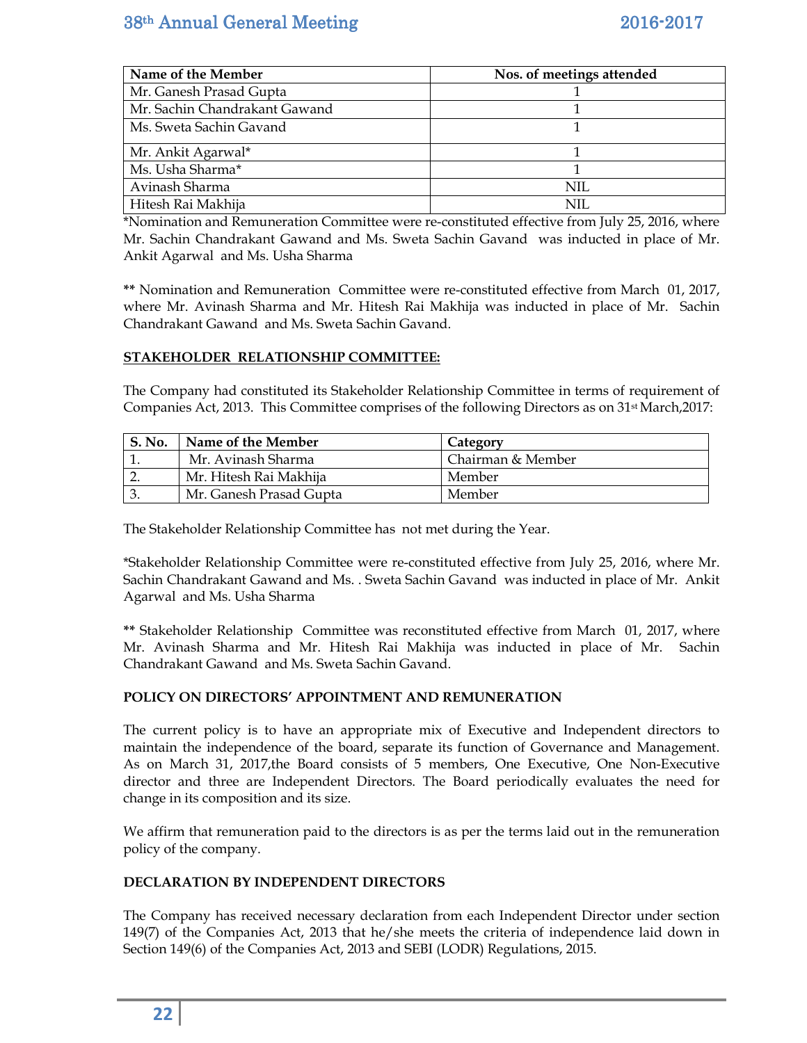| Name of the Member | Nos. of meetings attended |
|---|---|
| Mr. Ganesh Prasad Gupta | 1 |
| Mr. Sachin Chandrakant Gawand | 1 |
| Ms. Sweta Sachin Gavand | 1 |
| Mr. Ankit Agarwal* | 1 |
| Ms. Usha Sharma* | 1 |
| Avinash Sharma | NIL |
| Hitesh Rai Makhija | NIL |

*Nomination and Remuneration Committee were re-constituted effective from July 25, 2016, where Mr. Sachin Chandrakant Gawand and Ms. Sweta Sachin Gavand was inducted in place of Mr. Ankit Agarwal and Ms. Usha Sharma

** Nomination and Remuneration Committee were re-constituted effective from March 01, 2017, where Mr. Avinash Sharma and Mr. Hitesh Rai Makhija was inducted in place of Mr. Sachin Chandrakant Gawand and Ms. Sweta Sachin Gavand.

**STAKEHOLDER RELATIONSHIP COMMITTEE:**

The Company had constituted its Stakeholder Relationship Committee in terms of requirement of Companies Act, 2013. This Committee comprises of the following Directors as on 31st March,2017:

| S. No. | Name of the Member | Category |
|---|---|---|
| 1. | Mr. Avinash Sharma | Chairman & Member |
| 2. | Mr. Hitesh Rai Makhija | Member |
| 3. | Mr. Ganesh Prasad Gupta | Member |

The Stakeholder Relationship Committee has not met during the Year.

*Stakeholder Relationship Committee were re-constituted effective from July 25, 2016, where Mr. Sachin Chandrakant Gawand and Ms. . Sweta Sachin Gavand was inducted in place of Mr. Ankit Agarwal and Ms. Usha Sharma

** Stakeholder Relationship Committee was reconstituted effective from March 01, 2017, where Mr. Avinash Sharma and Mr. Hitesh Rai Makhija was inducted in place of Mr. Sachin Chandrakant Gawand and Ms. Sweta Sachin Gavand.

**POLICY ON DIRECTORS' APPOINTMENT AND REMUNERATION**

The current policy is to have an appropriate mix of Executive and Independent directors to maintain the independence of the board, separate its function of Governance and Management. As on March 31, 2017,the Board consists of 5 members, One Executive, One Non-Executive director and three are Independent Directors. The Board periodically evaluates the need for change in its composition and its size.

We affirm that remuneration paid to the directors is as per the terms laid out in the remuneration policy of the company.

**DECLARATION BY INDEPENDENT DIRECTORS**

The Company has received necessary declaration from each Independent Director under section 149(7) of the Companies Act, 2013 that he/she meets the criteria of independence laid down in Section 149(6) of the Companies Act, 2013 and SEBI (LODR) Regulations, 2015.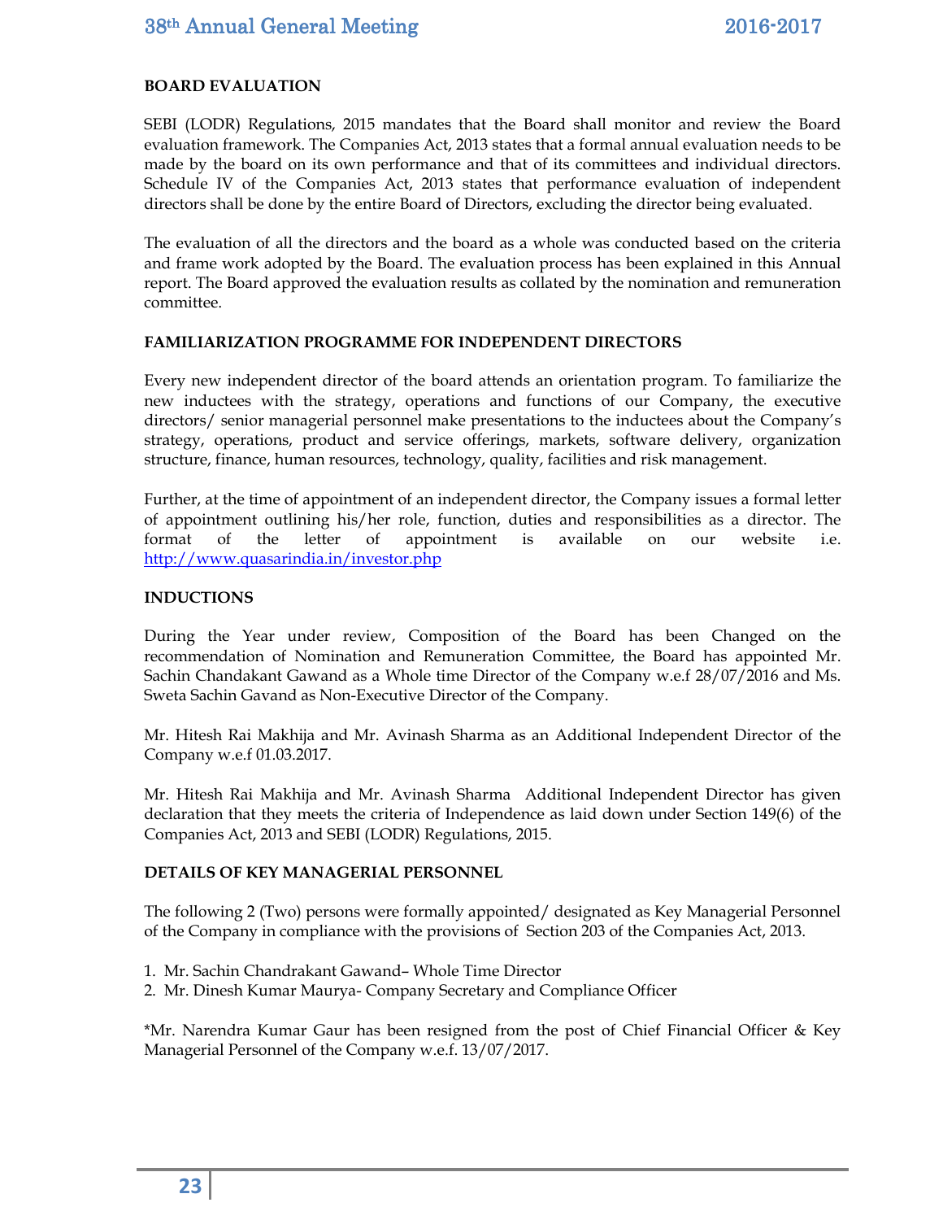## BOARD EVALUATION

SEBI (LODR) Regulations, 2015 mandates that the Board shall monitor and review the Board evaluation framework. The Companies Act, 2013 states that a formal annual evaluation needs to be made by the board on its own performance and that of its committees and individual directors. Schedule IV of the Companies Act, 2013 states that performance evaluation of independent directors shall be done by the entire Board of Directors, excluding the director being evaluated.

The evaluation of all the directors and the board as a whole was conducted based on the criteria and frame work adopted by the Board. The evaluation process has been explained in this Annual report. The Board approved the evaluation results as collated by the nomination and remuneration committee.

## FAMILIARIZATION PROGRAMME FOR INDEPENDENT DIRECTORS

Every new independent director of the board attends an orientation program. To familiarize the new inductees with the strategy, operations and functions of our Company, the executive directors/ senior managerial personnel make presentations to the inductees about the Company's strategy, operations, product and service offerings, markets, software delivery, organization structure, finance, human resources, technology, quality, facilities and risk management.

Further, at the time of appointment of an independent director, the Company issues a formal letter of appointment outlining his/her role, function, duties and responsibilities as a director. The format of the letter of appointment is available on our website i.e. http://www.quasarindia.in/investor.php

## INDUCTIONS

During the Year under review, Composition of the Board has been Changed on the recommendation of Nomination and Remuneration Committee, the Board has appointed Mr. Sachin Chandakant Gawand as a Whole time Director of the Company w.e.f 28/07/2016 and Ms. Sweta Sachin Gavand as Non-Executive Director of the Company.

Mr. Hitesh Rai Makhija and Mr. Avinash Sharma as an Additional Independent Director of the Company w.e.f 01.03.2017.

Mr. Hitesh Rai Makhija and Mr. Avinash Sharma Additional Independent Director has given declaration that they meets the criteria of Independence as laid down under Section 149(6) of the Companies Act, 2013 and SEBI (LODR) Regulations, 2015.

## DETAILS OF KEY MANAGERIAL PERSONNEL

The following 2 (Two) persons were formally appointed/ designated as Key Managerial Personnel of the Company in compliance with the provisions of Section 203 of the Companies Act, 2013.

1. Mr. Sachin Chandrakant Gawand– Whole Time Director
2. Mr. Dinesh Kumar Maurya- Company Secretary and Compliance Officer

*Mr. Narendra Kumar Gaur has been resigned from the post of Chief Financial Officer & Key Managerial Personnel of the Company w.e.f. 13/07/2017.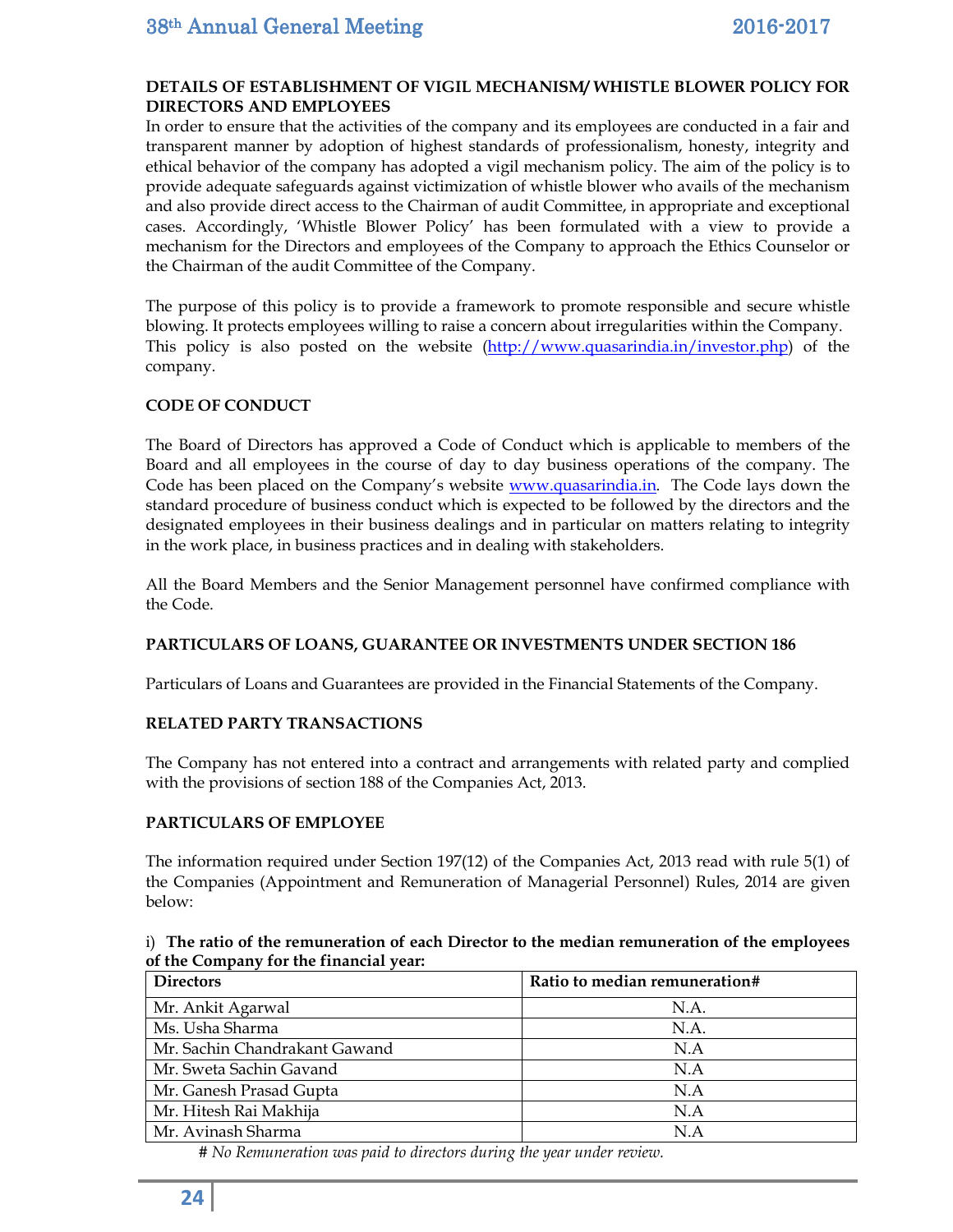### DETAILS OF ESTABLISHMENT OF VIGIL MECHANISM/ WHISTLE BLOWER POLICY FOR DIRECTORS AND EMPLOYEES

In order to ensure that the activities of the company and its employees are conducted in a fair and transparent manner by adoption of highest standards of professionalism, honesty, integrity and ethical behavior of the company has adopted a vigil mechanism policy. The aim of the policy is to provide adequate safeguards against victimization of whistle blower who avails of the mechanism and also provide direct access to the Chairman of audit Committee, in appropriate and exceptional cases. Accordingly, 'Whistle Blower Policy' has been formulated with a view to provide a mechanism for the Directors and employees of the Company to approach the Ethics Counselor or the Chairman of the audit Committee of the Company.

The purpose of this policy is to provide a framework to promote responsible and secure whistle blowing. It protects employees willing to raise a concern about irregularities within the Company. This policy is also posted on the website (http://www.quasarindia.in/investor.php) of the company.

### CODE OF CONDUCT

The Board of Directors has approved a Code of Conduct which is applicable to members of the Board and all employees in the course of day to day business operations of the company. The Code has been placed on the Company's website www.quasarindia.in. The Code lays down the standard procedure of business conduct which is expected to be followed by the directors and the designated employees in their business dealings and in particular on matters relating to integrity in the work place, in business practices and in dealing with stakeholders.

All the Board Members and the Senior Management personnel have confirmed compliance with the Code.

### PARTICULARS OF LOANS, GUARANTEE OR INVESTMENTS UNDER SECTION 186

Particulars of Loans and Guarantees are provided in the Financial Statements of the Company.

### RELATED PARTY TRANSACTIONS

The Company has not entered into a contract and arrangements with related party and complied with the provisions of section 188 of the Companies Act, 2013.

### PARTICULARS OF EMPLOYEE

The information required under Section 197(12) of the Companies Act, 2013 read with rule 5(1) of the Companies (Appointment and Remuneration of Managerial Personnel) Rules, 2014 are given below:

i) **The ratio of the remuneration of each Director to the median remuneration of the employees of the Company for the financial year:**

| Directors | Ratio to median remuneration# |
|---|---|
| Mr. Ankit Agarwal | N.A. |
| Ms. Usha Sharma | N.A. |
| Mr. Sachin Chandrakant Gawand | N.A |
| Mr. Sweta Sachin Gavand | N.A |
| Mr. Ganesh Prasad Gupta | N.A |
| Mr. Hitesh Rai Makhija | N.A |
| Mr. Avinash Sharma | N.A |

*# No Remuneration was paid to directors during the year under review.*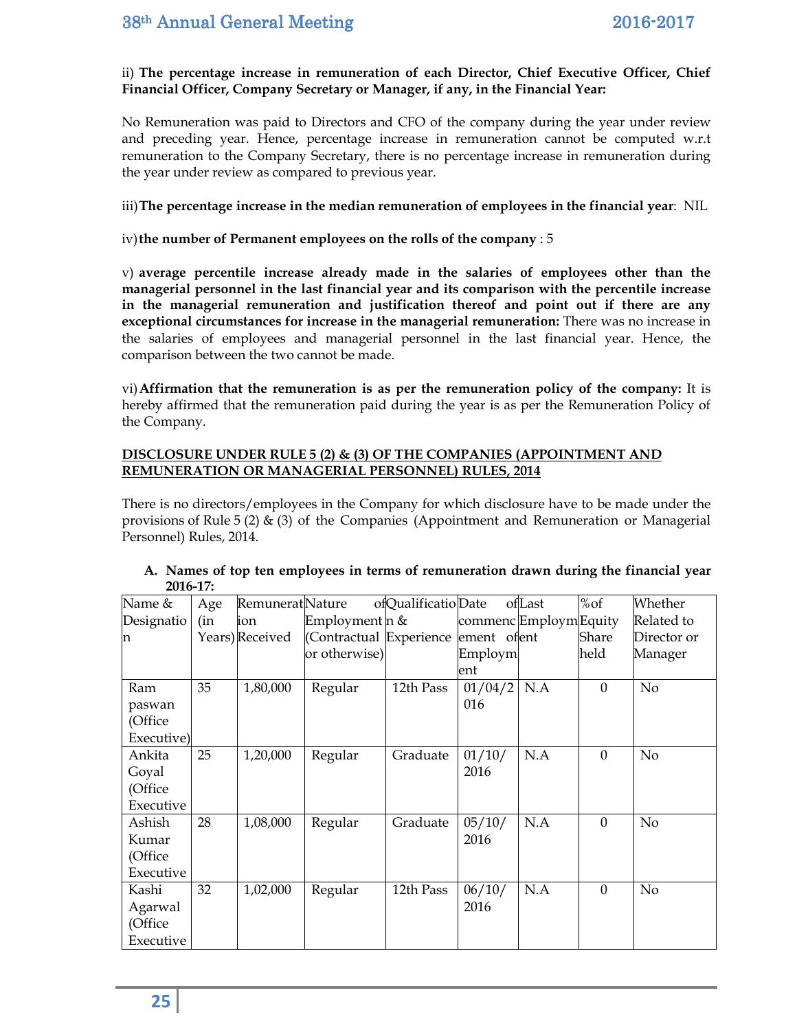ii) **The percentage increase in remuneration of each Director, Chief Executive Officer, Chief Financial Officer, Company Secretary or Manager, if any, in the Financial Year:**

No Remuneration was paid to Directors and CFO of the company during the year under review and preceding year. Hence, percentage increase in remuneration cannot be computed w.r.t remuneration to the Company Secretary, there is no percentage increase in remuneration during the year under review as compared to previous year.

iii) **The percentage increase in the median remuneration of employees in the financial year**: NIL

iv) **the number of Permanent employees on the rolls of the company** : 5

v) **average percentile increase already made in the salaries of employees other than the managerial personnel in the last financial year and its comparison with the percentile increase in the managerial remuneration and justification thereof and point out if there are any exceptional circumstances for increase in the managerial remuneration:** There was no increase in the salaries of employees and managerial personnel in the last financial year. Hence, the comparison between the two cannot be made.

vi) **Affirmation that the remuneration is as per the remuneration policy of the company:** It is hereby affirmed that the remuneration paid during the year is as per the Remuneration Policy of the Company.

**DISCLOSURE UNDER RULE 5 (2) & (3) OF THE COMPANIES (APPOINTMENT AND REMUNERATION OR MANAGERIAL PERSONNEL) RULES, 2014**

There is no directors/employees in the Company for which disclosure have to be made under the provisions of Rule 5 (2) & (3) of the Companies (Appointment and Remuneration or Managerial Personnel) Rules, 2014.

**A. Names of top ten employees in terms of remuneration drawn during the financial year 2016-17:**

| Name & Designation | Age (in Years) | Remuneration Received | Nature of Employment (Contractual or otherwise) | Qualification & Experience | Date of commencement of Employment | Last Employment | % of Equity Share held | Whether Related to Director or Manager |
|---|---|---|---|---|---|---|---|---|
| Ram paswan (Office Executive) | 35 | 1,80,000 | Regular | 12th Pass | 01/04/2016 | N.A | 0 | No |
| Ankita Goyal (Office Executive | 25 | 1,20,000 | Regular | Graduate | 01/10/2016 | N.A | 0 | No |
| Ashish Kumar (Office Executive | 28 | 1,08,000 | Regular | Graduate | 05/10/2016 | N.A | 0 | No |
| Kashi Agarwal (Office Executive | 32 | 1,02,000 | Regular | 12th Pass | 06/10/2016 | N.A | 0 | No |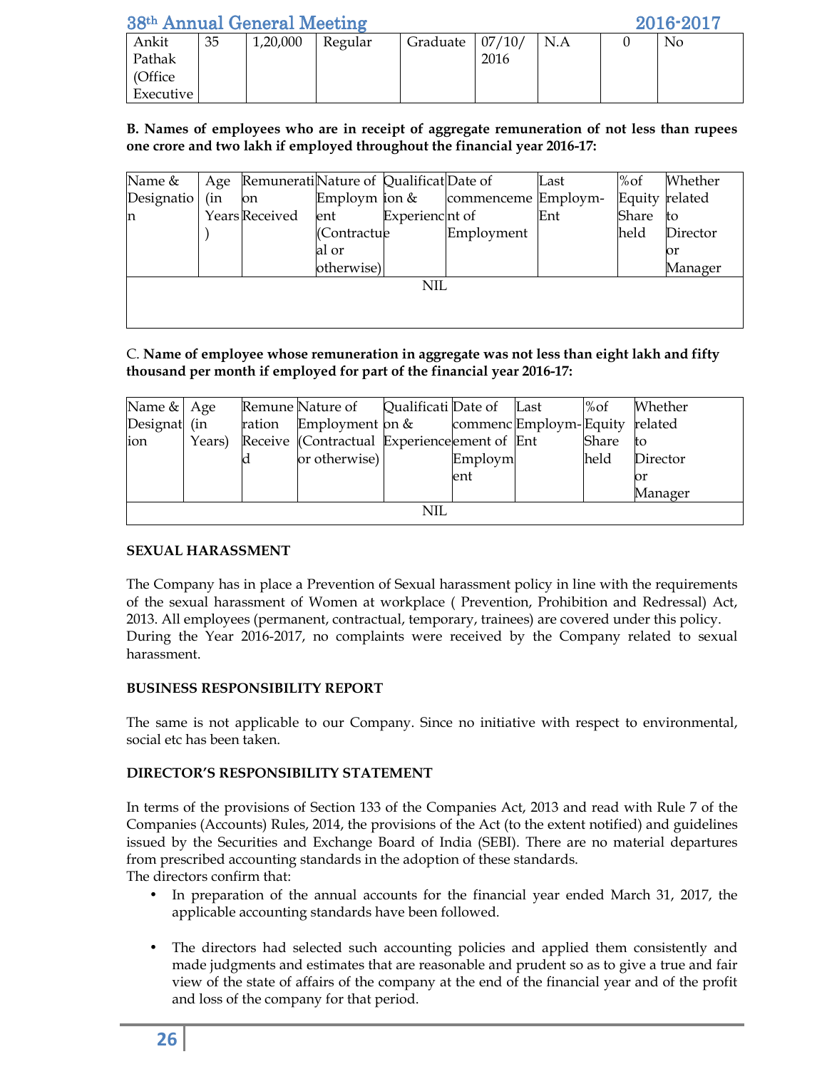| Ankit Pathak (Office Executive | 35 | 1,20,000 | Regular | Graduate | 07/10/ 2016 | N.A | 0 | No |
|---|---|---|---|---|---|---|---|---|

**B. Names of employees who are in receipt of aggregate remuneration of not less than rupees one crore and two lakh if employed throughout the financial year 2016-17:**

| Name & Designation | Age (in Years) | Remuneration Received | Nature of Employment (Contractual or otherwise) | Qualification & Experience | Date of commencement of Employment | Last Employm-Ent | %of Equity Share held | Whether related to Director or Manager |
|---|---|---|---|---|---|---|---|---|
| NIL | | | | | | | | |

C. **Name of employee whose remuneration in aggregate was not less than eight lakh and fifty thousand per month if employed for part of the financial year 2016-17:**

| Name & Designation | Age (in Years) | Remuneration Received | Nature of Employment (Contractual or otherwise) | Qualification & Experience | Date of commencement of Employment | Last Employm-Ent | %of Equity Share held | Whether related to Director or Manager |
|---|---|---|---|---|---|---|---|---|
| NIL | | | | | | | | |

**SEXUAL HARASSMENT**

The Company has in place a Prevention of Sexual harassment policy in line with the requirements of the sexual harassment of Women at workplace ( Prevention, Prohibition and Redressal) Act, 2013. All employees (permanent, contractual, temporary, trainees) are covered under this policy. During the Year 2016-2017, no complaints were received by the Company related to sexual harassment.

**BUSINESS RESPONSIBILITY REPORT**

The same is not applicable to our Company. Since no initiative with respect to environmental, social etc has been taken.

**DIRECTOR'S RESPONSIBILITY STATEMENT**

In terms of the provisions of Section 133 of the Companies Act, 2013 and read with Rule 7 of the Companies (Accounts) Rules, 2014, the provisions of the Act (to the extent notified) and guidelines issued by the Securities and Exchange Board of India (SEBI). There are no material departures from prescribed accounting standards in the adoption of these standards.
The directors confirm that:

- In preparation of the annual accounts for the financial year ended March 31, 2017, the applicable accounting standards have been followed.
- The directors had selected such accounting policies and applied them consistently and made judgments and estimates that are reasonable and prudent so as to give a true and fair view of the state of affairs of the company at the end of the financial year and of the profit and loss of the company for that period.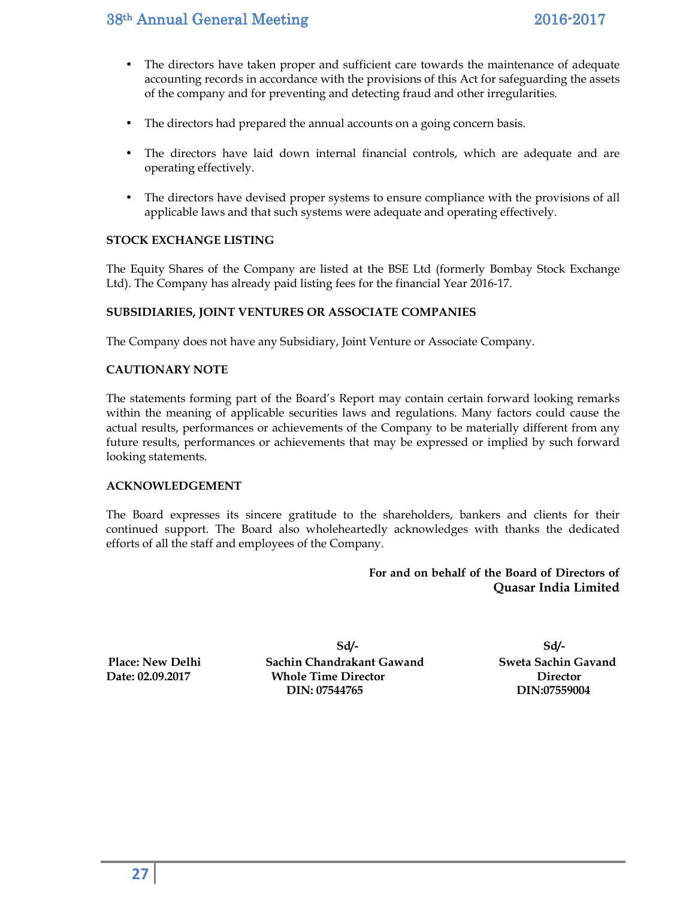- The directors have taken proper and sufficient care towards the maintenance of adequate accounting records in accordance with the provisions of this Act for safeguarding the assets of the company and for preventing and detecting fraud and other irregularities.

- The directors had prepared the annual accounts on a going concern basis.

- The directors have laid down internal financial controls, which are adequate and are operating effectively.

- The directors have devised proper systems to ensure compliance with the provisions of all applicable laws and that such systems were adequate and operating effectively.

**STOCK EXCHANGE LISTING**

The Equity Shares of the Company are listed at the BSE Ltd (formerly Bombay Stock Exchange Ltd). The Company has already paid listing fees for the financial Year 2016-17.

**SUBSIDIARIES, JOINT VENTURES OR ASSOCIATE COMPANIES**

The Company does not have any Subsidiary, Joint Venture or Associate Company.

**CAUTIONARY NOTE**

The statements forming part of the Board's Report may contain certain forward looking remarks within the meaning of applicable securities laws and regulations. Many factors could cause the actual results, performances or achievements of the Company to be materially different from any future results, performances or achievements that may be expressed or implied by such forward looking statements.

**ACKNOWLEDGEMENT**

The Board expresses its sincere gratitude to the shareholders, bankers and clients for their continued support. The Board also wholeheartedly acknowledges with thanks the dedicated efforts of all the staff and employees of the Company.

**For and on behalf of the Board of Directors of**
**Quasar India Limited**

| | Sd/- | Sd/- |
|---|---|---|
| **Place: New Delhi** | **Sachin Chandrakant Gawand** | **Sweta Sachin Gavand** |
| **Date: 02.09.2017** | **Whole Time Director** | **Director** |
| | **DIN: 07544765** | **DIN:07559004** |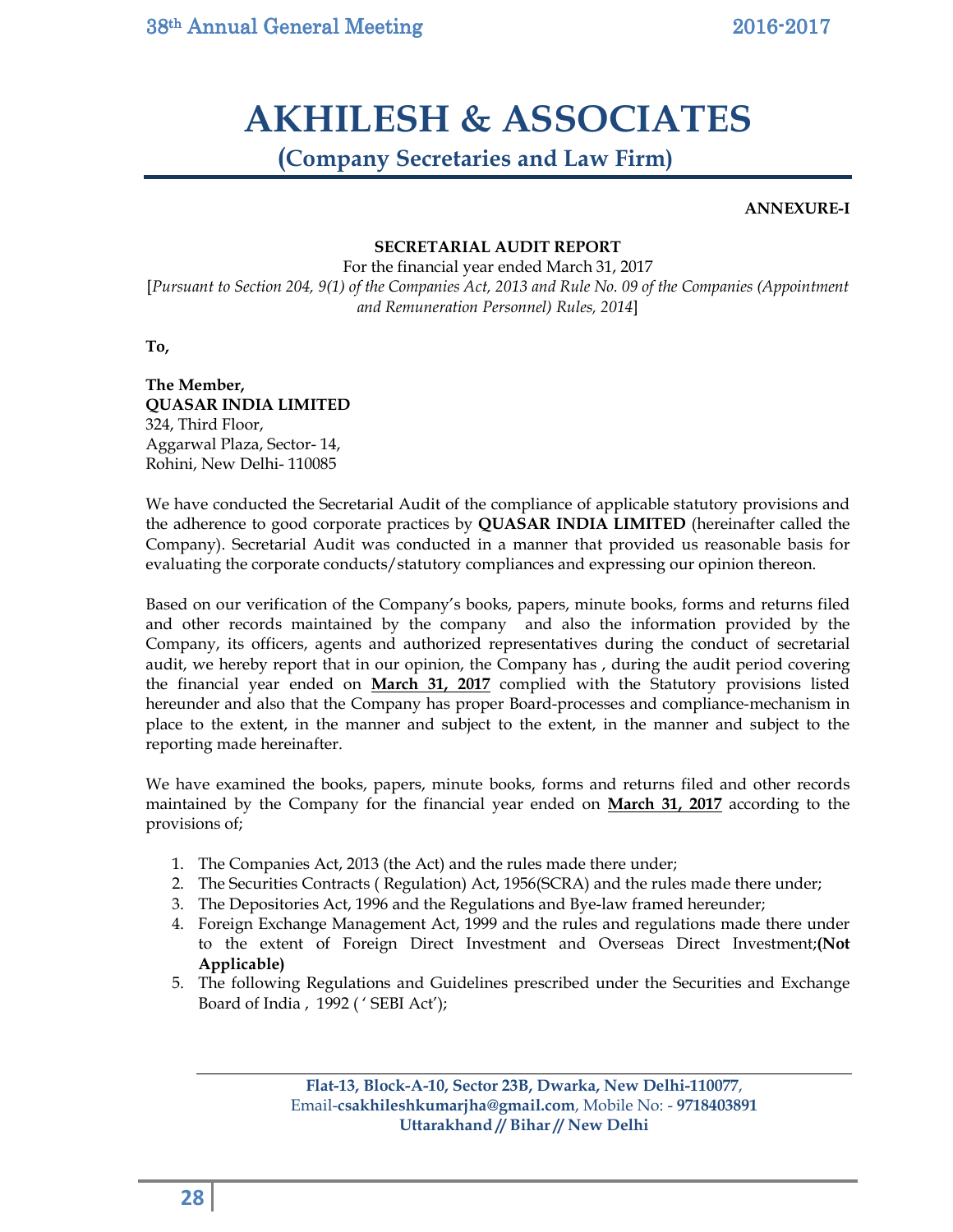# AKHILESH & ASSOCIATES

**(Company Secretaries and Law Firm)**

**ANNEXURE-I**

**SECRETARIAL AUDIT REPORT**

For the financial year ended March 31, 2017

[*Pursuant to Section 204, 9(1) of the Companies Act, 2013 and Rule No. 09 of the Companies (Appointment and Remuneration Personnel) Rules, 2014*]

**To,**

**The Member,**
**QUASAR INDIA LIMITED**
324, Third Floor,
Aggarwal Plaza, Sector- 14,
Rohini, New Delhi- 110085

We have conducted the Secretarial Audit of the compliance of applicable statutory provisions and the adherence to good corporate practices by **QUASAR INDIA LIMITED** (hereinafter called the Company). Secretarial Audit was conducted in a manner that provided us reasonable basis for evaluating the corporate conducts/statutory compliances and expressing our opinion thereon.

Based on our verification of the Company's books, papers, minute books, forms and returns filed and other records maintained by the company and also the information provided by the Company, its officers, agents and authorized representatives during the conduct of secretarial audit, we hereby report that in our opinion, the Company has , during the audit period covering the financial year ended on **March 31, 2017** complied with the Statutory provisions listed hereunder and also that the Company has proper Board-processes and compliance-mechanism in place to the extent, in the manner and subject to the extent, in the manner and subject to the reporting made hereinafter.

We have examined the books, papers, minute books, forms and returns filed and other records maintained by the Company for the financial year ended on **March 31, 2017** according to the provisions of;

1. The Companies Act, 2013 (the Act) and the rules made there under;
2. The Securities Contracts ( Regulation) Act, 1956(SCRA) and the rules made there under;
3. The Depositories Act, 1996 and the Regulations and Bye-law framed hereunder;
4. Foreign Exchange Management Act, 1999 and the rules and regulations made there under to the extent of Foreign Direct Investment and Overseas Direct Investment;**(Not Applicable)**
5. The following Regulations and Guidelines prescribed under the Securities and Exchange Board of India , 1992 ( ' SEBI Act');

**Flat-13, Block-A-10, Sector 23B, Dwarka, New Delhi-110077**,
Email-**csakhileshkumarjha@gmail.com**, Mobile No: - **9718403891**
**Uttarakhand // Bihar // New Delhi**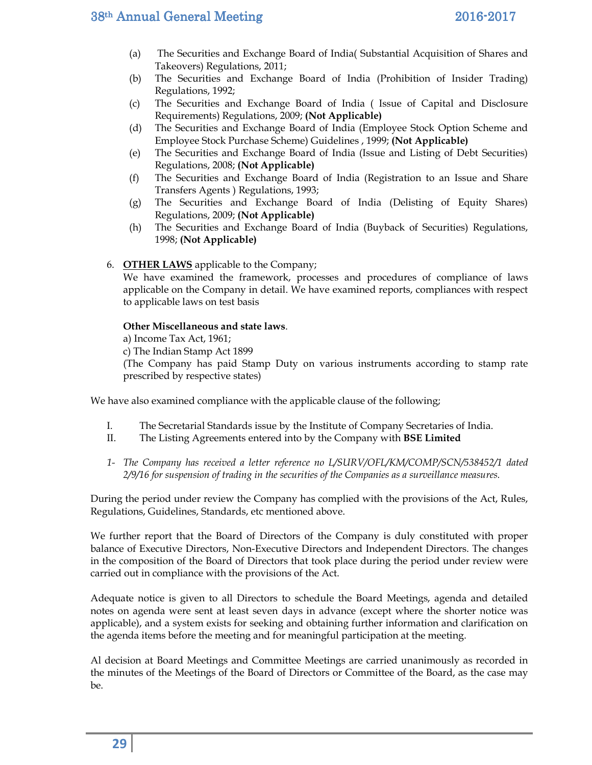(a) The Securities and Exchange Board of India( Substantial Acquisition of Shares and Takeovers) Regulations, 2011;

(b) The Securities and Exchange Board of India (Prohibition of Insider Trading) Regulations, 1992;

(c) The Securities and Exchange Board of India ( Issue of Capital and Disclosure Requirements) Regulations, 2009; **(Not Applicable)**

(d) The Securities and Exchange Board of India (Employee Stock Option Scheme and Employee Stock Purchase Scheme) Guidelines , 1999; **(Not Applicable)**

(e) The Securities and Exchange Board of India (Issue and Listing of Debt Securities) Regulations, 2008; **(Not Applicable)**

(f) The Securities and Exchange Board of India (Registration to an Issue and Share Transfers Agents ) Regulations, 1993;

(g) The Securities and Exchange Board of India (Delisting of Equity Shares) Regulations, 2009; **(Not Applicable)**

(h) The Securities and Exchange Board of India (Buyback of Securities) Regulations, 1998; **(Not Applicable)**

6. **<u>OTHER LAWS</u>** applicable to the Company;

We have examined the framework, processes and procedures of compliance of laws applicable on the Company in detail. We have examined reports, compliances with respect to applicable laws on test basis

**Other Miscellaneous and state laws**.

a) Income Tax Act, 1961;

c) The Indian Stamp Act 1899

(The Company has paid Stamp Duty on various instruments according to stamp rate prescribed by respective states)

We have also examined compliance with the applicable clause of the following;

I. The Secretarial Standards issue by the Institute of Company Secretaries of India.

II. The Listing Agreements entered into by the Company with **BSE Limited**

*1- The Company has received a letter reference no L/SURV/OFL/KM/COMP/SCN/538452/1 dated 2/9/16 for suspension of trading in the securities of the Companies as a surveillance measures.*

During the period under review the Company has complied with the provisions of the Act, Rules, Regulations, Guidelines, Standards, etc mentioned above.

We further report that the Board of Directors of the Company is duly constituted with proper balance of Executive Directors, Non-Executive Directors and Independent Directors. The changes in the composition of the Board of Directors that took place during the period under review were carried out in compliance with the provisions of the Act.

Adequate notice is given to all Directors to schedule the Board Meetings, agenda and detailed notes on agenda were sent at least seven days in advance (except where the shorter notice was applicable), and a system exists for seeking and obtaining further information and clarification on the agenda items before the meeting and for meaningful participation at the meeting.

Al decision at Board Meetings and Committee Meetings are carried unanimously as recorded in the minutes of the Meetings of the Board of Directors or Committee of the Board, as the case may be.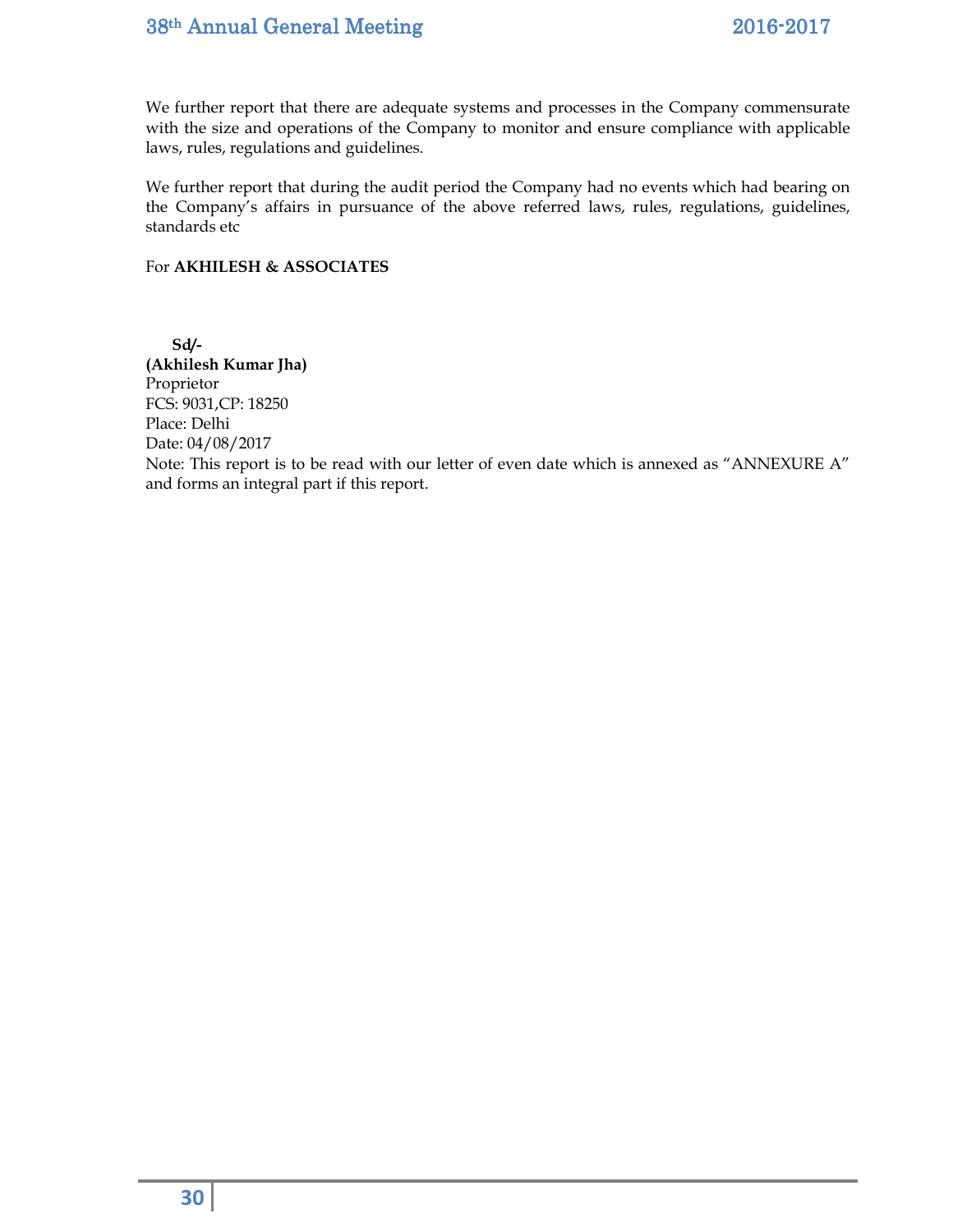We further report that there are adequate systems and processes in the Company commensurate with the size and operations of the Company to monitor and ensure compliance with applicable laws, rules, regulations and guidelines.

We further report that during the audit period the Company had no events which had bearing on the Company's affairs in pursuance of the above referred laws, rules, regulations, guidelines, standards etc

For **AKHILESH & ASSOCIATES**

**Sd/-**
**(Akhilesh Kumar Jha)**
Proprietor
FCS: 9031,CP: 18250
Place: Delhi
Date: 04/08/2017
Note: This report is to be read with our letter of even date which is annexed as "ANNEXURE A" and forms an integral part if this report.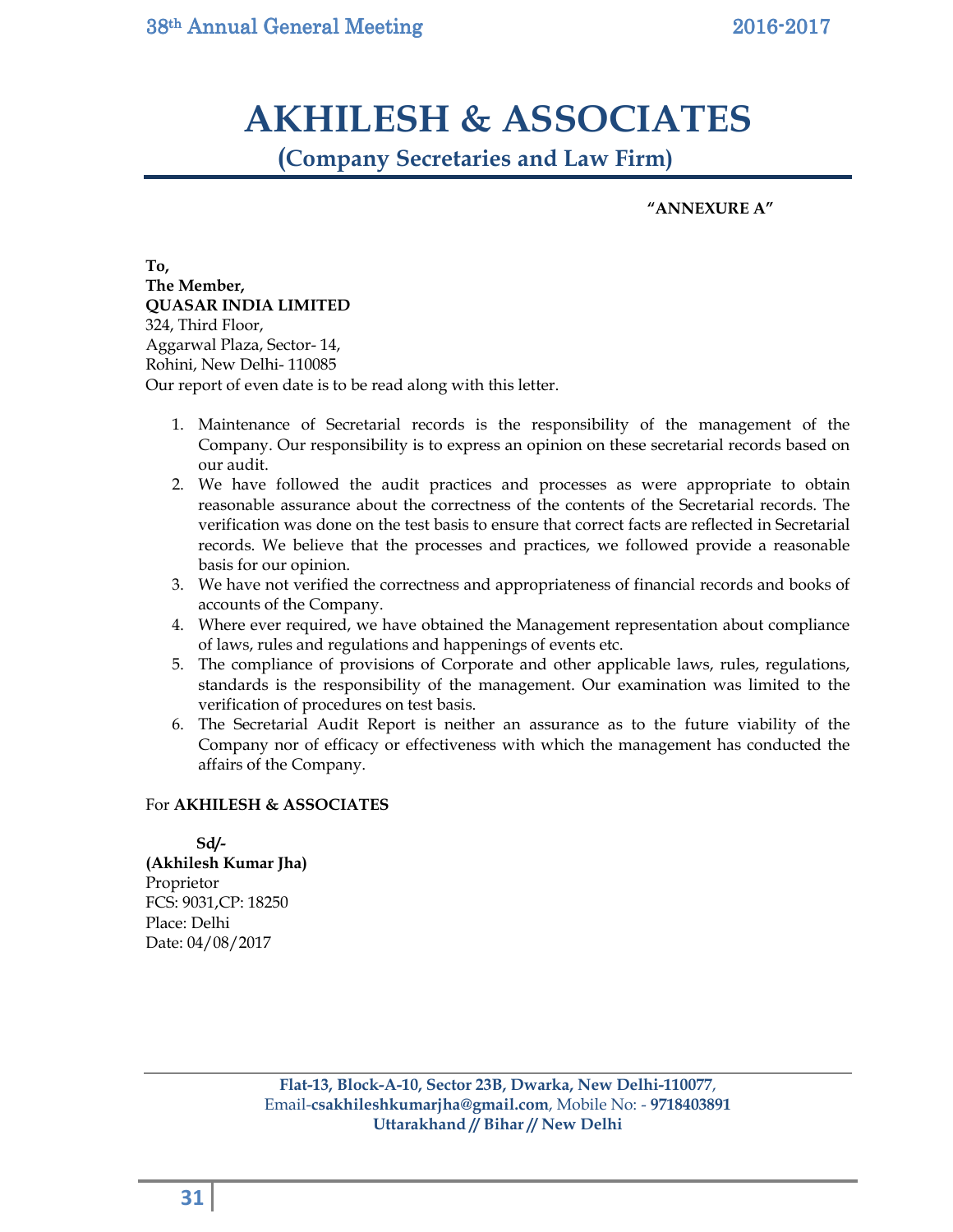# AKHILESH & ASSOCIATES

## (Company Secretaries and Law Firm)

**"ANNEXURE A"**

**To,**
**The Member,**
**QUASAR INDIA LIMITED**
324, Third Floor,
Aggarwal Plaza, Sector- 14,
Rohini, New Delhi- 110085
Our report of even date is to be read along with this letter.

1. Maintenance of Secretarial records is the responsibility of the management of the Company. Our responsibility is to express an opinion on these secretarial records based on our audit.
2. We have followed the audit practices and processes as were appropriate to obtain reasonable assurance about the correctness of the contents of the Secretarial records. The verification was done on the test basis to ensure that correct facts are reflected in Secretarial records. We believe that the processes and practices, we followed provide a reasonable basis for our opinion.
3. We have not verified the correctness and appropriateness of financial records and books of accounts of the Company.
4. Where ever required, we have obtained the Management representation about compliance of laws, rules and regulations and happenings of events etc.
5. The compliance of provisions of Corporate and other applicable laws, rules, regulations, standards is the responsibility of the management. Our examination was limited to the verification of procedures on test basis.
6. The Secretarial Audit Report is neither an assurance as to the future viability of the Company nor of efficacy or effectiveness with which the management has conducted the affairs of the Company.

For **AKHILESH & ASSOCIATES**

**Sd/-**
**(Akhilesh Kumar Jha)**
Proprietor
FCS: 9031,CP: 18250
Place: Delhi
Date: 04/08/2017

**Flat-13, Block-A-10, Sector 23B, Dwarka, New Delhi-110077**,
Email-**csakhileshkumarjha@gmail.com**, Mobile No: - **9718403891**
**Uttarakhand // Bihar // New Delhi**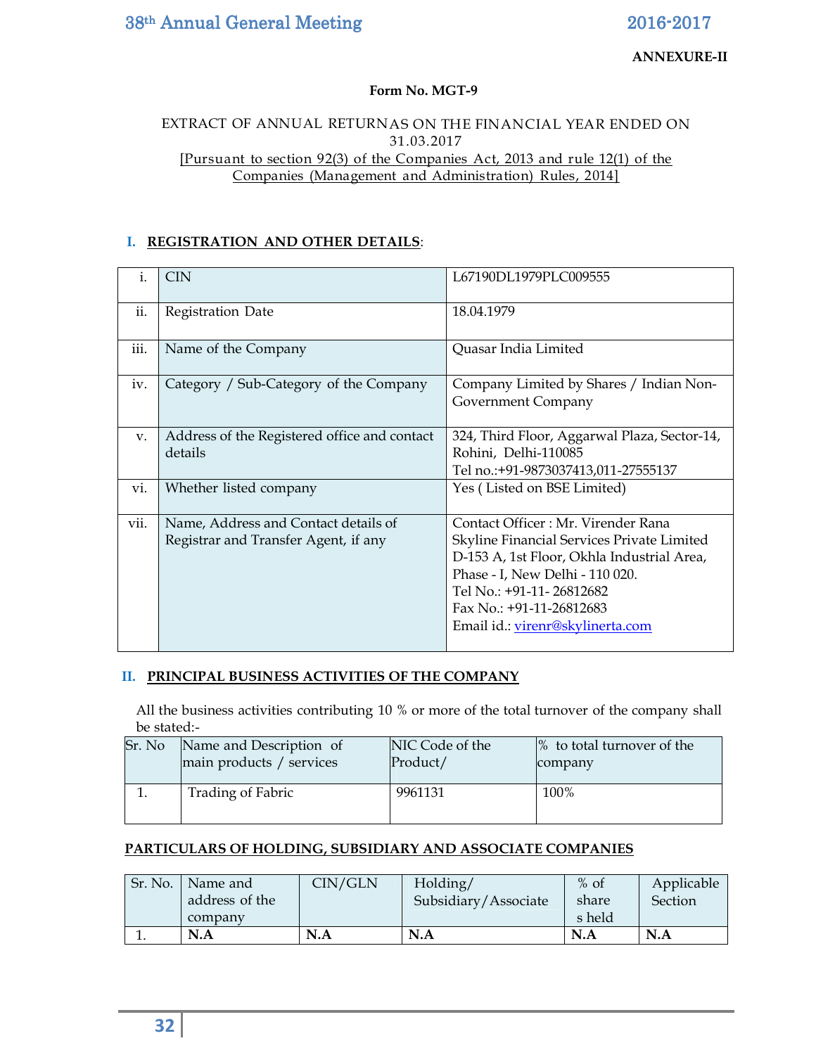**ANNEXURE-II**

**Form No. MGT-9**

EXTRACT OF ANNUAL RETURNAS ON THE FINANCIAL YEAR ENDED ON 31.03.2017

[Pursuant to section 92(3) of the Companies Act, 2013 and rule 12(1) of the Companies (Management and Administration) Rules, 2014]

## I. REGISTRATION AND OTHER DETAILS:

| | | |
|---|---|---|
| i. | CIN | L67190DL1979PLC009555 |
| ii. | Registration Date | 18.04.1979 |
| iii. | Name of the Company | Quasar India Limited |
| iv. | Category / Sub-Category of the Company | Company Limited by Shares / Indian Non-Government Company |
| v. | Address of the Registered office and contact details | 324, Third Floor, Aggarwal Plaza, Sector-14, Rohini, Delhi-110085<br>Tel no.:+91-9873037413,011-27555137 |
| vi. | Whether listed company | Yes ( Listed on BSE Limited) |
| vii. | Name, Address and Contact details of Registrar and Transfer Agent, if any | Contact Officer : Mr. Virender Rana<br>Skyline Financial Services Private Limited<br>D-153 A, 1st Floor, Okhla Industrial Area, Phase - I, New Delhi - 110 020.<br>Tel No.: +91-11- 26812682<br>Fax No.: +91-11-26812683<br>Email id.: virenr@skylinerta.com |

## II. PRINCIPAL BUSINESS ACTIVITIES OF THE COMPANY

All the business activities contributing 10 % or more of the total turnover of the company shall be stated:-

| Sr. No | Name and Description of main products / services | NIC Code of the Product/ | % to total turnover of the company |
|---|---|---|---|
| 1. | Trading of Fabric | 9961131 | 100% |

## PARTICULARS OF HOLDING, SUBSIDIARY AND ASSOCIATE COMPANIES

| Sr. No. | Name and address of the company | CIN/GLN | Holding/ Subsidiary/Associate | % of shares held | Applicable Section |
|---|---|---|---|---|---|
| 1. | **N.A** | **N.A** | **N.A** | **N.A** | **N.A** |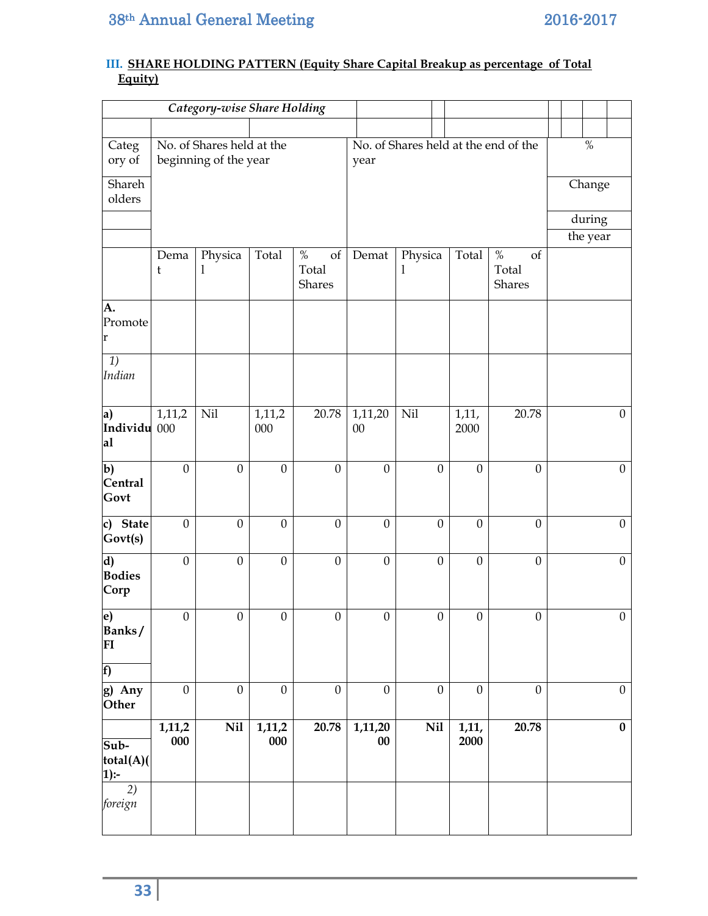### III. SHARE HOLDING PATTERN (Equity Share Capital Breakup as percentage of Total Equity)

*Category-wise Share Holding*

| Category of Shareholders | No. of Shares held at the beginning of the year | | | | No. of Shares held at the end of the year | | | | % Change during the year |
|---|---|---|---|---|---|---|---|---|---|
| | Demat | Physical | Total | % of Total Shares | Demat | Physical | Total | % of Total Shares | |
| **A. Promoter** | | | | | | | | | |
| *1) Indian* | | | | | | | | | |
| **a) Individual** | 1,11,2000 | Nil | 1,11,2000 | 20.78 | 1,11,2000 | Nil | 1,11,2000 | 20.78 | 0 |
| **b) Central Govt** | 0 | 0 | 0 | 0 | 0 | 0 | 0 | 0 | 0 |
| **c) State Govt(s)** | 0 | 0 | 0 | 0 | 0 | 0 | 0 | 0 | 0 |
| **d) Bodies Corp** | 0 | 0 | 0 | 0 | 0 | 0 | 0 | 0 | 0 |
| **e) Banks / FI** | 0 | 0 | 0 | 0 | 0 | 0 | 0 | 0 | 0 |
| **f)** | | | | | | | | | |
| **g) Any Other** | 0 | 0 | 0 | 0 | 0 | 0 | 0 | 0 | 0 |
| **Sub-total(A)(1):-** | **1,11,2000** | **Nil** | **1,11,2000** | **20.78** | **1,11,2000** | **Nil** | **1,11,2000** | **20.78** | **0** |
| *2) foreign* | | | | | | | | | |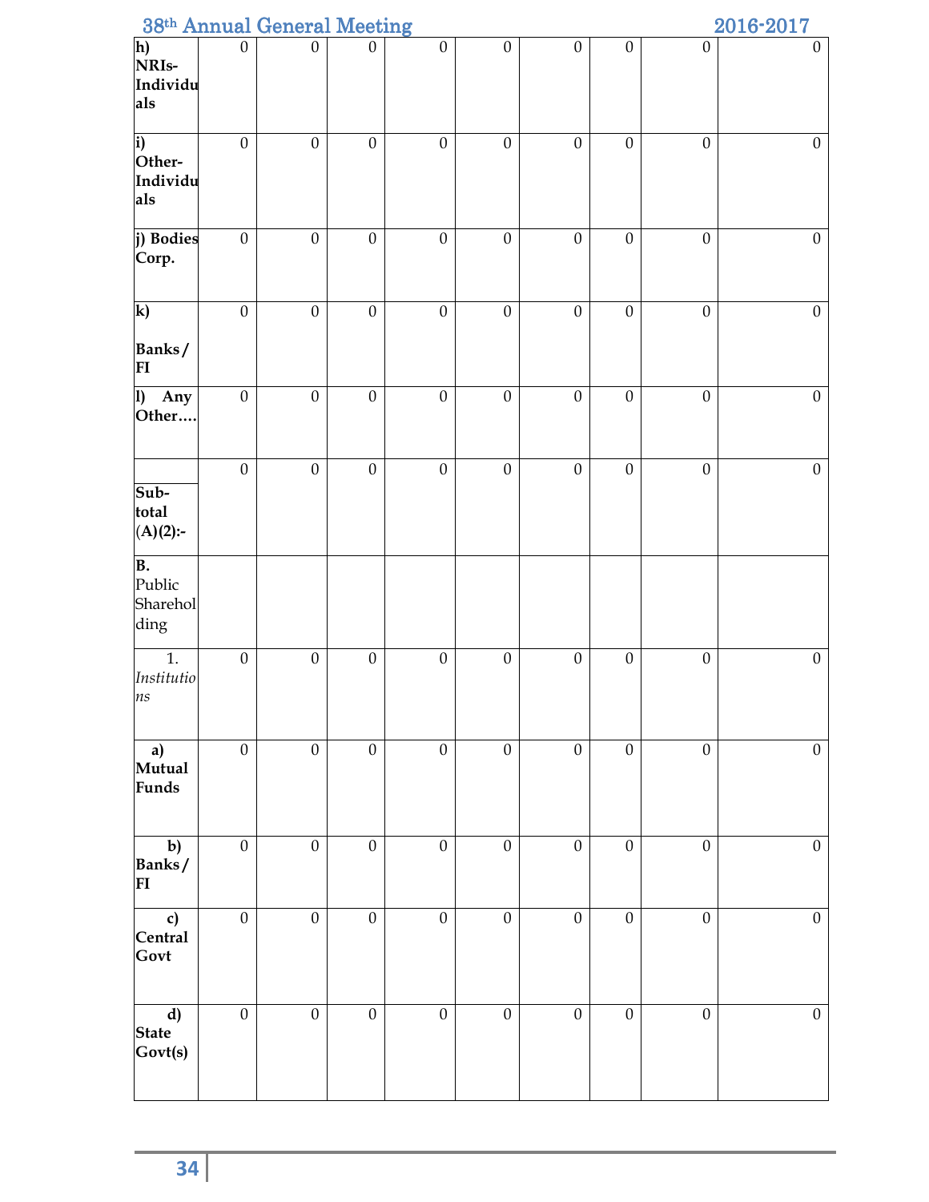| | | | | | | | | | |
|---|---|---|---|---|---|---|---|---|---|
| **h) NRIs-Individuals** | 0 | 0 | 0 | 0 | 0 | 0 | 0 | 0 | 0 |
| **i) Other-Individuals** | 0 | 0 | 0 | 0 | 0 | 0 | 0 | 0 | 0 |
| **j) Bodies Corp.** | 0 | 0 | 0 | 0 | 0 | 0 | 0 | 0 | 0 |
| **k) Banks/FI** | 0 | 0 | 0 | 0 | 0 | 0 | 0 | 0 | 0 |
| **l) Any Other….** | 0 | 0 | 0 | 0 | 0 | 0 | 0 | 0 | 0 |
| **Sub-total (A)(2):-** | 0 | 0 | 0 | 0 | 0 | 0 | 0 | 0 | 0 |
| **B.** Public Shareholding | | | | | | | | | |
| 1. *Institutions* | 0 | 0 | 0 | 0 | 0 | 0 | 0 | 0 | 0 |
| **a) Mutual Funds** | 0 | 0 | 0 | 0 | 0 | 0 | 0 | 0 | 0 |
| **b) Banks/FI** | 0 | 0 | 0 | 0 | 0 | 0 | 0 | 0 | 0 |
| **c) Central Govt** | 0 | 0 | 0 | 0 | 0 | 0 | 0 | 0 | 0 |
| **d) State Govt(s)** | 0 | 0 | 0 | 0 | 0 | 0 | 0 | 0 | 0 |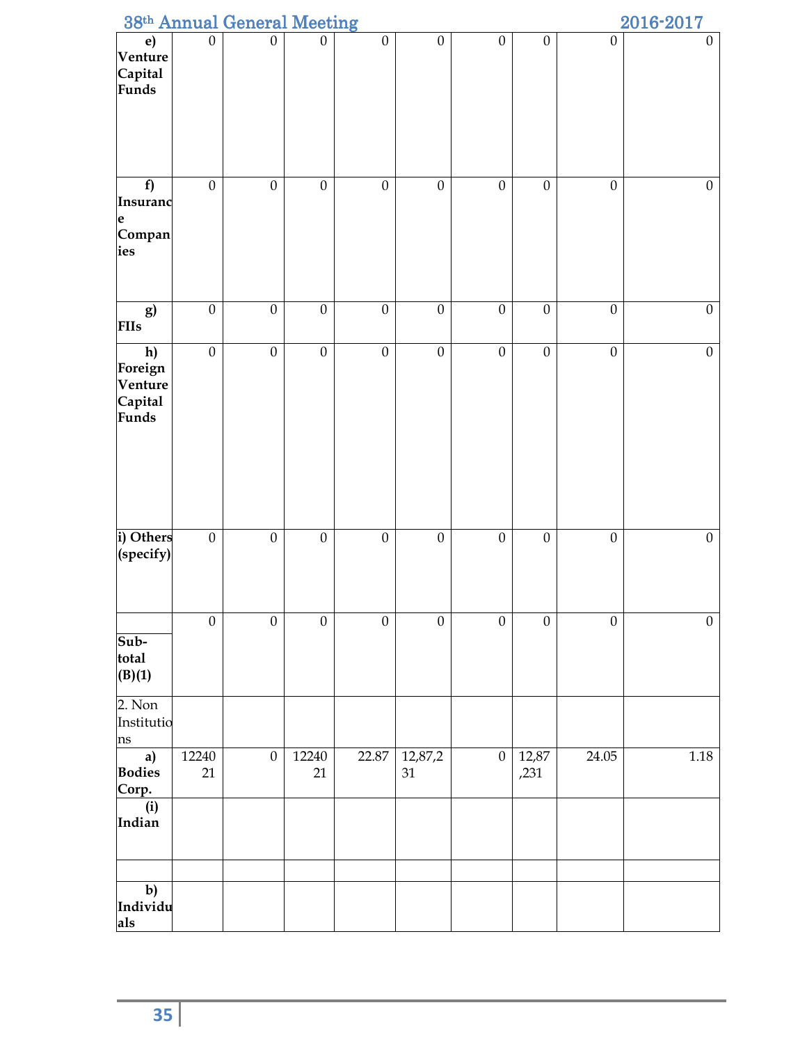| e) Venture Capital Funds | 0 | 0 | 0 | 0 | 0 | 0 | 0 | 0 | 0 |
|---|---|---|---|---|---|---|---|---|---|
| f) Insurance Companies | 0 | 0 | 0 | 0 | 0 | 0 | 0 | 0 | 0 |
| g) FIIs | 0 | 0 | 0 | 0 | 0 | 0 | 0 | 0 | 0 |
| h) Foreign Venture Capital Funds | 0 | 0 | 0 | 0 | 0 | 0 | 0 | 0 | 0 |
| i) Others (specify) | 0 | 0 | 0 | 0 | 0 | 0 | 0 | 0 | 0 |
| Sub-total (B)(1) | 0 | 0 | 0 | 0 | 0 | 0 | 0 | 0 | 0 |
| 2. Non Institutions | | | | | | | | | |
| a) Bodies Corp. | 1224021 | 0 | 1224021 | 22.87 | 12,87,231 | 0 | 12,87,231 | 24.05 | 1.18 |
| (i) Indian | | | | | | | | | |
| | | | | | | | | | |
| b) Individuals | | | | | | | | | |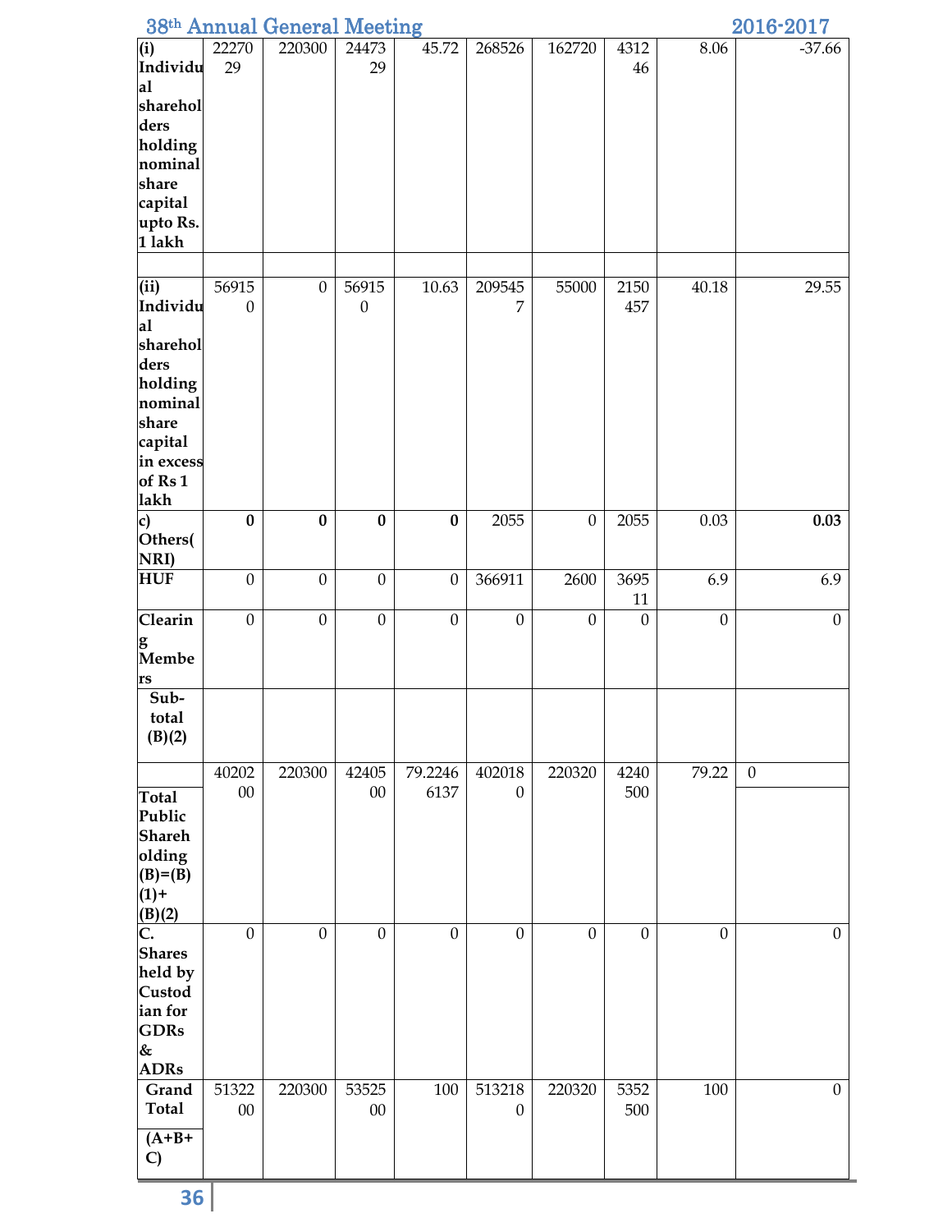| (i) Individual shareholders holding nominal share capital upto Rs. 1 lakh | 2227029 | 220300 | 2447329 | 45.72 | 268526 | 162720 | 431246 | 8.06 | -37.66 |
|---|---|---|---|---|---|---|---|---|---|
| | | | | | | | | | |
| (ii) Individual shareholders holding nominal share capital in excess of Rs 1 lakh | 569150 | 0 | 569150 | 10.63 | 2095457 | 55000 | 2150457 | 40.18 | 29.55 |
| c) Others(NRI) | **0** | **0** | **0** | **0** | 2055 | 0 | 2055 | 0.03 | **0.03** |
| **HUF** | 0 | 0 | 0 | 0 | 366911 | 2600 | 369511 | 6.9 | 6.9 |
| **Clearing Members** | 0 | 0 | 0 | 0 | 0 | 0 | 0 | 0 | 0 |
| **Sub-total (B)(2)** | | | | | | | | | |
| **Total Public Shareholding (B)=(B)(1)+(B)(2)** | 4020200 | 220300 | 4240500 | 79.22466137 | 4020180 | 220320 | 4240500 | 79.22 | 0 |
| **C. Shares held by Custodian for GDRs & ADRs** | 0 | 0 | 0 | 0 | 0 | 0 | 0 | 0 | 0 |
| **Grand Total (A+B+C)** | 5132200 | 220300 | 5352500 | 100 | 5132180 | 220320 | 5352500 | 100 | 0 |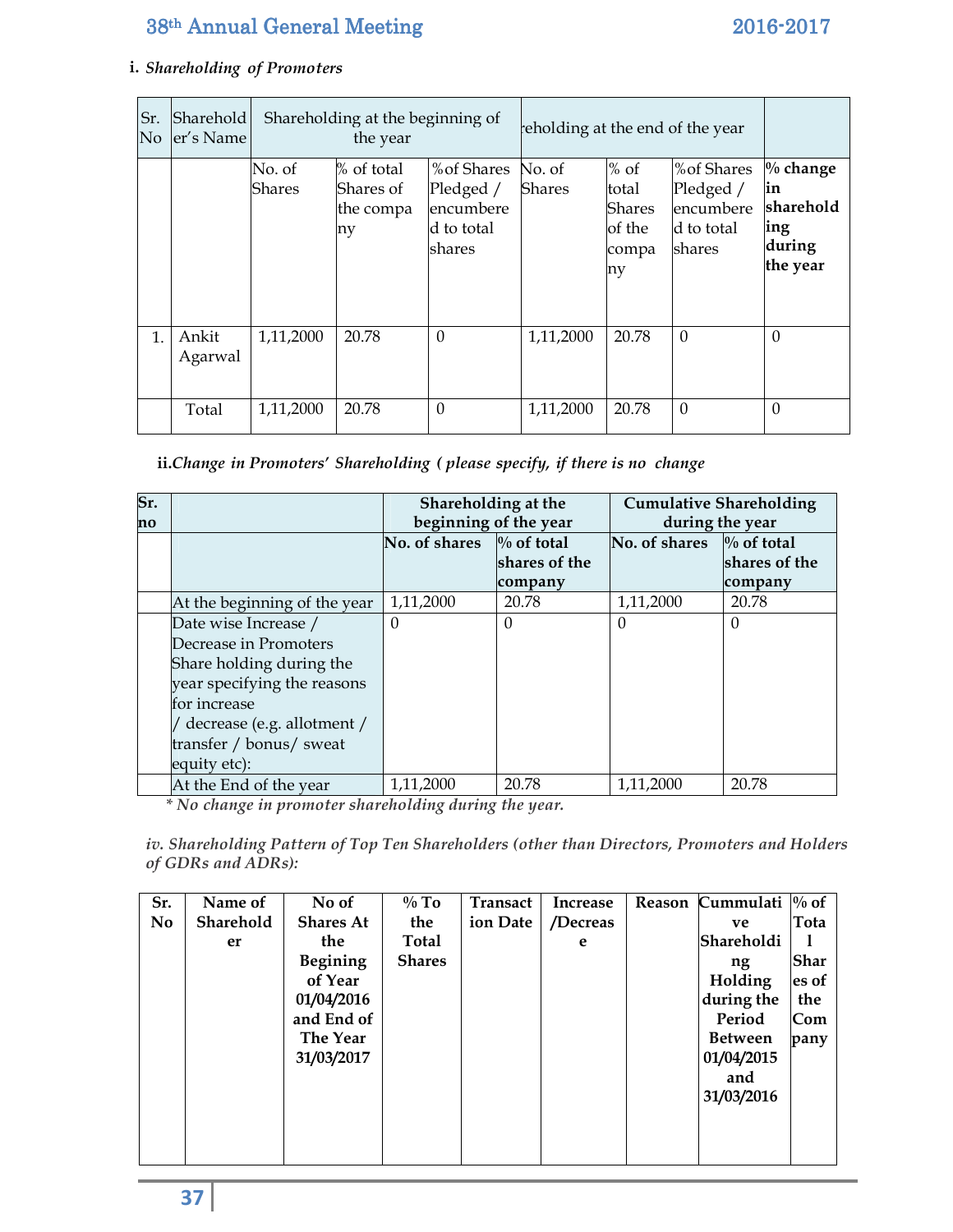i. *Shareholding of Promoters*

| Sr. No | Shareholder's Name | Shareholding at the beginning of the year | | | Shareholding at the end of the year | | | |
|---|---|---|---|---|---|---|---|---|
| | | No. of Shares | % of total Shares of the company | %of Shares Pledged / encumbered to total shares | No. of Shares | % of total Shares of the company | %of Shares Pledged / encumbered to total shares | **% change in shareholding during the year** |
| 1. | Ankit Agarwal | 1,11,2000 | 20.78 | 0 | 1,11,2000 | 20.78 | 0 | 0 |
| | Total | 1,11,2000 | 20.78 | 0 | 1,11,2000 | 20.78 | 0 | 0 |

**ii.***Change in Promoters' Shareholding ( please specify, if there is no change*

| **Sr. no** | | **Shareholding at the beginning of the year** | | **Cumulative Shareholding during the year** | |
|---|---|---|---|---|---|
| | | **No. of shares** | **% of total shares of the company** | **No. of shares** | **% of total shares of the company** |
| | At the beginning of the year | 1,11,2000 | 20.78 | 1,11,2000 | 20.78 |
| | Date wise Increase / Decrease in Promoters Share holding during the year specifying the reasons for increase / decrease (e.g. allotment / transfer / bonus/ sweat equity etc): | 0 | 0 | 0 | 0 |
| | At the End of the year | 1,11,2000 | 20.78 | 1,11,2000 | 20.78 |

*\* No change in promoter shareholding during the year.*

***iv. Shareholding Pattern of Top Ten Shareholders (other than Directors, Promoters and Holders of GDRs and ADRs):***

| **Sr. No** | **Name of Shareholder** | **No of Shares At the Begining of Year 01/04/2016 and End of The Year 31/03/2017** | **% To the Total Shares** | **Transaction Date** | **Increase /Decrease** | **Reason** | **Cummulative Shareholding Holding during the Period Between 01/04/2015 and 31/03/2016** | **% of Total Shares of the Company** |
|---|---|---|---|---|---|---|---|---|
| | | | | | | | | |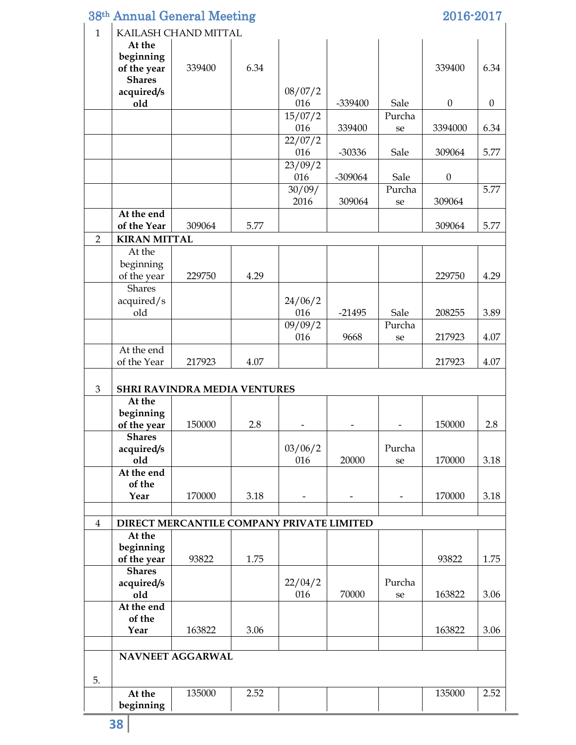| 1 | KAILASH CHAND MITTAL | | | | | | | |
|---|---|---|---|---|---|---|---|---|
| | **At the beginning of the year Shares acquired/sold** | 339400 | 6.34 | | | | 339400 | 6.34 |
| | | | | 08/07/2016 | -339400 | Sale | 0 | 0 |
| | | | | 15/07/2016 | 339400 | Purchase | 3394000 | 6.34 |
| | | | | 22/07/2016 | -30336 | Sale | 309064 | 5.77 |
| | | | | 23/09/2016 | -309064 | Sale | 0 | |
| | | | | 30/09/2016 | 309064 | Purchase | 309064 | 5.77 |
| | **At the end of the Year** | 309064 | 5.77 | | | | 309064 | 5.77 |
| 2 | **KIRAN MITTAL** | | | | | | | |
| | At the beginning of the year | 229750 | 4.29 | | | | 229750 | 4.29 |
| | Shares acquired/sold | | | 24/06/2016 | -21495 | Sale | 208255 | 3.89 |
| | | | | 09/09/2016 | 9668 | Purchase | 217923 | 4.07 |
| | At the end of the Year | 217923 | 4.07 | | | | 217923 | 4.07 |
| 3 | **SHRI RAVINDRA MEDIA VENTURES** | | | | | | | |
| | **At the beginning of the year** | 150000 | 2.8 | - | - | - | 150000 | 2.8 |
| | **Shares acquired/sold** | | | 03/06/2016 | 20000 | Purchase | 170000 | 3.18 |
| | **At the end of the Year** | 170000 | 3.18 | - | - | - | 170000 | 3.18 |
| | | | | | | | | |
| 4 | **DIRECT MERCANTILE COMPANY PRIVATE LIMITED** | | | | | | | |
| | **At the beginning of the year** | 93822 | 1.75 | | | | 93822 | 1.75 |
| | **Shares acquired/sold** | | | 22/04/2016 | 70000 | Purchase | 163822 | 3.06 |
| | **At the end of the Year** | 163822 | 3.06 | | | | 163822 | 3.06 |
| | | | | | | | | |
| 5. | **NAVNEET AGGARWAL** | | | | | | | |
| | **At the beginning** | 135000 | 2.52 | | | | 135000 | 2.52 |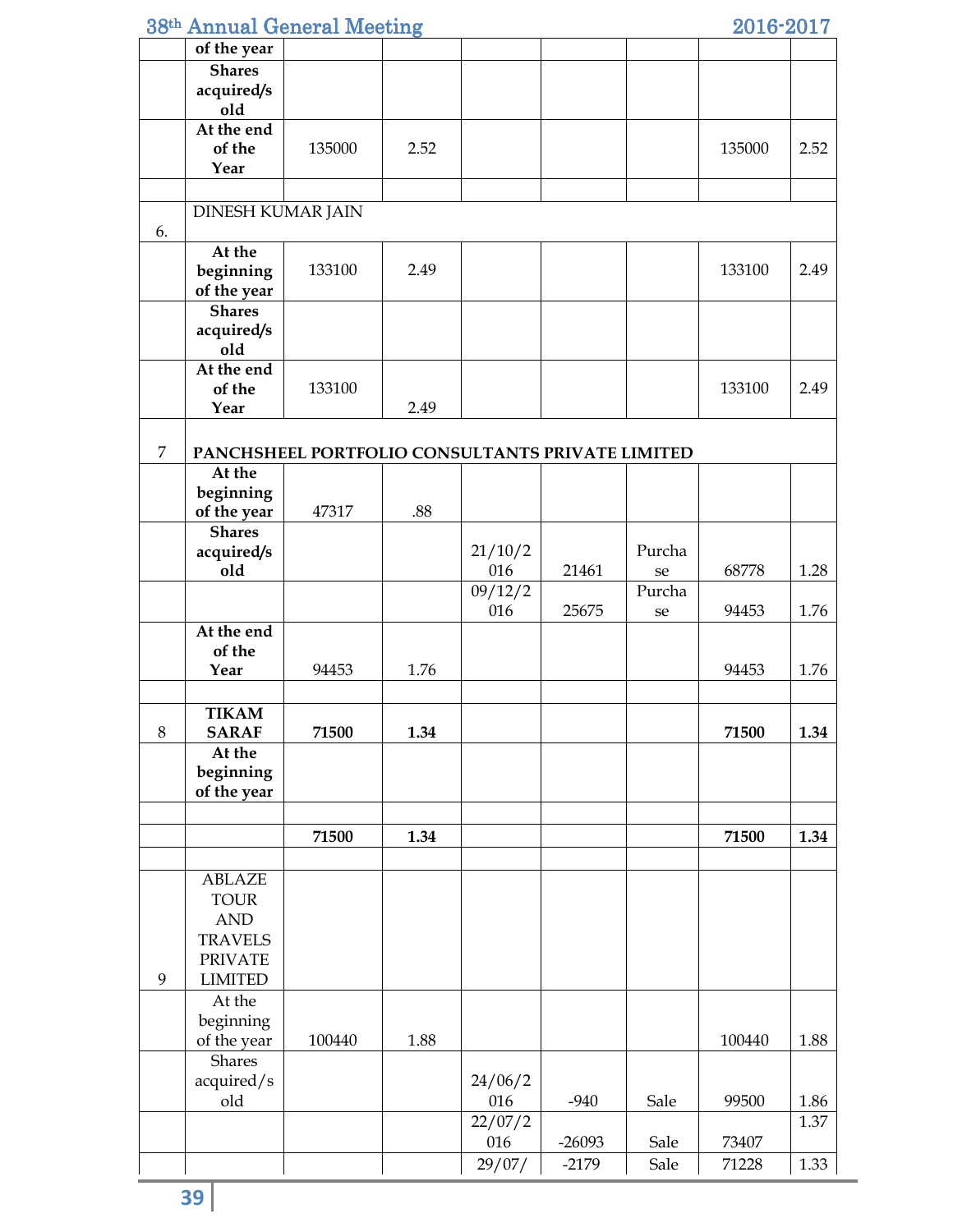| | | | | | | | | |
|---|---|---|---|---|---|---|---|---|
| | of the year | | | | | | | |
| | **Shares acquired/sold** | | | | | | | |
| | **At the end of the Year** | 135000 | 2.52 | | | | 135000 | 2.52 |
| | | | | | | | | |
| 6. | DINESH KUMAR JAIN | | | | | | | |
| | **At the beginning of the year** | 133100 | 2.49 | | | | 133100 | 2.49 |
| | **Shares acquired/sold** | | | | | | | |
| | **At the end of the Year** | 133100 | 2.49 | | | | 133100 | 2.49 |
| 7 | **PANCHSHEEL PORTFOLIO CONSULTANTS PRIVATE LIMITED** | | | | | | | |
| | **At the beginning of the year** | 47317 | .88 | | | | | |
| | **Shares acquired/sold** | | | 21/10/2016 | 21461 | Purchase | 68778 | 1.28 |
| | | | | 09/12/2016 | 25675 | Purchase | 94453 | 1.76 |
| | **At the end of the Year** | 94453 | 1.76 | | | | 94453 | 1.76 |
| | | | | | | | | |
| 8 | **TIKAM SARAF** | **71500** | **1.34** | | | | **71500** | **1.34** |
| | **At the beginning of the year** | | | | | | | |
| | | | | | | | | |
| | | **71500** | **1.34** | | | | **71500** | **1.34** |
| | | | | | | | | |
| 9 | ABLAZE TOUR AND TRAVELS PRIVATE LIMITED | | | | | | | |
| | At the beginning of the year | 100440 | 1.88 | | | | 100440 | 1.88 |
| | Shares acquired/sold | | | 24/06/2016 | -940 | Sale | 99500 | 1.86 |
| | | | | 22/07/2016 | -26093 | Sale | 73407 | 1.37 |
| | | | | 29/07/ | -2179 | Sale | 71228 | 1.33 |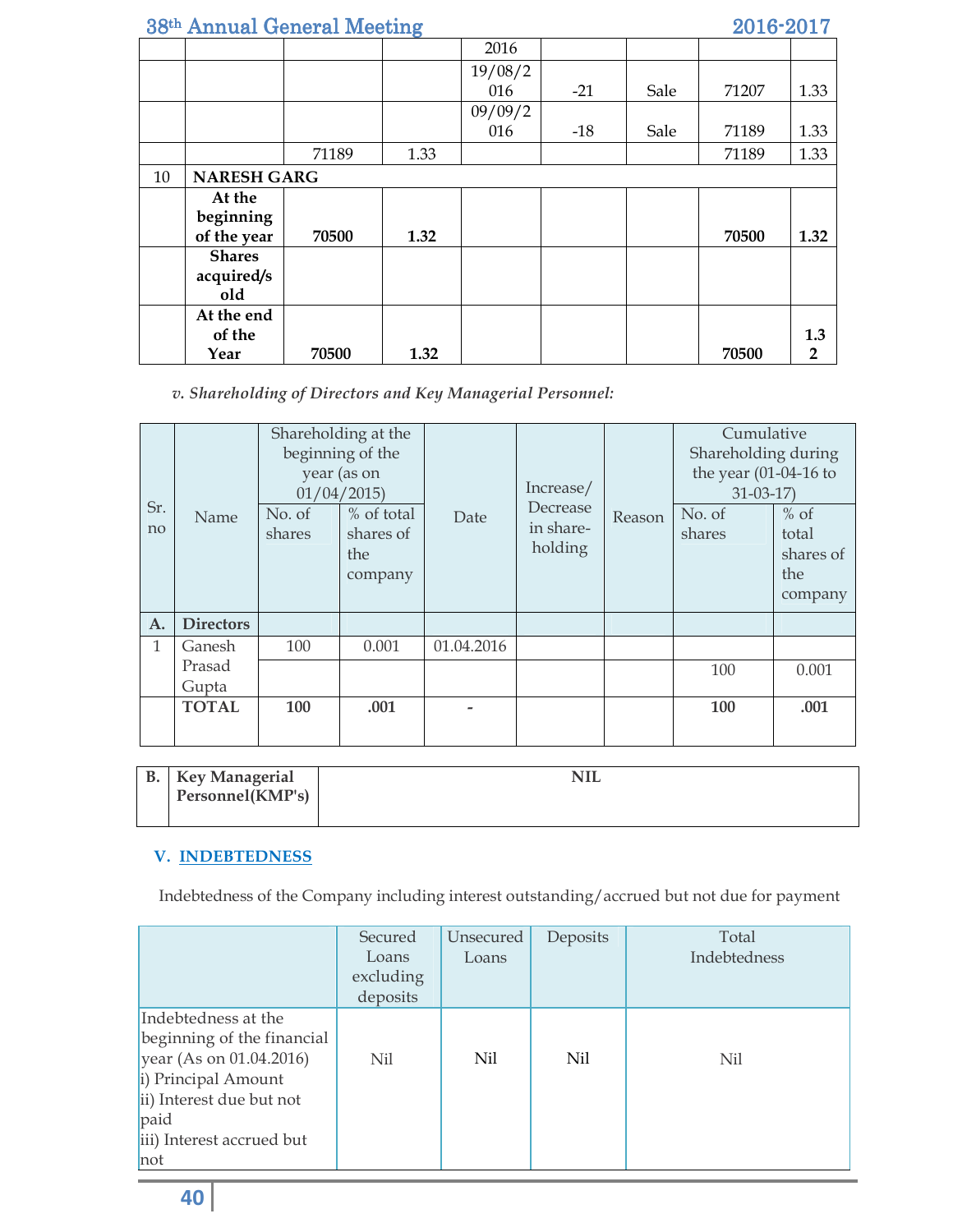| | | | | 2016 | | | | |
|---|---|---|---|---|---|---|---|---|
| | | | | 19/08/2016 | -21 | Sale | 71207 | 1.33 |
| | | | | 09/09/2016 | -18 | Sale | 71189 | 1.33 |
| | | 71189 | 1.33 | | | | 71189 | 1.33 |
| 10 | **NARESH GARG** | | | | | | | |
| | **At the beginning of the year** | **70500** | **1.32** | | | | **70500** | **1.32** |
| | **Shares acquired/sold** | | | | | | | |
| | **At the end of the Year** | **70500** | **1.32** | | | | **70500** | **1.32** |

*v. Shareholding of Directors and Key Managerial Personnel:*

| Sr. no | Name | Shareholding at the beginning of the year (as on 01/04/2015) | | Date | Increase/ Decrease in share-holding | Reason | Cumulative Shareholding during the year (01-04-16 to 31-03-17) | |
|---|---|---|---|---|---|---|---|---|
| | | No. of shares | % of total shares of the company | | | | No. of shares | % of total shares of the company |
| **A.** | **Directors** | | | | | | | |
| 1 | Ganesh Prasad Gupta | 100 | 0.001 | 01.04.2016 | | | | |
| | | | | | | | 100 | 0.001 |
| | **TOTAL** | **100** | **.001** | **-** | | | **100** | **.001** |

| **B.** | **Key Managerial Personnel(KMP's)** | **NIL** |
|---|---|---|

## V. INDEBTEDNESS

Indebtedness of the Company including interest outstanding/accrued but not due for payment

| | Secured Loans excluding deposits | Unsecured Loans | Deposits | Total Indebtedness |
|---|---|---|---|---|
| Indebtedness at the beginning of the financial year (As on 01.04.2016)<br>i) Principal Amount<br>ii) Interest due but not paid<br>iii) Interest accrued but not | Nil | Nil | Nil | Nil |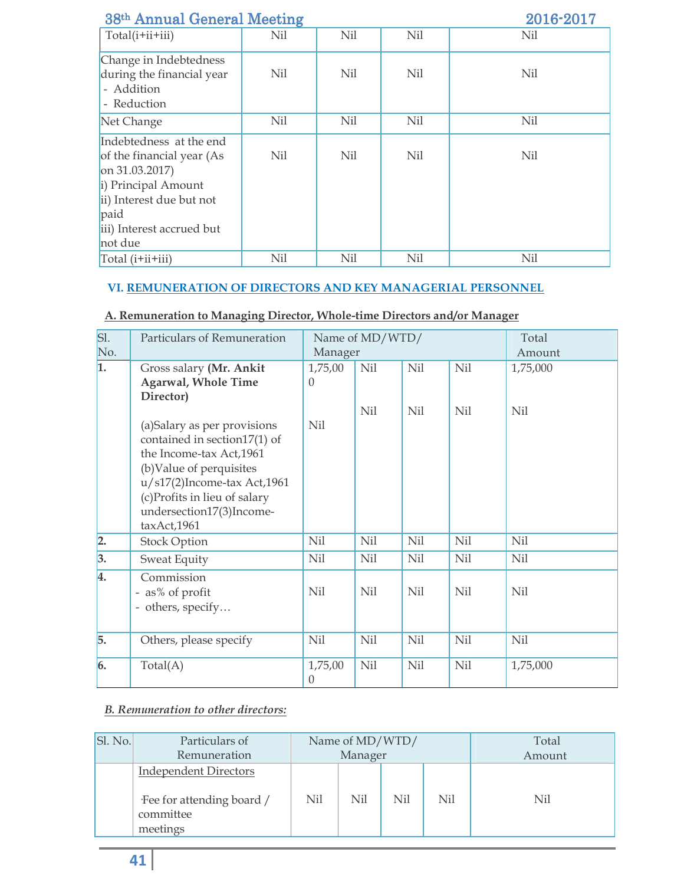| Total(i+ii+iii) | Nil | Nil | Nil | Nil |
|---|---|---|---|---|
| Change in Indebtedness during the financial year<br>- Addition<br>- Reduction | Nil | Nil | Nil | Nil |
| Net Change | Nil | Nil | Nil | Nil |
| Indebtedness at the end of the financial year (As on 31.03.2017)<br>i) Principal Amount<br>ii) Interest due but not paid<br>iii) Interest accrued but not due | Nil | Nil | Nil | Nil |
| Total (i+ii+iii) | Nil | Nil | Nil | Nil |

### VI. REMUNERATION OF DIRECTORS AND KEY MANAGERIAL PERSONNEL

**A. Remuneration to Managing Director, Whole-time Directors and/or Manager**

| Sl. No. | Particulars of Remuneration | Name of MD/WTD/ Manager | | | | Total Amount |
|---|---|---|---|---|---|---|
| **1.** | Gross salary **(Mr. Ankit Agarwal, Whole Time Director)** | 1,75,000 | Nil | Nil | Nil | 1,75,000 |
| | (a)Salary as per provisions contained in section17(1) of the Income-tax Act,1961<br>(b)Value of perquisites u/s17(2)Income-tax Act,1961<br>(c)Profits in lieu of salary undersection17(3)Income-taxAct,1961 | Nil | Nil | Nil | Nil | Nil |
| **2.** | Stock Option | Nil | Nil | Nil | Nil | Nil |
| **3.** | Sweat Equity | Nil | Nil | Nil | Nil | Nil |
| **4.** | Commission<br>- as% of profit<br>- others, specify… | Nil | Nil | Nil | Nil | Nil |
| **5.** | Others, please specify | Nil | Nil | Nil | Nil | Nil |
| **6.** | Total(A) | 1,75,000 | Nil | Nil | Nil | 1,75,000 |

***B. Remuneration to other directors:***

| Sl. No. | Particulars of Remuneration | Name of MD/WTD/ Manager | | | | Total Amount |
|---|---|---|---|---|---|---|
| | Independent Directors<br><br>·Fee for attending board / committee meetings | Nil | Nil | Nil | Nil | Nil |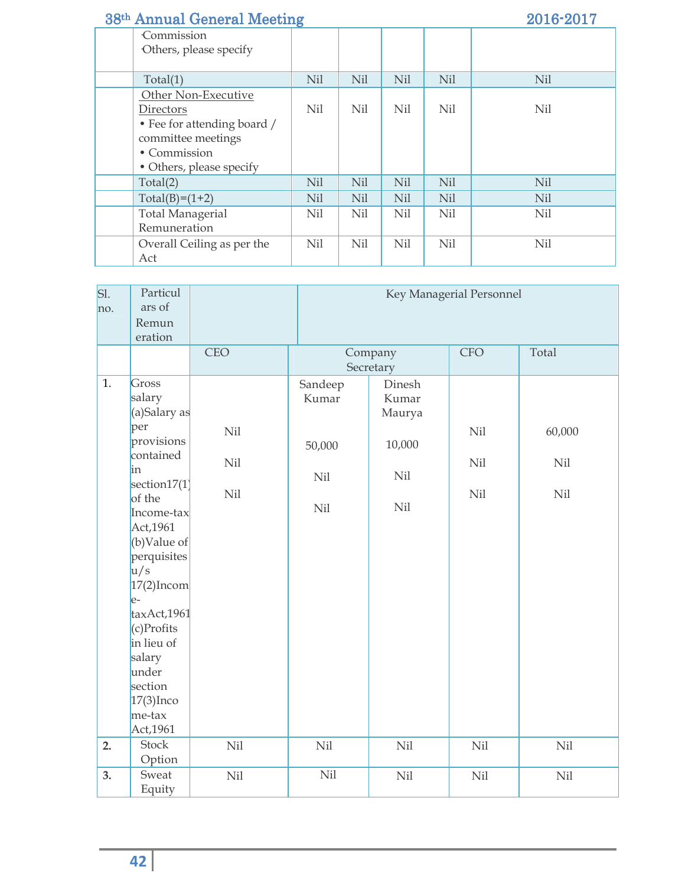| | ·Commission<br>·Others, please specify | | | | | |
|---|---|---|---|---|---|---|
| | Total(1) | Nil | Nil | Nil | Nil | Nil |
| | Other Non-Executive Directors<br>• Fee for attending board / committee meetings<br>• Commission<br>• Others, please specify | Nil | Nil | Nil | Nil | Nil |
| | Total(2) | Nil | Nil | Nil | Nil | Nil |
| | Total(B)=(1+2) | Nil | Nil | Nil | Nil | Nil |
| | Total Managerial Remuneration | Nil | Nil | Nil | Nil | Nil |
| | Overall Ceiling as per the Act | Nil | Nil | Nil | Nil | Nil |

| Sl. no. | Particulars of Remuneration | Key Managerial Personnel | | | | |
|---|---|---|---|---|---|---|
| | | CEO | Company Secretary | | CFO | Total |
| | | | Sandeep Kumar | Dinesh Kumar Maurya | | |
| 1. | Gross salary<br>(a)Salary as per provisions contained in section17(1) of the Income-tax Act,1961<br>(b)Value of perquisites u/s 17(2)Income-taxAct,1961<br>(c)Profits in lieu of salary under section 17(3)Income-tax Act,1961 | Nil<br>Nil<br>Nil | 50,000<br>Nil<br>Nil | 10,000<br>Nil<br>Nil | Nil<br>Nil<br>Nil | 60,000<br>Nil<br>Nil |
| 2. | Stock Option | Nil | Nil | Nil | Nil | Nil |
| 3. | Sweat Equity | Nil | Nil | Nil | Nil | Nil |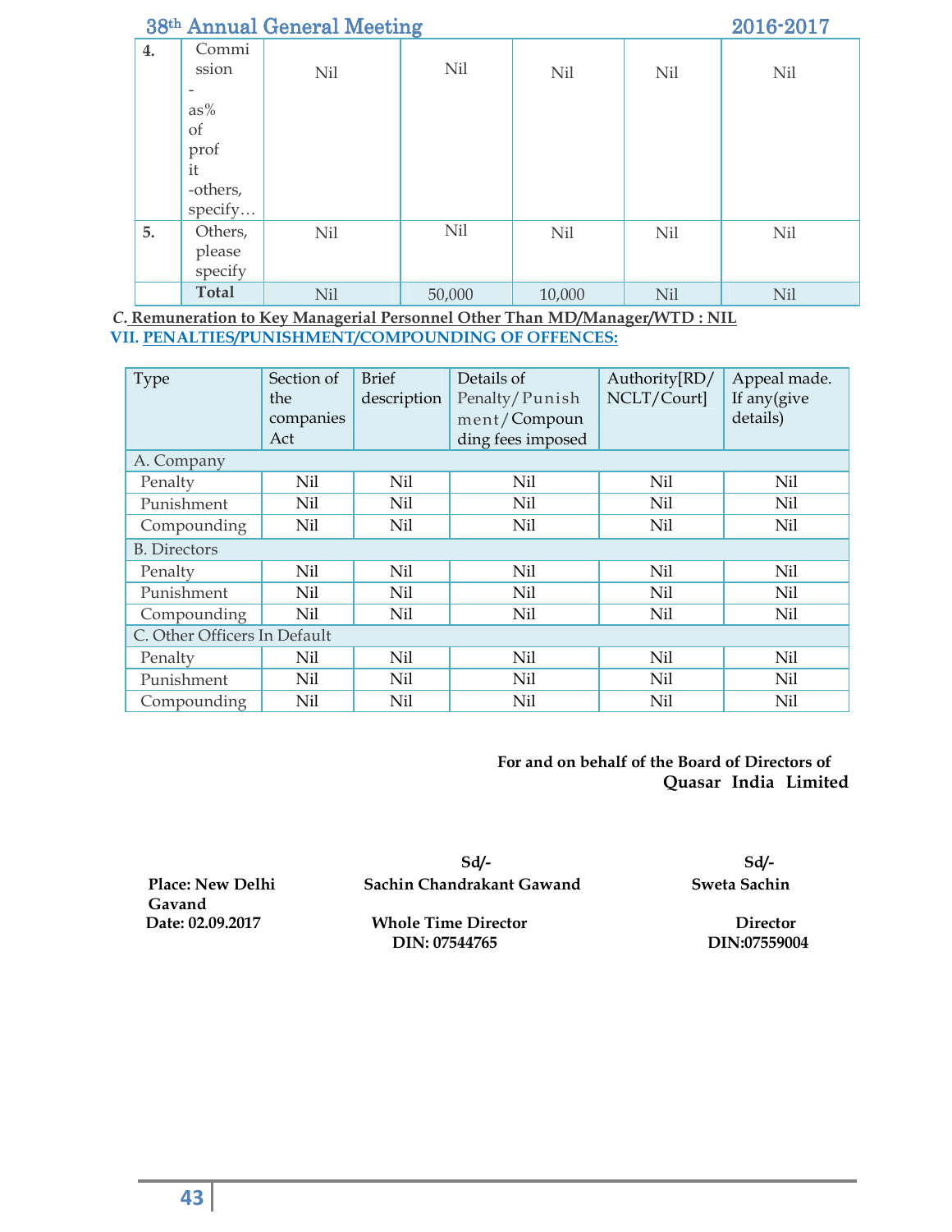| 4. | Commission - as% of profit -others, specify… | Nil | Nil | Nil | Nil | Nil |
|---|---|---|---|---|---|---|
| 5. | Others, please specify | Nil | Nil | Nil | Nil | Nil |
| | **Total** | Nil | 50,000 | 10,000 | Nil | Nil |

***C.* Remuneration to Key Managerial Personnel Other Than MD/Manager/WTD : NIL**

## VII. PENALTIES/PUNISHMENT/COMPOUNDING OF OFFENCES:

| Type | Section of the companies Act | Brief description | Details of Penalty/Punishment/Compounding fees imposed | Authority[RD/NCLT/Court] | Appeal made. If any(give details) |
|---|---|---|---|---|---|
| A. Company | | | | | |
| Penalty | Nil | Nil | Nil | Nil | Nil |
| Punishment | Nil | Nil | Nil | Nil | Nil |
| Compounding | Nil | Nil | Nil | Nil | Nil |
| B. Directors | | | | | |
| Penalty | Nil | Nil | Nil | Nil | Nil |
| Punishment | Nil | Nil | Nil | Nil | Nil |
| Compounding | Nil | Nil | Nil | Nil | Nil |
| C. Other Officers In Default | | | | | |
| Penalty | Nil | Nil | Nil | Nil | Nil |
| Punishment | Nil | Nil | Nil | Nil | Nil |
| Compounding | Nil | Nil | Nil | Nil | Nil |

**For and on behalf of the Board of Directors of**
**Quasar India Limited**

**Place: New Delhi**
**Date: 02.09.2017**

**Sd/-**
**Sachin Chandrakant Gawand**
**Whole Time Director**
**DIN: 07544765**

**Sd/-**
**Sweta Sachin Gavand**
**Director**
**DIN:07559004**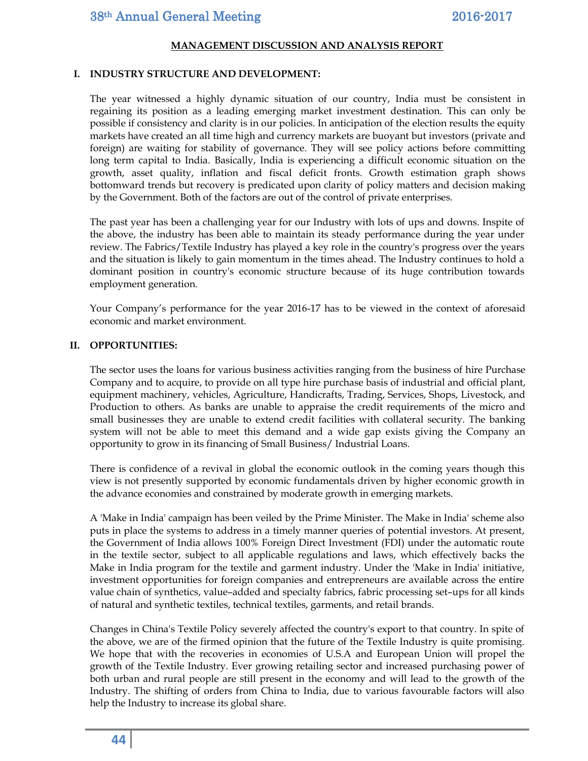## MANAGEMENT DISCUSSION AND ANALYSIS REPORT

### I. INDUSTRY STRUCTURE AND DEVELOPMENT:

The year witnessed a highly dynamic situation of our country, India must be consistent in regaining its position as a leading emerging market investment destination. This can only be possible if consistency and clarity is in our policies. In anticipation of the election results the equity markets have created an all time high and currency markets are buoyant but investors (private and foreign) are waiting for stability of governance. They will see policy actions before committing long term capital to India. Basically, India is experiencing a difficult economic situation on the growth, asset quality, inflation and fiscal deficit fronts. Growth estimation graph shows bottomward trends but recovery is predicated upon clarity of policy matters and decision making by the Government. Both of the factors are out of the control of private enterprises.

The past year has been a challenging year for our Industry with lots of ups and downs. Inspite of the above, the industry has been able to maintain its steady performance during the year under review. The Fabrics/Textile Industry has played a key role in the country's progress over the years and the situation is likely to gain momentum in the times ahead. The Industry continues to hold a dominant position in country's economic structure because of its huge contribution towards employment generation.

Your Company's performance for the year 2016-17 has to be viewed in the context of aforesaid economic and market environment.

### II. OPPORTUNITIES:

The sector uses the loans for various business activities ranging from the business of hire Purchase Company and to acquire, to provide on all type hire purchase basis of industrial and official plant, equipment machinery, vehicles, Agriculture, Handicrafts, Trading, Services, Shops, Livestock, and Production to others. As banks are unable to appraise the credit requirements of the micro and small businesses they are unable to extend credit facilities with collateral security. The banking system will not be able to meet this demand and a wide gap exists giving the Company an opportunity to grow in its financing of Small Business/ Industrial Loans.

There is confidence of a revival in global the economic outlook in the coming years though this view is not presently supported by economic fundamentals driven by higher economic growth in the advance economies and constrained by moderate growth in emerging markets.

A 'Make in India' campaign has been veiled by the Prime Minister. The Make in India' scheme also puts in place the systems to address in a timely manner queries of potential investors. At present, the Government of India allows 100% Foreign Direct Investment (FDI) under the automatic route in the textile sector, subject to all applicable regulations and laws, which effectively backs the Make in India program for the textile and garment industry. Under the 'Make in India' initiative, investment opportunities for foreign companies and entrepreneurs are available across the entire value chain of synthetics, value–added and specialty fabrics, fabric processing set–ups for all kinds of natural and synthetic textiles, technical textiles, garments, and retail brands.

Changes in China's Textile Policy severely affected the country's export to that country. In spite of the above, we are of the firmed opinion that the future of the Textile Industry is quite promising. We hope that with the recoveries in economies of U.S.A and European Union will propel the growth of the Textile Industry. Ever growing retailing sector and increased purchasing power of both urban and rural people are still present in the economy and will lead to the growth of the Industry. The shifting of orders from China to India, due to various favourable factors will also help the Industry to increase its global share.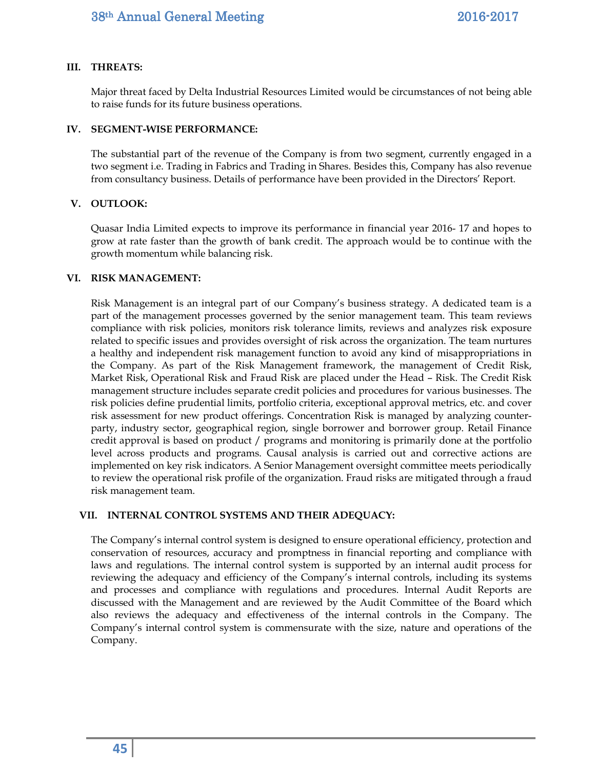### III. THREATS:

Major threat faced by Delta Industrial Resources Limited would be circumstances of not being able to raise funds for its future business operations.

### IV. SEGMENT-WISE PERFORMANCE:

The substantial part of the revenue of the Company is from two segment, currently engaged in a two segment i.e. Trading in Fabrics and Trading in Shares. Besides this, Company has also revenue from consultancy business. Details of performance have been provided in the Directors' Report.

### V. OUTLOOK:

Quasar India Limited expects to improve its performance in financial year 2016- 17 and hopes to grow at rate faster than the growth of bank credit. The approach would be to continue with the growth momentum while balancing risk.

### VI. RISK MANAGEMENT:

Risk Management is an integral part of our Company's business strategy. A dedicated team is a part of the management processes governed by the senior management team. This team reviews compliance with risk policies, monitors risk tolerance limits, reviews and analyzes risk exposure related to specific issues and provides oversight of risk across the organization. The team nurtures a healthy and independent risk management function to avoid any kind of misappropriations in the Company. As part of the Risk Management framework, the management of Credit Risk, Market Risk, Operational Risk and Fraud Risk are placed under the Head – Risk. The Credit Risk management structure includes separate credit policies and procedures for various businesses. The risk policies define prudential limits, portfolio criteria, exceptional approval metrics, etc. and cover risk assessment for new product offerings. Concentration Risk is managed by analyzing counter-party, industry sector, geographical region, single borrower and borrower group. Retail Finance credit approval is based on product / programs and monitoring is primarily done at the portfolio level across products and programs. Causal analysis is carried out and corrective actions are implemented on key risk indicators. A Senior Management oversight committee meets periodically to review the operational risk profile of the organization. Fraud risks are mitigated through a fraud risk management team.

### VII. INTERNAL CONTROL SYSTEMS AND THEIR ADEQUACY:

The Company's internal control system is designed to ensure operational efficiency, protection and conservation of resources, accuracy and promptness in financial reporting and compliance with laws and regulations. The internal control system is supported by an internal audit process for reviewing the adequacy and efficiency of the Company's internal controls, including its systems and processes and compliance with regulations and procedures. Internal Audit Reports are discussed with the Management and are reviewed by the Audit Committee of the Board which also reviews the adequacy and effectiveness of the internal controls in the Company. The Company's internal control system is commensurate with the size, nature and operations of the Company.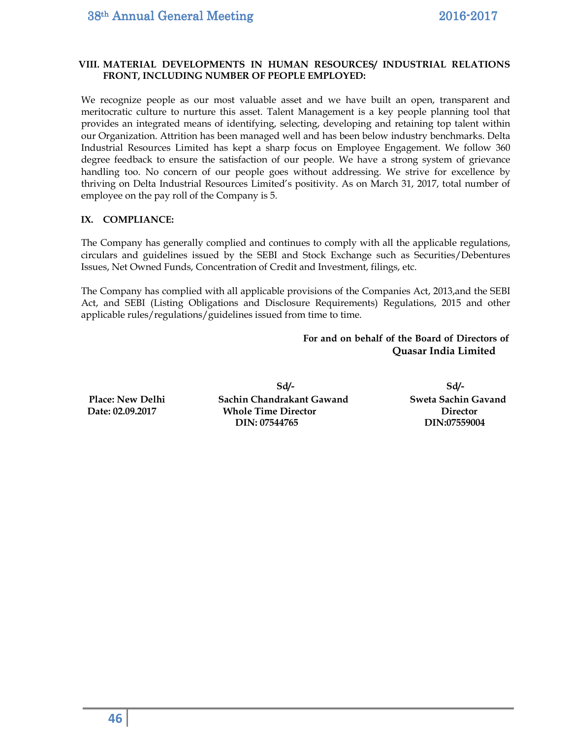### VIII. MATERIAL DEVELOPMENTS IN HUMAN RESOURCES/ INDUSTRIAL RELATIONS FRONT, INCLUDING NUMBER OF PEOPLE EMPLOYED:

We recognize people as our most valuable asset and we have built an open, transparent and meritocratic culture to nurture this asset. Talent Management is a key people planning tool that provides an integrated means of identifying, selecting, developing and retaining top talent within our Organization. Attrition has been managed well and has been below industry benchmarks. Delta Industrial Resources Limited has kept a sharp focus on Employee Engagement. We follow 360 degree feedback to ensure the satisfaction of our people. We have a strong system of grievance handling too. No concern of our people goes without addressing. We strive for excellence by thriving on Delta Industrial Resources Limited's positivity. As on March 31, 2017, total number of employee on the pay roll of the Company is 5.

### IX. COMPLIANCE:

The Company has generally complied and continues to comply with all the applicable regulations, circulars and guidelines issued by the SEBI and Stock Exchange such as Securities/Debentures Issues, Net Owned Funds, Concentration of Credit and Investment, filings, etc.

The Company has complied with all applicable provisions of the Companies Act, 2013,and the SEBI Act, and SEBI (Listing Obligations and Disclosure Requirements) Regulations, 2015 and other applicable rules/regulations/guidelines issued from time to time.

**For and on behalf of the Board of Directors of**
**Quasar India Limited**

| | Sd/- | Sd/- |
|---|---|---|
| **Place: New Delhi** | **Sachin Chandrakant Gawand** | **Sweta Sachin Gavand** |
| **Date: 02.09.2017** | **Whole Time Director** | **Director** |
| | **DIN: 07544765** | **DIN:07559004** |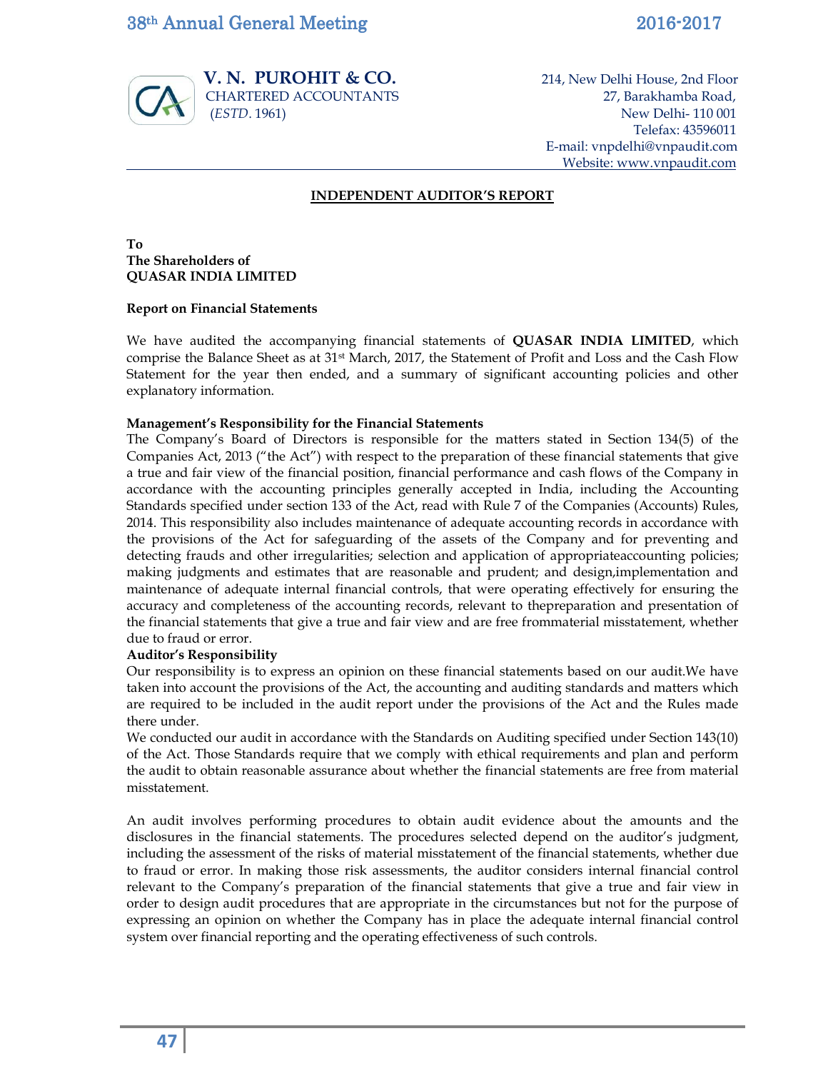**V. N. PUROHIT & CO.**
CHARTERED ACCOUNTANTS
(*ESTD*. 1961)

214, New Delhi House, 2nd Floor
27, Barakhamba Road,
New Delhi- 110 001
Telefax: 43596011
E-mail: vnpdelhi@vnpaudit.com
Website: www.vnpaudit.com

## INDEPENDENT AUDITOR'S REPORT

**To**
**The Shareholders of**
**QUASAR INDIA LIMITED**

**Report on Financial Statements**

We have audited the accompanying financial statements of **QUASAR INDIA LIMITED**, which comprise the Balance Sheet as at 31st March, 2017, the Statement of Profit and Loss and the Cash Flow Statement for the year then ended, and a summary of significant accounting policies and other explanatory information.

**Management's Responsibility for the Financial Statements**

The Company's Board of Directors is responsible for the matters stated in Section 134(5) of the Companies Act, 2013 ("the Act") with respect to the preparation of these financial statements that give a true and fair view of the financial position, financial performance and cash flows of the Company in accordance with the accounting principles generally accepted in India, including the Accounting Standards specified under section 133 of the Act, read with Rule 7 of the Companies (Accounts) Rules, 2014. This responsibility also includes maintenance of adequate accounting records in accordance with the provisions of the Act for safeguarding of the assets of the Company and for preventing and detecting frauds and other irregularities; selection and application of appropriateaccounting policies; making judgments and estimates that are reasonable and prudent; and design,implementation and maintenance of adequate internal financial controls, that were operating effectively for ensuring the accuracy and completeness of the accounting records, relevant to thepreparation and presentation of the financial statements that give a true and fair view and are free frommaterial misstatement, whether due to fraud or error.

**Auditor's Responsibility**

Our responsibility is to express an opinion on these financial statements based on our audit.We have taken into account the provisions of the Act, the accounting and auditing standards and matters which are required to be included in the audit report under the provisions of the Act and the Rules made there under.

We conducted our audit in accordance with the Standards on Auditing specified under Section 143(10) of the Act. Those Standards require that we comply with ethical requirements and plan and perform the audit to obtain reasonable assurance about whether the financial statements are free from material misstatement.

An audit involves performing procedures to obtain audit evidence about the amounts and the disclosures in the financial statements. The procedures selected depend on the auditor's judgment, including the assessment of the risks of material misstatement of the financial statements, whether due to fraud or error. In making those risk assessments, the auditor considers internal financial control relevant to the Company's preparation of the financial statements that give a true and fair view in order to design audit procedures that are appropriate in the circumstances but not for the purpose of expressing an opinion on whether the Company has in place the adequate internal financial control system over financial reporting and the operating effectiveness of such controls.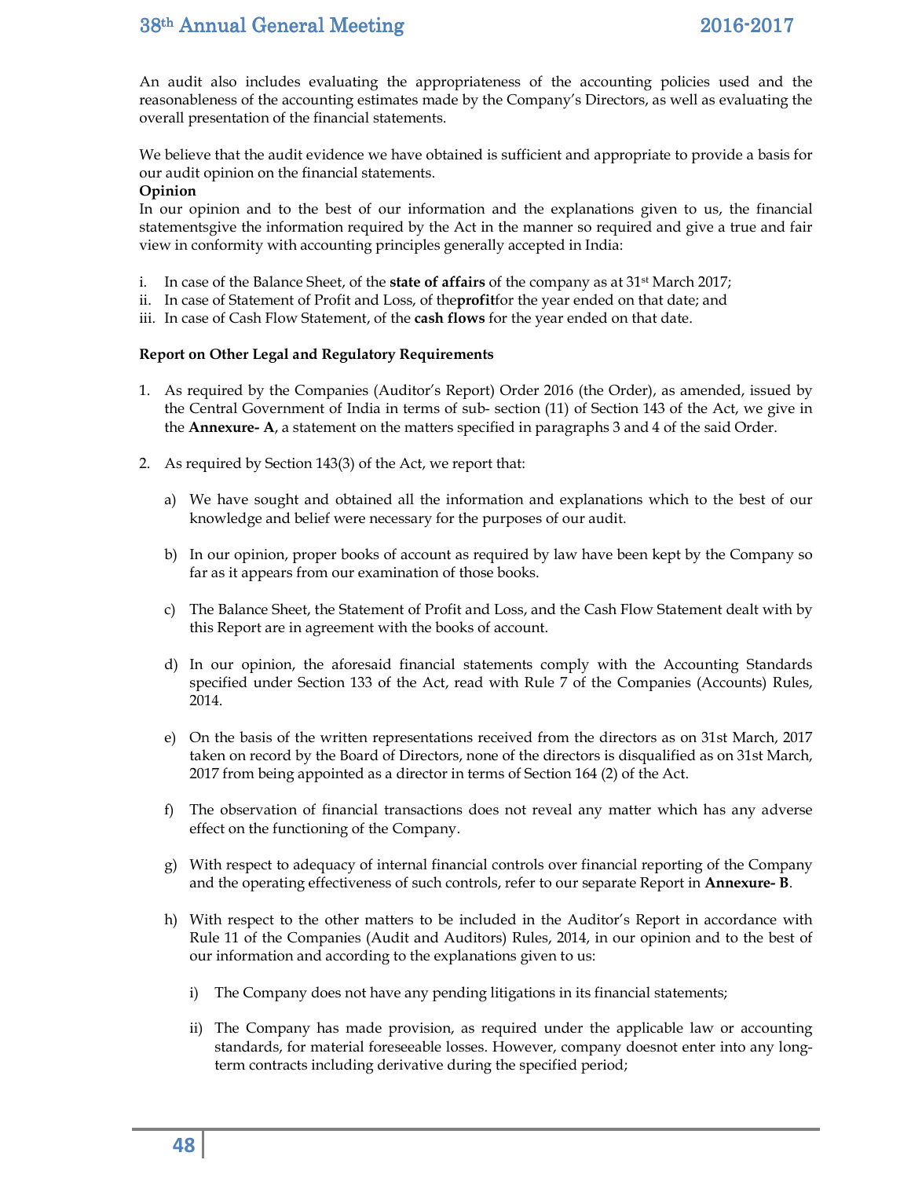An audit also includes evaluating the appropriateness of the accounting policies used and the reasonableness of the accounting estimates made by the Company's Directors, as well as evaluating the overall presentation of the financial statements.

We believe that the audit evidence we have obtained is sufficient and appropriate to provide a basis for our audit opinion on the financial statements.

**Opinion**

In our opinion and to the best of our information and the explanations given to us, the financial statementsgive the information required by the Act in the manner so required and give a true and fair view in conformity with accounting principles generally accepted in India:

i. In case of the Balance Sheet, of the **state of affairs** of the company as at 31st March 2017;
ii. In case of Statement of Profit and Loss, of the**profit**for the year ended on that date; and
iii. In case of Cash Flow Statement, of the **cash flows** for the year ended on that date.

**Report on Other Legal and Regulatory Requirements**

1. As required by the Companies (Auditor's Report) Order 2016 (the Order), as amended, issued by the Central Government of India in terms of sub- section (11) of Section 143 of the Act, we give in the **Annexure- A**, a statement on the matters specified in paragraphs 3 and 4 of the said Order.

2. As required by Section 143(3) of the Act, we report that:

   a) We have sought and obtained all the information and explanations which to the best of our knowledge and belief were necessary for the purposes of our audit.

   b) In our opinion, proper books of account as required by law have been kept by the Company so far as it appears from our examination of those books.

   c) The Balance Sheet, the Statement of Profit and Loss, and the Cash Flow Statement dealt with by this Report are in agreement with the books of account.

   d) In our opinion, the aforesaid financial statements comply with the Accounting Standards specified under Section 133 of the Act, read with Rule 7 of the Companies (Accounts) Rules, 2014.

   e) On the basis of the written representations received from the directors as on 31st March, 2017 taken on record by the Board of Directors, none of the directors is disqualified as on 31st March, 2017 from being appointed as a director in terms of Section 164 (2) of the Act.

   f) The observation of financial transactions does not reveal any matter which has any adverse effect on the functioning of the Company.

   g) With respect to adequacy of internal financial controls over financial reporting of the Company and the operating effectiveness of such controls, refer to our separate Report in **Annexure- B**.

   h) With respect to the other matters to be included in the Auditor's Report in accordance with Rule 11 of the Companies (Audit and Auditors) Rules, 2014, in our opinion and to the best of our information and according to the explanations given to us:

      i) The Company does not have any pending litigations in its financial statements;

      ii) The Company has made provision, as required under the applicable law or accounting standards, for material foreseeable losses. However, company doesnot enter into any long-term contracts including derivative during the specified period;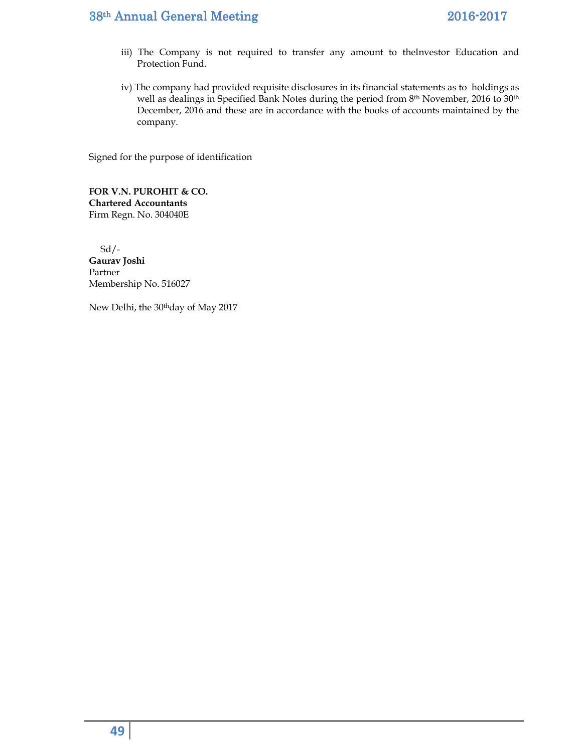iii) The Company is not required to transfer any amount to theInvestor Education and Protection Fund.

iv) The company had provided requisite disclosures in its financial statements as to holdings as well as dealings in Specified Bank Notes during the period from 8th November, 2016 to 30th December, 2016 and these are in accordance with the books of accounts maintained by the company.

Signed for the purpose of identification

**FOR V.N. PUROHIT & CO.**
**Chartered Accountants**
Firm Regn. No. 304040E

Sd/-
**Gaurav Joshi**
Partner
Membership No. 516027

New Delhi, the 30thday of May 2017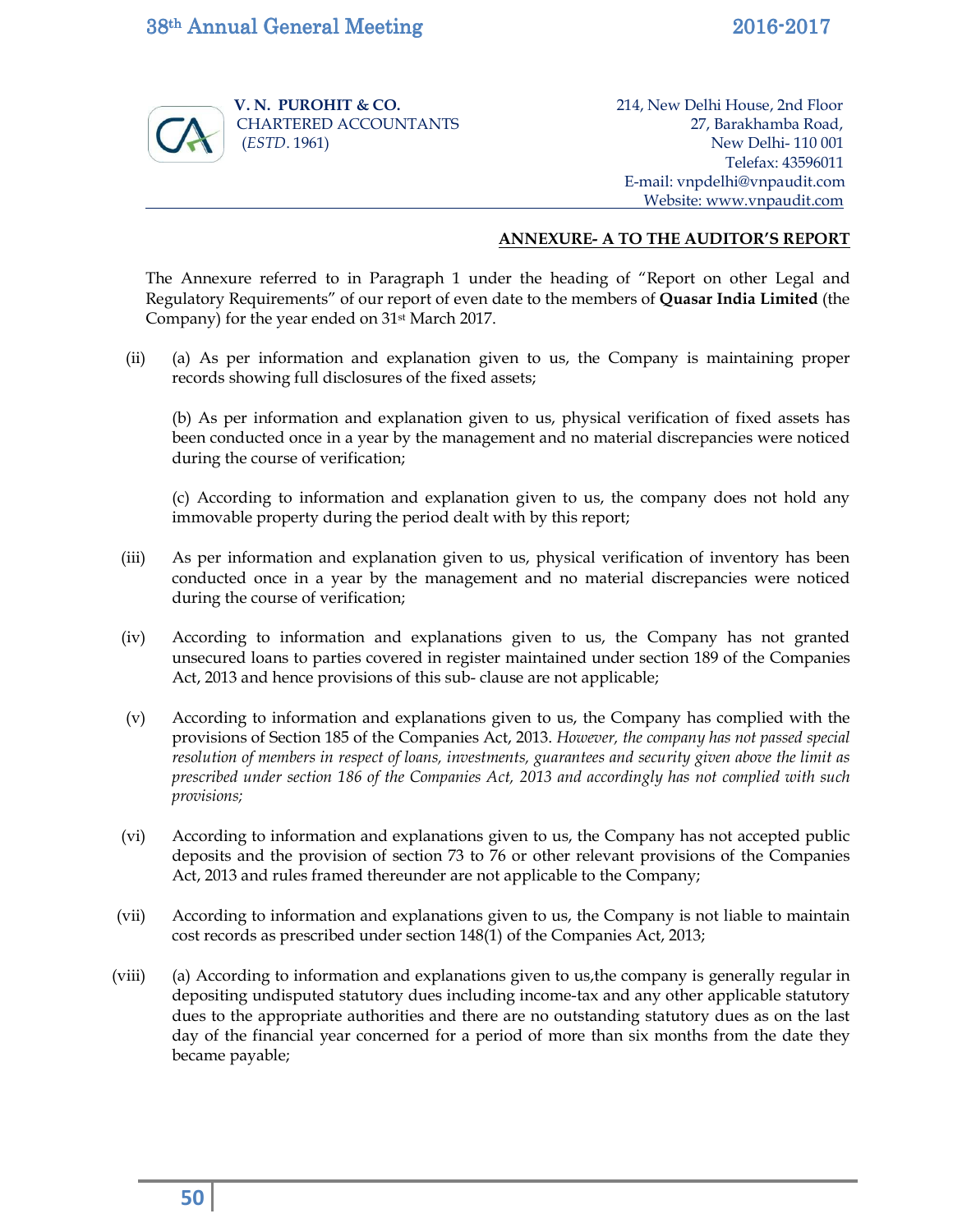**V. N. PUROHIT & CO.**
CHARTERED ACCOUNTANTS
(*ESTD*. 1961)

214, New Delhi House, 2nd Floor
27, Barakhamba Road,
New Delhi- 110 001
Telefax: 43596011
E-mail: vnpdelhi@vnpaudit.com
Website: www.vnpaudit.com

**ANNEXURE- A TO THE AUDITOR'S REPORT**

The Annexure referred to in Paragraph 1 under the heading of "Report on other Legal and Regulatory Requirements" of our report of even date to the members of **Quasar India Limited** (the Company) for the year ended on 31st March 2017.

(ii) (a) As per information and explanation given to us, the Company is maintaining proper records showing full disclosures of the fixed assets;

(b) As per information and explanation given to us, physical verification of fixed assets has been conducted once in a year by the management and no material discrepancies were noticed during the course of verification;

(c) According to information and explanation given to us, the company does not hold any immovable property during the period dealt with by this report;

(iii) As per information and explanation given to us, physical verification of inventory has been conducted once in a year by the management and no material discrepancies were noticed during the course of verification;

(iv) According to information and explanations given to us, the Company has not granted unsecured loans to parties covered in register maintained under section 189 of the Companies Act, 2013 and hence provisions of this sub- clause are not applicable;

(v) According to information and explanations given to us, the Company has complied with the provisions of Section 185 of the Companies Act, 2013. *However, the company has not passed special resolution of members in respect of loans, investments, guarantees and security given above the limit as prescribed under section 186 of the Companies Act, 2013 and accordingly has not complied with such provisions;*

(vi) According to information and explanations given to us, the Company has not accepted public deposits and the provision of section 73 to 76 or other relevant provisions of the Companies Act, 2013 and rules framed thereunder are not applicable to the Company;

(vii) According to information and explanations given to us, the Company is not liable to maintain cost records as prescribed under section 148(1) of the Companies Act, 2013;

(viii) (a) According to information and explanations given to us,the company is generally regular in depositing undisputed statutory dues including income-tax and any other applicable statutory dues to the appropriate authorities and there are no outstanding statutory dues as on the last day of the financial year concerned for a period of more than six months from the date they became payable;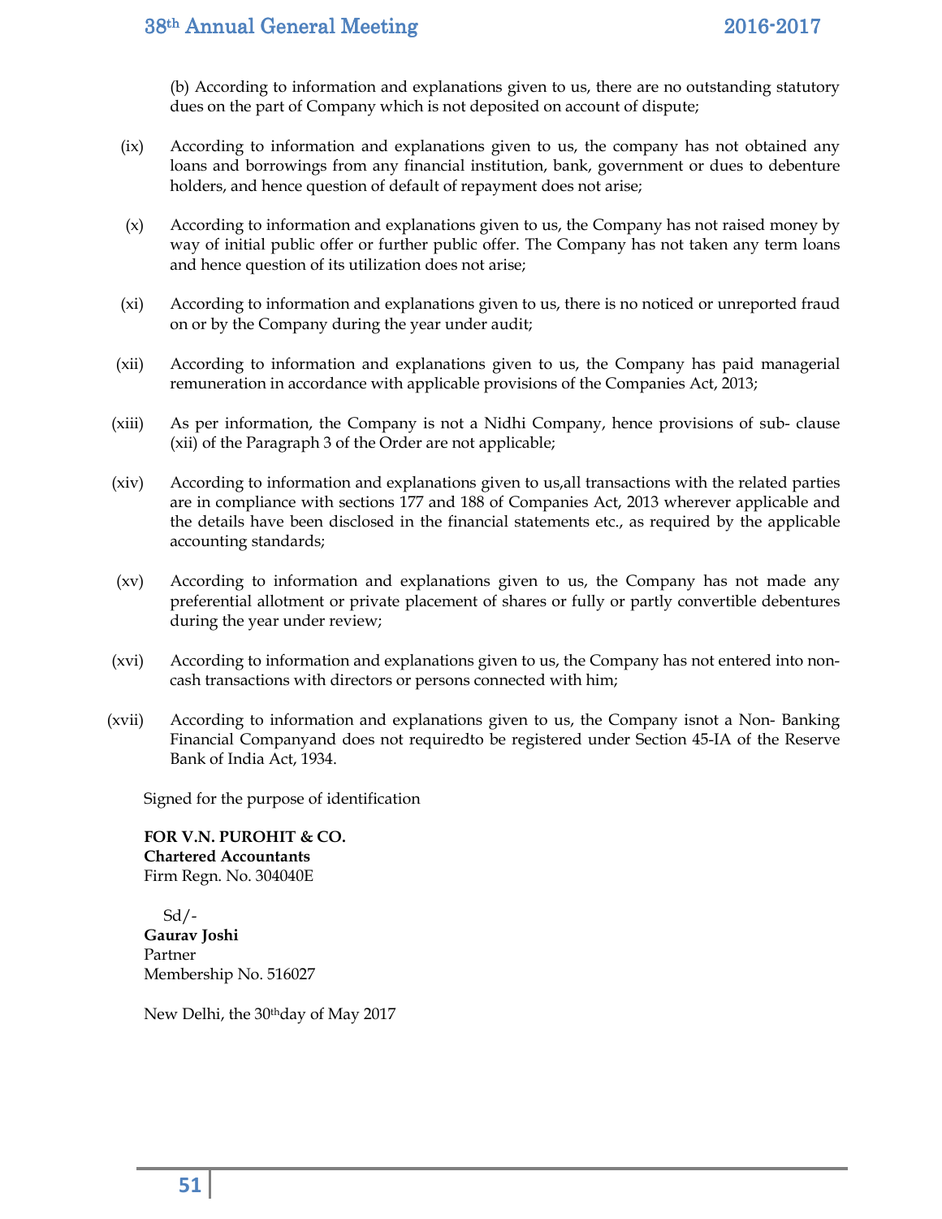(b) According to information and explanations given to us, there are no outstanding statutory dues on the part of Company which is not deposited on account of dispute;

(ix) According to information and explanations given to us, the company has not obtained any loans and borrowings from any financial institution, bank, government or dues to debenture holders, and hence question of default of repayment does not arise;

(x) According to information and explanations given to us, the Company has not raised money by way of initial public offer or further public offer. The Company has not taken any term loans and hence question of its utilization does not arise;

(xi) According to information and explanations given to us, there is no noticed or unreported fraud on or by the Company during the year under audit;

(xii) According to information and explanations given to us, the Company has paid managerial remuneration in accordance with applicable provisions of the Companies Act, 2013;

(xiii) As per information, the Company is not a Nidhi Company, hence provisions of sub- clause (xii) of the Paragraph 3 of the Order are not applicable;

(xiv) According to information and explanations given to us,all transactions with the related parties are in compliance with sections 177 and 188 of Companies Act, 2013 wherever applicable and the details have been disclosed in the financial statements etc., as required by the applicable accounting standards;

(xv) According to information and explanations given to us, the Company has not made any preferential allotment or private placement of shares or fully or partly convertible debentures during the year under review;

(xvi) According to information and explanations given to us, the Company has not entered into non-cash transactions with directors or persons connected with him;

(xvii) According to information and explanations given to us, the Company isnot a Non- Banking Financial Companyand does not requiredto be registered under Section 45-IA of the Reserve Bank of India Act, 1934.

Signed for the purpose of identification

**FOR V.N. PUROHIT & CO.**
**Chartered Accountants**
Firm Regn. No. 304040E

Sd/-
**Gaurav Joshi**
Partner
Membership No. 516027

New Delhi, the 30thday of May 2017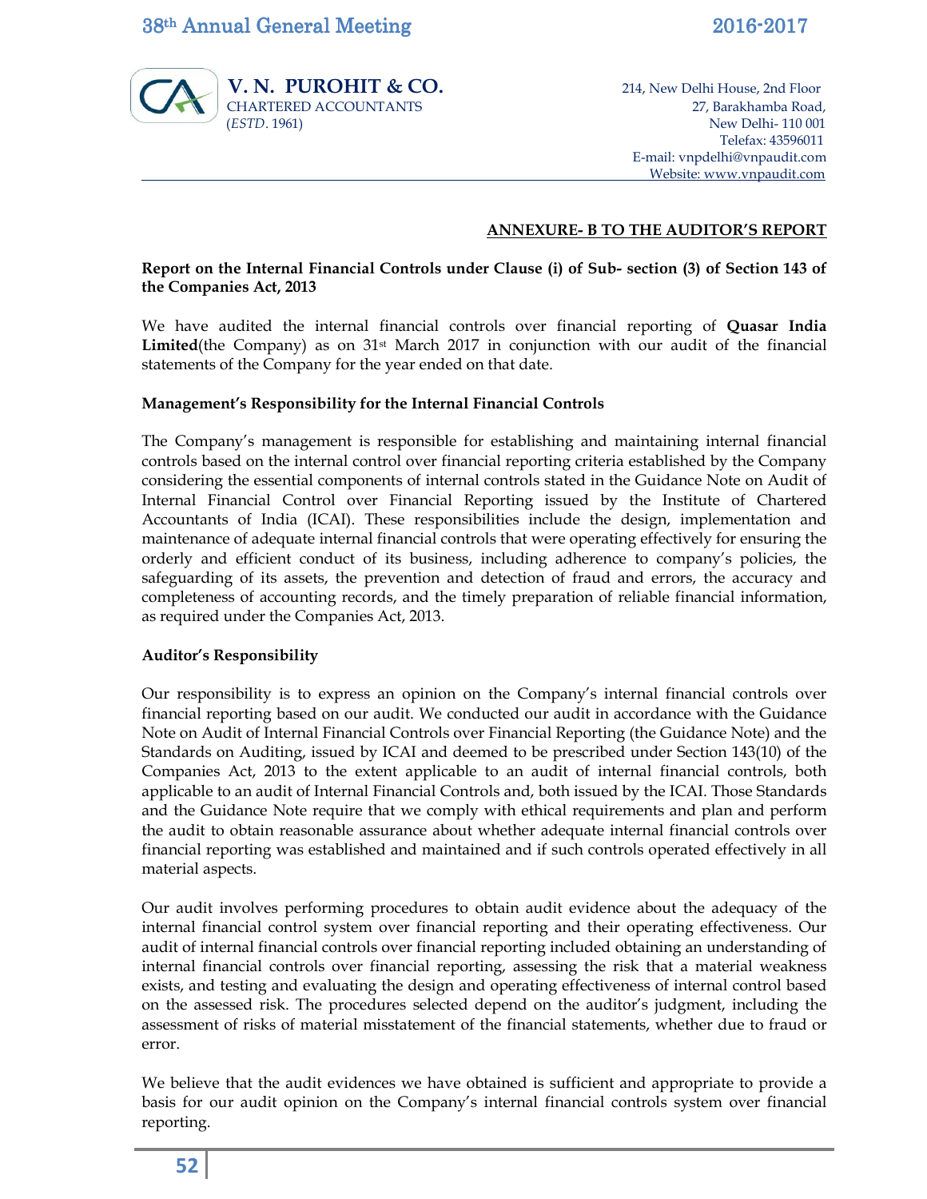**V. N. PUROHIT & CO.**
CHARTERED ACCOUNTANTS
(*ESTD*. 1961)

214, New Delhi House, 2nd Floor
27, Barakhamba Road,
New Delhi- 110 001
Telefax: 43596011
E-mail: vnpdelhi@vnpaudit.com
Website: www.vnpaudit.com

**ANNEXURE- B TO THE AUDITOR'S REPORT**

**Report on the Internal Financial Controls under Clause (i) of Sub- section (3) of Section 143 of the Companies Act, 2013**

We have audited the internal financial controls over financial reporting of **Quasar India Limited**(the Company) as on 31st March 2017 in conjunction with our audit of the financial statements of the Company for the year ended on that date.

**Management's Responsibility for the Internal Financial Controls**

The Company's management is responsible for establishing and maintaining internal financial controls based on the internal control over financial reporting criteria established by the Company considering the essential components of internal controls stated in the Guidance Note on Audit of Internal Financial Control over Financial Reporting issued by the Institute of Chartered Accountants of India (ICAI). These responsibilities include the design, implementation and maintenance of adequate internal financial controls that were operating effectively for ensuring the orderly and efficient conduct of its business, including adherence to company's policies, the safeguarding of its assets, the prevention and detection of fraud and errors, the accuracy and completeness of accounting records, and the timely preparation of reliable financial information, as required under the Companies Act, 2013.

**Auditor's Responsibility**

Our responsibility is to express an opinion on the Company's internal financial controls over financial reporting based on our audit. We conducted our audit in accordance with the Guidance Note on Audit of Internal Financial Controls over Financial Reporting (the Guidance Note) and the Standards on Auditing, issued by ICAI and deemed to be prescribed under Section 143(10) of the Companies Act, 2013 to the extent applicable to an audit of internal financial controls, both applicable to an audit of Internal Financial Controls and, both issued by the ICAI. Those Standards and the Guidance Note require that we comply with ethical requirements and plan and perform the audit to obtain reasonable assurance about whether adequate internal financial controls over financial reporting was established and maintained and if such controls operated effectively in all material aspects.

Our audit involves performing procedures to obtain audit evidence about the adequacy of the internal financial control system over financial reporting and their operating effectiveness. Our audit of internal financial controls over financial reporting included obtaining an understanding of internal financial controls over financial reporting, assessing the risk that a material weakness exists, and testing and evaluating the design and operating effectiveness of internal control based on the assessed risk. The procedures selected depend on the auditor's judgment, including the assessment of risks of material misstatement of the financial statements, whether due to fraud or error.

We believe that the audit evidences we have obtained is sufficient and appropriate to provide a basis for our audit opinion on the Company's internal financial controls system over financial reporting.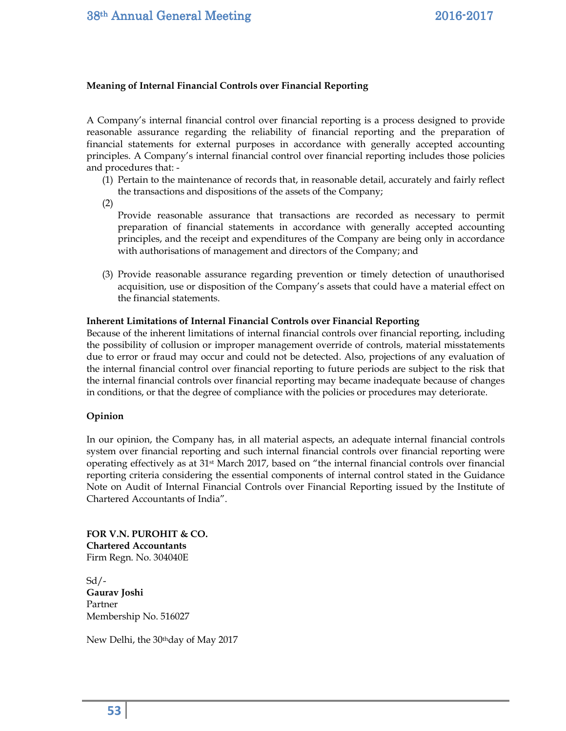**Meaning of Internal Financial Controls over Financial Reporting**

A Company's internal financial control over financial reporting is a process designed to provide reasonable assurance regarding the reliability of financial reporting and the preparation of financial statements for external purposes in accordance with generally accepted accounting principles. A Company's internal financial control over financial reporting includes those policies and procedures that: -

(1) Pertain to the maintenance of records that, in reasonable detail, accurately and fairly reflect the transactions and dispositions of the assets of the Company;

(2) Provide reasonable assurance that transactions are recorded as necessary to permit preparation of financial statements in accordance with generally accepted accounting principles, and the receipt and expenditures of the Company are being only in accordance with authorisations of management and directors of the Company; and

(3) Provide reasonable assurance regarding prevention or timely detection of unauthorised acquisition, use or disposition of the Company's assets that could have a material effect on the financial statements.

**Inherent Limitations of Internal Financial Controls over Financial Reporting**

Because of the inherent limitations of internal financial controls over financial reporting, including the possibility of collusion or improper management override of controls, material misstatements due to error or fraud may occur and could not be detected. Also, projections of any evaluation of the internal financial control over financial reporting to future periods are subject to the risk that the internal financial controls over financial reporting may became inadequate because of changes in conditions, or that the degree of compliance with the policies or procedures may deteriorate.

**Opinion**

In our opinion, the Company has, in all material aspects, an adequate internal financial controls system over financial reporting and such internal financial controls over financial reporting were operating effectively as at 31st March 2017, based on "the internal financial controls over financial reporting criteria considering the essential components of internal control stated in the Guidance Note on Audit of Internal Financial Controls over Financial Reporting issued by the Institute of Chartered Accountants of India".

**FOR V.N. PUROHIT & CO.**
**Chartered Accountants**
Firm Regn. No. 304040E

Sd/-
**Gaurav Joshi**
Partner
Membership No. 516027

New Delhi, the 30th day of May 2017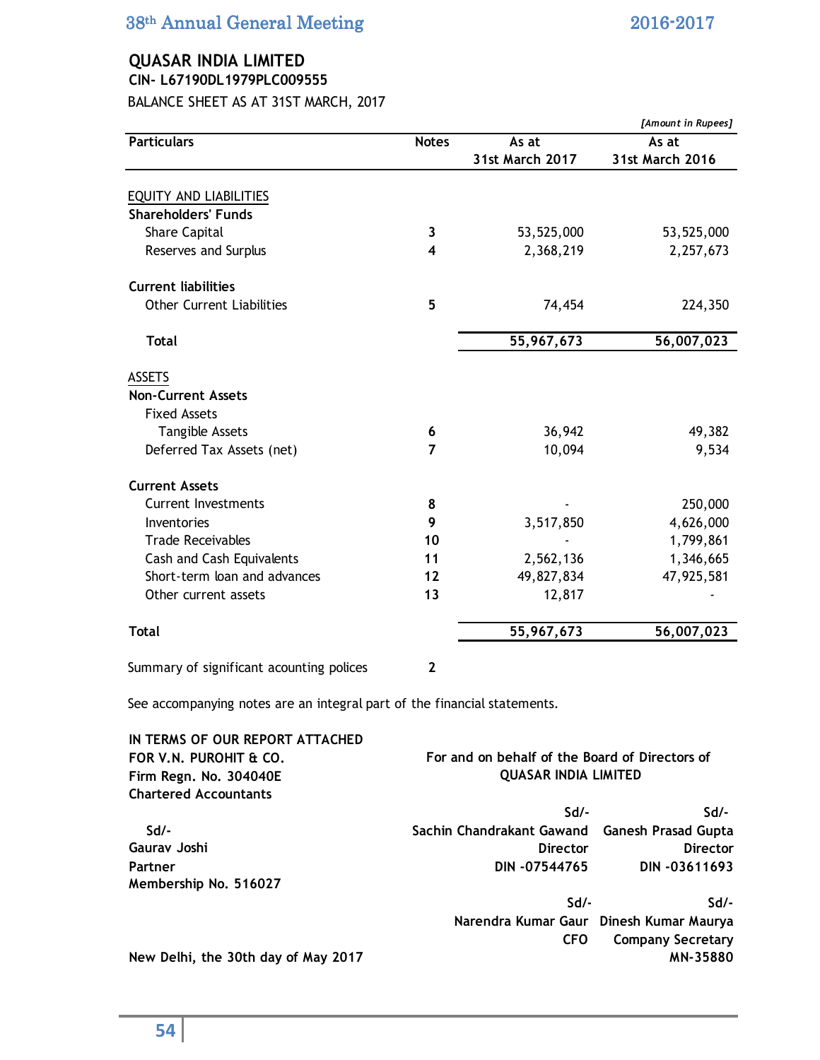# QUASAR INDIA LIMITED

**CIN- L67190DL1979PLC009555**

BALANCE SHEET AS AT 31ST MARCH, 2017

*[Amount in Rupees]*

| Particulars | Notes | As at 31st March 2017 | As at 31st March 2016 |
|---|---|---|---|
| EQUITY AND LIABILITIES | | | |
| **Shareholders' Funds** | | | |
| Share Capital | 3 | 53,525,000 | 53,525,000 |
| Reserves and Surplus | 4 | 2,368,219 | 2,257,673 |
| **Current liabilities** | | | |
| Other Current Liabilities | 5 | 74,454 | 224,350 |
| **Total** | | **55,967,673** | **56,007,023** |
| ASSETS | | | |
| **Non-Current Assets** | | | |
| Fixed Assets | | | |
| Tangible Assets | 6 | 36,942 | 49,382 |
| Deferred Tax Assets (net) | 7 | 10,094 | 9,534 |
| **Current Assets** | | | |
| Current Investments | 8 | - | 250,000 |
| Inventories | 9 | 3,517,850 | 4,626,000 |
| Trade Receivables | 10 | - | 1,799,861 |
| Cash and Cash Equivalents | 11 | 2,562,136 | 1,346,665 |
| Short-term loan and advances | 12 | 49,827,834 | 47,925,581 |
| Other current assets | 13 | 12,817 | - |
| **Total** | | **55,967,673** | **56,007,023** |

Summary of significant acounting polices 2

See accompanying notes are an integral part of the financial statements.

**IN TERMS OF OUR REPORT ATTACHED**
**FOR V.N. PUROHIT & CO.**
**Firm Regn. No. 304040E**
**Chartered Accountants**

**Sd/-**
**Gaurav Joshi**
**Partner**
**Membership No. 516027**

**For and on behalf of the Board of Directors of QUASAR INDIA LIMITED**

**Sd/-**
**Sachin Chandrakant Gawand**
**Director**
**DIN -07544765**

**Sd/-**
**Ganesh Prasad Gupta**
**Director**
**DIN -03611693**

**Sd/-**
**Narendra Kumar Gaur**
**CFO**

**Sd/-**
**Dinesh Kumar Maurya**
**Company Secretary**
**MN-35880**

**New Delhi, the 30th day of May 2017**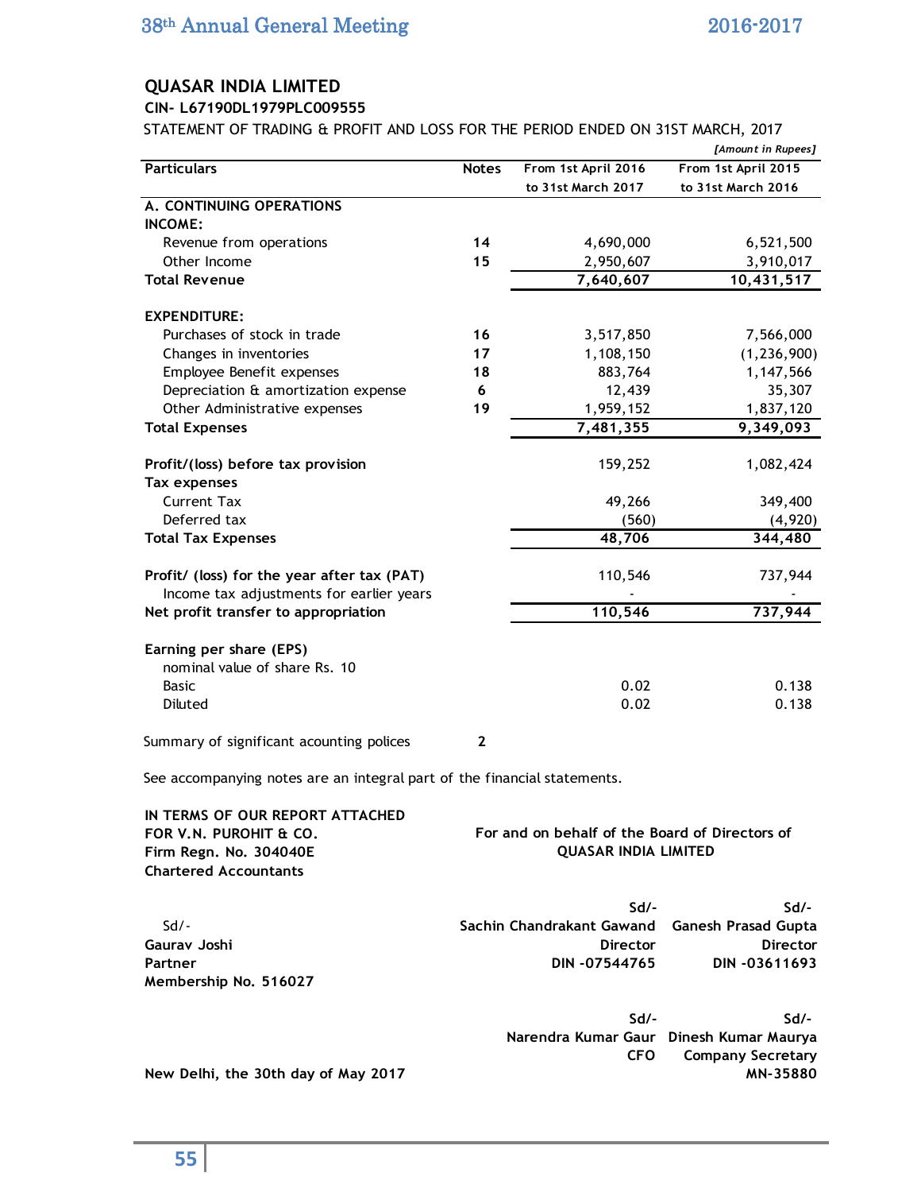# QUASAR INDIA LIMITED

**CIN- L67190DL1979PLC009555**

STATEMENT OF TRADING & PROFIT AND LOSS FOR THE PERIOD ENDED ON 31ST MARCH, 2017

*[Amount in Rupees]*

| Particulars | Notes | From 1st April 2016 to 31st March 2017 | From 1st April 2015 to 31st March 2016 |
|---|---|---|---|
| **A. CONTINUING OPERATIONS** | | | |
| **INCOME:** | | | |
| Revenue from operations | **14** | 4,690,000 | 6,521,500 |
| Other Income | **15** | 2,950,607 | 3,910,017 |
| **Total Revenue** | | **7,640,607** | **10,431,517** |
| | | | |
| **EXPENDITURE:** | | | |
| Purchases of stock in trade | **16** | 3,517,850 | 7,566,000 |
| Changes in inventories | **17** | 1,108,150 | (1,236,900) |
| Employee Benefit expenses | **18** | 883,764 | 1,147,566 |
| Depreciation & amortization expense | **6** | 12,439 | 35,307 |
| Other Administrative expenses | **19** | 1,959,152 | 1,837,120 |
| **Total Expenses** | | **7,481,355** | **9,349,093** |
| | | | |
| **Profit/(loss) before tax provision** | | 159,252 | 1,082,424 |
| **Tax expenses** | | | |
| Current Tax | | 49,266 | 349,400 |
| Deferred tax | | (560) | (4,920) |
| **Total Tax Expenses** | | **48,706** | **344,480** |
| | | | |
| **Profit/ (loss) for the year after tax (PAT)** | | 110,546 | 737,944 |
| Income tax adjustments for earlier years | | - | - |
| **Net profit transfer to appropriation** | | **110,546** | **737,944** |
| | | | |
| **Earning per share (EPS)** | | | |
| nominal value of share Rs. 10 | | | |
| Basic | | 0.02 | 0.138 |
| Diluted | | 0.02 | 0.138 |
| | | | |
| Summary of significant acounting polices | **2** | | |

See accompanying notes are an integral part of the financial statements.

**IN TERMS OF OUR REPORT ATTACHED**
**FOR V.N. PUROHIT & CO.**
**Firm Regn. No. 304040E**
**Chartered Accountants**

**For and on behalf of the Board of Directors of QUASAR INDIA LIMITED**

Sd/-
**Gaurav Joshi**
**Partner**
**Membership No. 516027**

**Sd/-**
**Sachin Chandrakant Gawand**
**Director**
**DIN -07544765**

**Sd/-**
**Ganesh Prasad Gupta**
**Director**
**DIN -03611693**

**Sd/-**
**Narendra Kumar Gaur**
**CFO**

**Sd/-**
**Dinesh Kumar Maurya**
**Company Secretary**
**MN-35880**

**New Delhi, the 30th day of May 2017**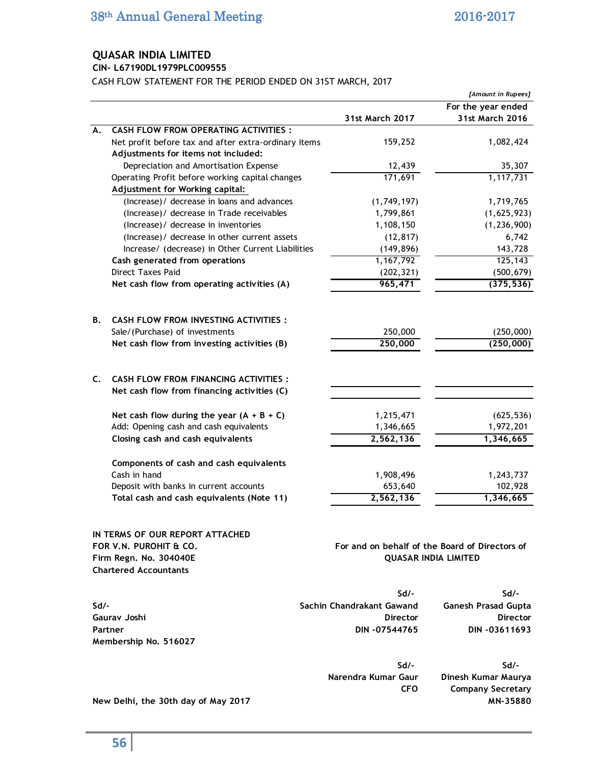# QUASAR INDIA LIMITED

**CIN- L67190DL1979PLC009555**

CASH FLOW STATEMENT FOR THE PERIOD ENDED ON 31ST MARCH, 2017

*[Amount in Rupees]*

| | | 31st March 2017 | For the year ended 31st March 2016 |
|---|---|---|---|
| **A.** | **CASH FLOW FROM OPERATING ACTIVITIES :** | | |
| | Net profit before tax and after extra-ordinary items | 159,252 | 1,082,424 |
| | **Adjustments for items not included:** | | |
| | Depreciation and Amortisation Expense | 12,439 | 35,307 |
| | Operating Profit before working capital changes | 171,691 | 1,117,731 |
| | **Adjustment for Working capital:** | | |
| | (Increase)/ decrease in loans and advances | (1,749,197) | 1,719,765 |
| | (Increase)/ decrease in Trade receivables | 1,799,861 | (1,625,923) |
| | (Increase)/ decrease in inventories | 1,108,150 | (1,236,900) |
| | (Increase)/ decrease in other current assets | (12,817) | 6,742 |
| | Increase/ (decrease) in Other Current Liabilities | (149,896) | 143,728 |
| | **Cash generated from operations** | 1,167,792 | 125,143 |
| | Direct Taxes Paid | (202,321) | (500,679) |
| | **Net cash flow from operating activities (A)** | **965,471** | **(375,536)** |
| **B.** | **CASH FLOW FROM INVESTING ACTIVITIES :** | | |
| | Sale/(Purchase) of investments | 250,000 | (250,000) |
| | **Net cash flow from investing activities (B)** | **250,000** | **(250,000)** |
| **C.** | **CASH FLOW FROM FINANCING ACTIVITIES :** | | |
| | **Net cash flow from financing activities (C)** | | |
| | **Net cash flow during the year (A + B + C)** | 1,215,471 | (625,536) |
| | Add: Opening cash and cash equivalents | 1,346,665 | 1,972,201 |
| | **Closing cash and cash equivalents** | **2,562,136** | **1,346,665** |
| | **Components of cash and cash equivalents** | | |
| | Cash in hand | 1,908,496 | 1,243,737 |
| | Deposit with banks in current accounts | 653,640 | 102,928 |
| | **Total cash and cash equivalents (Note 11)** | **2,562,136** | **1,346,665** |

**IN TERMS OF OUR REPORT ATTACHED**
**FOR V.N. PUROHIT & CO.**
**Firm Regn. No. 304040E**
**Chartered Accountants**

**For and on behalf of the Board of Directors of QUASAR INDIA LIMITED**

Sd/-
**Gaurav Joshi**
**Partner**
**Membership No. 516027**

Sd/-
**Sachin Chandrakant Gawand**
**Director**
**DIN -07544765**

Sd/-
**Ganesh Prasad Gupta**
**Director**
**DIN -03611693**

Sd/-
**Narendra Kumar Gaur**
**CFO**

Sd/-
**Dinesh Kumar Maurya**
**Company Secretary**
**MN-35880**

**New Delhi, the 30th day of May 2017**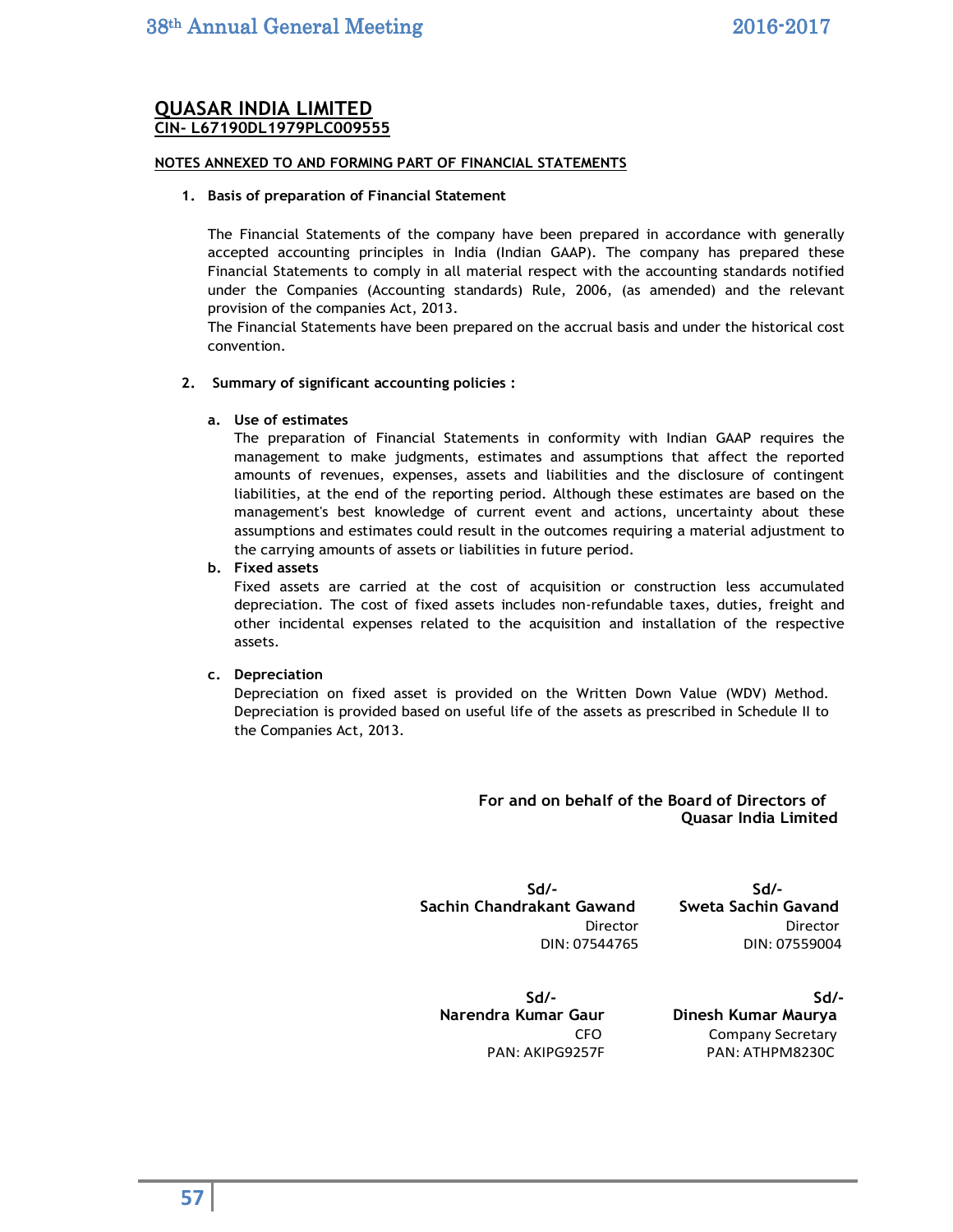# QUASAR INDIA LIMITED

**CIN- L67190DL1979PLC009555**

**NOTES ANNEXED TO AND FORMING PART OF FINANCIAL STATEMENTS**

1. **Basis of preparation of Financial Statement**

   The Financial Statements of the company have been prepared in accordance with generally accepted accounting principles in India (Indian GAAP). The company has prepared these Financial Statements to comply in all material respect with the accounting standards notified under the Companies (Accounting standards) Rule, 2006, (as amended) and the relevant provision of the companies Act, 2013.

   The Financial Statements have been prepared on the accrual basis and under the historical cost convention.

2. **Summary of significant accounting policies :**

   a. **Use of estimates**
      The preparation of Financial Statements in conformity with Indian GAAP requires the management to make judgments, estimates and assumptions that affect the reported amounts of revenues, expenses, assets and liabilities and the disclosure of contingent liabilities, at the end of the reporting period. Although these estimates are based on the management's best knowledge of current event and actions, uncertainty about these assumptions and estimates could result in the outcomes requiring a material adjustment to the carrying amounts of assets or liabilities in future period.

   b. **Fixed assets**
      Fixed assets are carried at the cost of acquisition or construction less accumulated depreciation. The cost of fixed assets includes non-refundable taxes, duties, freight and other incidental expenses related to the acquisition and installation of the respective assets.

   c. **Depreciation**
      Depreciation on fixed asset is provided on the Written Down Value (WDV) Method. Depreciation is provided based on useful life of the assets as prescribed in Schedule II to the Companies Act, 2013.

**For and on behalf of the Board of Directors of Quasar India Limited**

| Sd/- | Sd/- |
|---|---|
| **Sachin Chandrakant Gawand** | **Sweta Sachin Gavand** |
| Director | Director |
| DIN: 07544765 | DIN: 07559004 |

| Sd/- | Sd/- |
|---|---|
| **Narendra Kumar Gaur** | **Dinesh Kumar Maurya** |
| CFO | Company Secretary |
| PAN: AKIPG9257F | PAN: ATHPM8230C |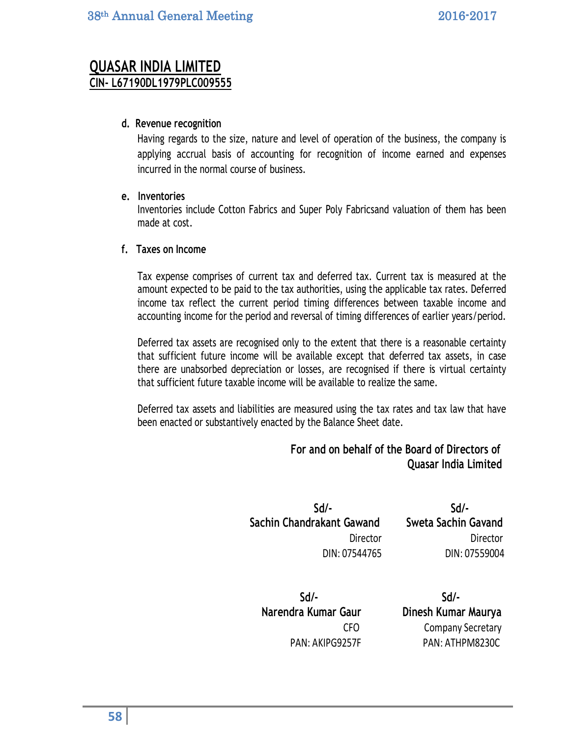## QUASAR INDIA LIMITED
**CIN- L67190DL1979PLC009555**

**d. Revenue recognition**

Having regards to the size, nature and level of operation of the business, the company is applying accrual basis of accounting for recognition of income earned and expenses incurred in the normal course of business.

**e. Inventories**

Inventories include Cotton Fabrics and Super Poly Fabricsand valuation of them has been made at cost.

**f. Taxes on Income**

Tax expense comprises of current tax and deferred tax. Current tax is measured at the amount expected to be paid to the tax authorities, using the applicable tax rates. Deferred income tax reflect the current period timing differences between taxable income and accounting income for the period and reversal of timing differences of earlier years/period.

Deferred tax assets are recognised only to the extent that there is a reasonable certainty that sufficient future income will be available except that deferred tax assets, in case there are unabsorbed depreciation or losses, are recognised if there is virtual certainty that sufficient future taxable income will be available to realize the same.

Deferred tax assets and liabilities are measured using the tax rates and tax law that have been enacted or substantively enacted by the Balance Sheet date.

**For and on behalf of the Board of Directors of Quasar India Limited**

| | |
|---|---|
| **Sd/-** | **Sd/-** |
| **Sachin Chandrakant Gawand** | **Sweta Sachin Gavand** |
| Director | Director |
| DIN: 07544765 | DIN: 07559004 |
| **Sd/-** | **Sd/-** |
| **Narendra Kumar Gaur** | **Dinesh Kumar Maurya** |
| CFO | Company Secretary |
| PAN: AKIPG9257F | PAN: ATHPM8230C |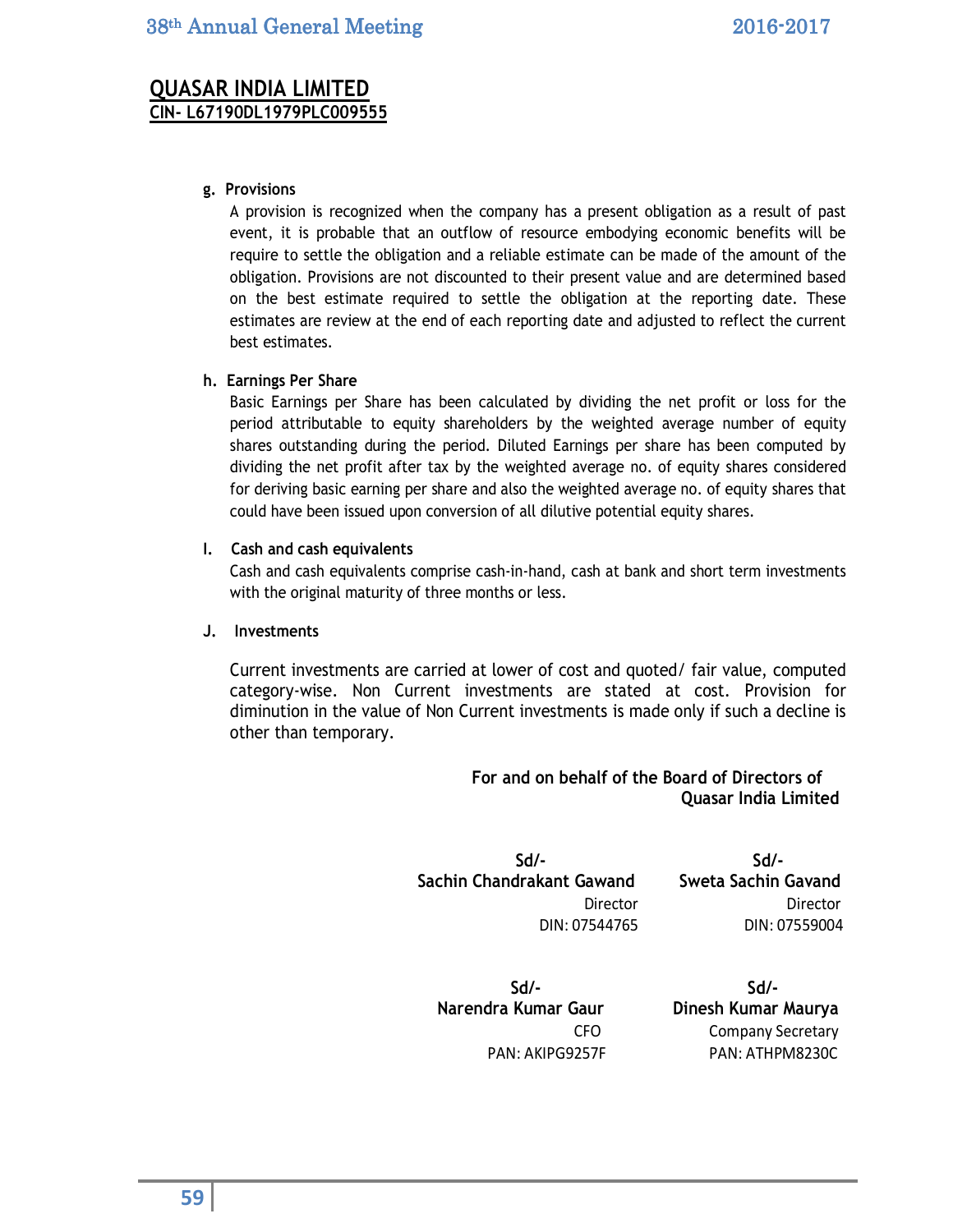**QUASAR INDIA LIMITED**
**CIN- L67190DL1979PLC009555**

**g. Provisions**

A provision is recognized when the company has a present obligation as a result of past event, it is probable that an outflow of resource embodying economic benefits will be require to settle the obligation and a reliable estimate can be made of the amount of the obligation. Provisions are not discounted to their present value and are determined based on the best estimate required to settle the obligation at the reporting date. These estimates are review at the end of each reporting date and adjusted to reflect the current best estimates.

**h. Earnings Per Share**

Basic Earnings per Share has been calculated by dividing the net profit or loss for the period attributable to equity shareholders by the weighted average number of equity shares outstanding during the period. Diluted Earnings per share has been computed by dividing the net profit after tax by the weighted average no. of equity shares considered for deriving basic earning per share and also the weighted average no. of equity shares that could have been issued upon conversion of all dilutive potential equity shares.

**I. Cash and cash equivalents**

Cash and cash equivalents comprise cash-in-hand, cash at bank and short term investments with the original maturity of three months or less.

**J. Investments**

Current investments are carried at lower of cost and quoted/ fair value, computed category-wise. Non Current investments are stated at cost. Provision for diminution in the value of Non Current investments is made only if such a decline is other than temporary.

**For and on behalf of the Board of Directors of Quasar India Limited**

| | |
|---|---|
| **Sd/-** | **Sd/-** |
| **Sachin Chandrakant Gawand** | **Sweta Sachin Gavand** |
| Director | Director |
| DIN: 07544765 | DIN: 07559004 |
| **Sd/-** | **Sd/-** |
| **Narendra Kumar Gaur** | **Dinesh Kumar Maurya** |
| CFO | Company Secretary |
| PAN: AKIPG9257F | PAN: ATHPM8230C |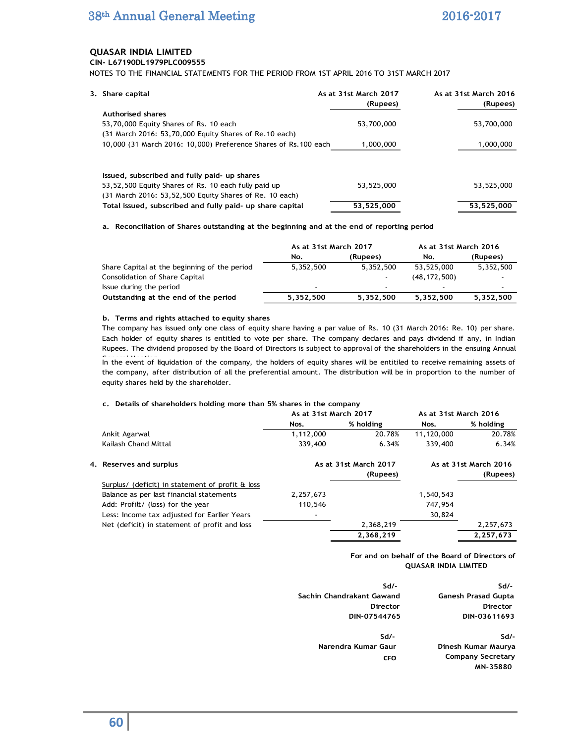## QUASAR INDIA LIMITED

**CIN- L67190DL1979PLC009555**

NOTES TO THE FINANCIAL STATEMENTS FOR THE PERIOD FROM 1ST APRIL 2016 TO 31ST MARCH 2017

| **3. Share capital** | **As at 31st March 2017 (Rupees)** | **As at 31st March 2016 (Rupees)** |
|---|---|---|
| **Authorised shares** | | |
| 53,70,000 Equity Shares of Rs. 10 each (31 March 2016: 53,70,000 Equity Shares of Re.10 each) | 53,700,000 | 53,700,000 |
| 10,000 (31 March 2016: 10,000) Preference Shares of Rs.100 each | 1,000,000 | 1,000,000 |
| | | |
| **Issued, subscribed and fully paid- up shares** | | |
| 53,52,500 Equity Shares of Rs. 10 each fully paid up (31 March 2016: 53,52,500 Equity Shares of Re. 10 each) | 53,525,000 | 53,525,000 |
| **Total issued, subscribed and fully paid- up share capital** | **53,525,000** | **53,525,000** |

**a. Reconciliation of Shares outstanding at the beginning and at the end of reporting period**

| | As at 31st March 2017 | | As at 31st March 2016 | |
|---|---|---|---|---|
| | No. | (Rupees) | No. | (Rupees) |
| Share Capital at the beginning of the period | 5,352,500 | 5,352,500 | 53,525,000 | 5,352,500 |
| Consolidation of Share Capital | | - | (48,172,500) | - |
| Issue during the period | - | - | - | - |
| **Outstanding at the end of the period** | **5,352,500** | **5,352,500** | **5,352,500** | **5,352,500** |

**b. Terms and rights attached to equity shares**

The company has issued only one class of equity share having a par value of Rs. 10 (31 March 2016: Re. 10) per share. Each holder of equity shares is entitled to vote per share. The company declares and pays dividend if any, in Indian Rupees. The dividend proposed by the Board of Directors is subject to approval of the shareholders in the ensuing Annual General Meeting.

In the event of liquidation of the company, the holders of equity shares will be entitiled to receive remaining assets of the company, after distribution of all the preferential amount. The distribution will be in proportion to the number of equity shares held by the shareholder.

**c. Details of shareholders holding more than 5% shares in the company**

| | As at 31st March 2017 | | As at 31st March 2016 | |
|---|---|---|---|---|
| | Nos. | % holding | Nos. | % holding |
| Ankit Agarwal | 1,112,000 | 20.78% | 11,120,000 | 20.78% |
| Kailash Chand Mittal | 339,400 | 6.34% | 339,400 | 6.34% |

| **4. Reserves and surplus** | | **As at 31st March 2017 (Rupees)** | | **As at 31st March 2016 (Rupees)** |
|---|---|---|---|---|
| Surplus/ (deficit) in statement of profit & loss | | | | |
| Balance as per last financial statements | 2,257,673 | | 1,540,543 | |
| Add: Profilt/ (loss) for the year | 110,546 | | 747,954 | |
| Less: Income tax adjusted for Earlier Years | - | | 30,824 | |
| Net (deficit) in statement of profit and loss | | 2,368,219 | | 2,257,673 |
| | | **2,368,219** | | **2,257,673** |

**For and on behalf of the Board of Directors of QUASAR INDIA LIMITED**

| | |
|---|---|
| Sd/- | Sd/- |
| **Sachin Chandrakant Gawand** | **Ganesh Prasad Gupta** |
| **Director** | **Director** |
| **DIN-07544765** | **DIN-03611693** |
| | |
| Sd/- | Sd/- |
| **Narendra Kumar Gaur** | **Dinesh Kumar Maurya** |
| **CFO** | **Company Secretary** |
| | **MN-35880** |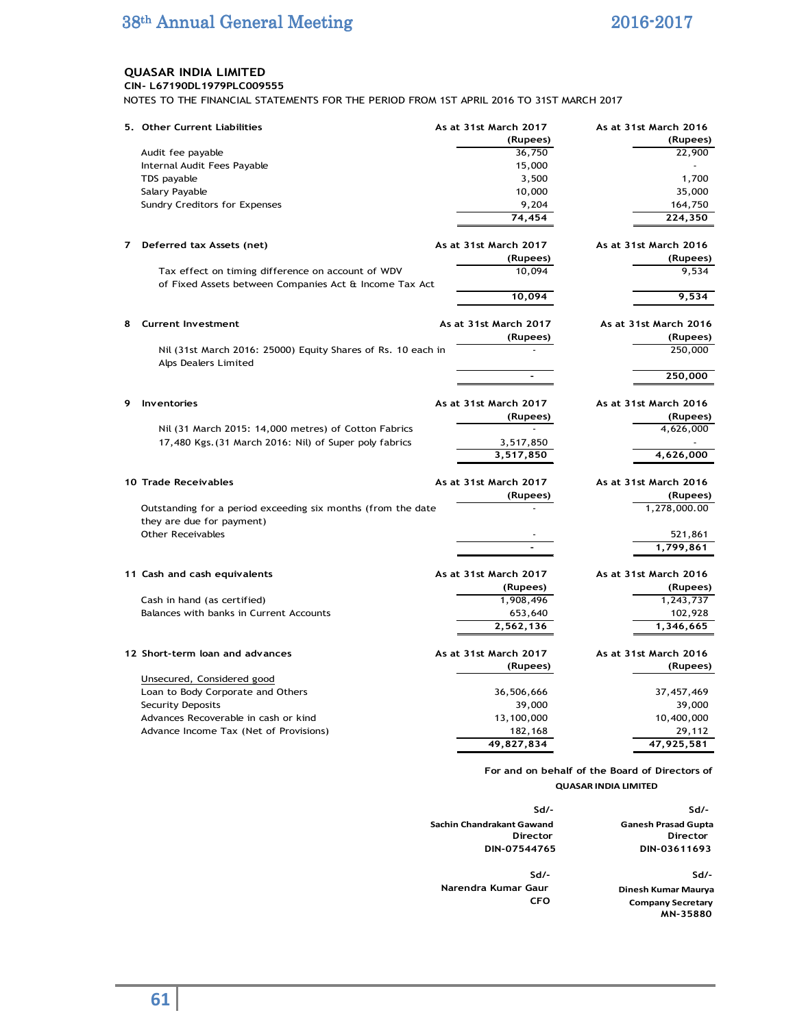**QUASAR INDIA LIMITED**

**CIN- L67190DL1979PLC009555**

NOTES TO THE FINANCIAL STATEMENTS FOR THE PERIOD FROM 1ST APRIL 2016 TO 31ST MARCH 2017

| 5. Other Current Liabilities | As at 31st March 2017 (Rupees) | As at 31st March 2016 (Rupees) |
|---|---|---|
| Audit fee payable | 36,750 | 22,900 |
| Internal Audit Fees Payable | 15,000 | - |
| TDS payable | 3,500 | 1,700 |
| Salary Payable | 10,000 | 35,000 |
| Sundry Creditors for Expenses | 9,204 | 164,750 |
| | **74,454** | **224,350** |

| 7 Deferred tax Assets (net) | As at 31st March 2017 (Rupees) | As at 31st March 2016 (Rupees) |
|---|---|---|
| Tax effect on timing difference on account of WDV of Fixed Assets between Companies Act & Income Tax Act | 10,094 | 9,534 |
| | **10,094** | **9,534** |

| 8 Current Investment | As at 31st March 2017 (Rupees) | As at 31st March 2016 (Rupees) |
|---|---|---|
| Nil (31st March 2016: 25000) Equity Shares of Rs. 10 each in Alps Dealers Limited | - | 250,000 |
| | **-** | **250,000** |

| 9 Inventories | As at 31st March 2017 (Rupees) | As at 31st March 2016 (Rupees) |
|---|---|---|
| Nil (31 March 2015: 14,000 metres) of Cotton Fabrics | - | 4,626,000 |
| 17,480 Kgs.(31 March 2016: Nil) of Super poly fabrics | 3,517,850 | - |
| | **3,517,850** | **4,626,000** |

| 10 Trade Receivables | As at 31st March 2017 (Rupees) | As at 31st March 2016 (Rupees) |
|---|---|---|
| Outstanding for a period exceeding six months (from the date they are due for payment) | - | 1,278,000.00 |
| Other Receivables | - | 521,861 |
| | **-** | **1,799,861** |

| 11 Cash and cash equivalents | As at 31st March 2017 (Rupees) | As at 31st March 2016 (Rupees) |
|---|---|---|
| Cash in hand (as certified) | 1,908,496 | 1,243,737 |
| Balances with banks in Current Accounts | 653,640 | 102,928 |
| | **2,562,136** | **1,346,665** |

| 12 Short-term loan and advances | As at 31st March 2017 (Rupees) | As at 31st March 2016 (Rupees) |
|---|---|---|
| Unsecured, Considered good | | |
| Loan to Body Corporate and Others | 36,506,666 | 37,457,469 |
| Security Deposits | 39,000 | 39,000 |
| Advances Recoverable in cash or kind | 13,100,000 | 10,400,000 |
| Advance Income Tax (Net of Provisions) | 182,168 | 29,112 |
| | **49,827,834** | **47,925,581** |

For and on behalf of the Board of Directors of
**QUASAR INDIA LIMITED**

| Sd/- | Sd/- |
|---|---|
| **Sachin Chandrakant Gawand** | **Ganesh Prasad Gupta** |
| Director | Director |
| DIN-07544765 | DIN-03611693 |
| Sd/- | Sd/- |
| Narendra Kumar Gaur | **Dinesh Kumar Maurya** |
| CFO | **Company Secretary** |
| | **MN-35880** |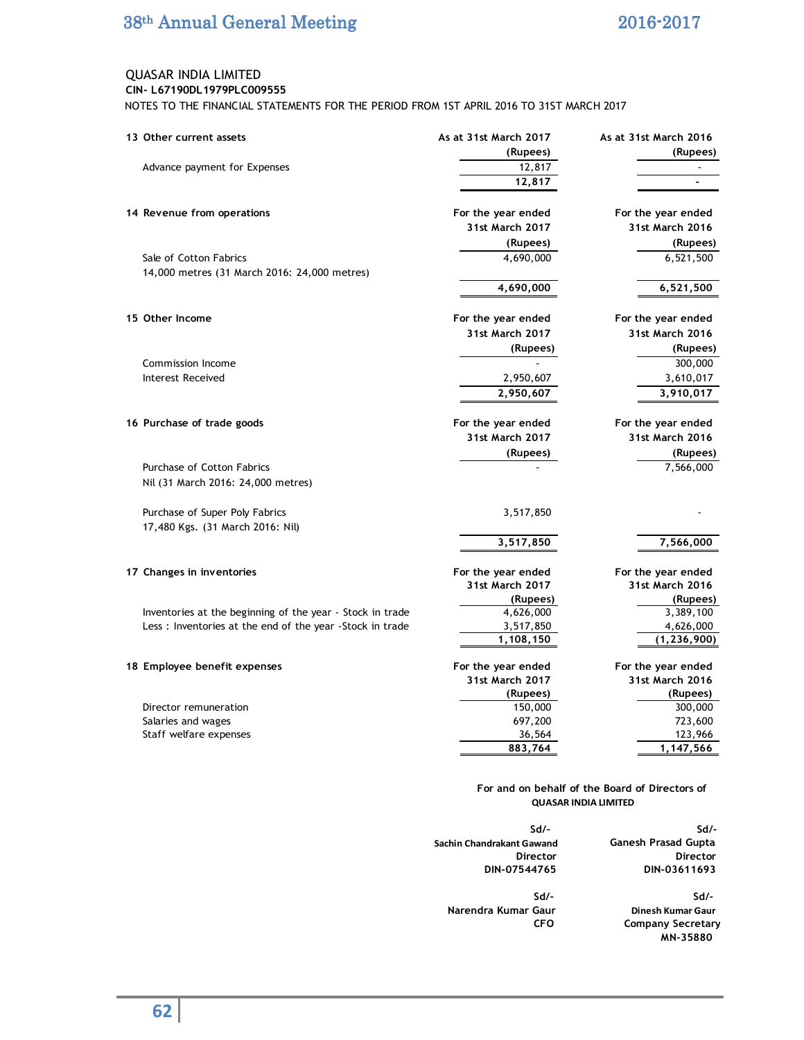QUASAR INDIA LIMITED

**CIN- L67190DL1979PLC009555**

NOTES TO THE FINANCIAL STATEMENTS FOR THE PERIOD FROM 1ST APRIL 2016 TO 31ST MARCH 2017

| **13 Other current assets** | **As at 31st March 2017 (Rupees)** | **As at 31st March 2016 (Rupees)** |
|---|---|---|
| Advance payment for Expenses | 12,817 | - |
| | **12,817** | **-** |

| **14 Revenue from operations** | **For the year ended 31st March 2017 (Rupees)** | **For the year ended 31st March 2016 (Rupees)** |
|---|---|---|
| Sale of Cotton Fabrics | 4,690,000 | 6,521,500 |
| 14,000 metres (31 March 2016: 24,000 metres) | | |
| | **4,690,000** | **6,521,500** |

| **15 Other Income** | **For the year ended 31st March 2017 (Rupees)** | **For the year ended 31st March 2016 (Rupees)** |
|---|---|---|
| Commission Income | - | 300,000 |
| Interest Received | 2,950,607 | 3,610,017 |
| | **2,950,607** | **3,910,017** |

| **16 Purchase of trade goods** | **For the year ended 31st March 2017 (Rupees)** | **For the year ended 31st March 2016 (Rupees)** |
|---|---|---|
| Purchase of Cotton Fabrics | - | 7,566,000 |
| Nil (31 March 2016: 24,000 metres) | | |
| Purchase of Super Poly Fabrics | 3,517,850 | - |
| 17,480 Kgs. (31 March 2016: Nil) | | |
| | **3,517,850** | **7,566,000** |

| **17 Changes in inventories** | **For the year ended 31st March 2017 (Rupees)** | **For the year ended 31st March 2016 (Rupees)** |
|---|---|---|
| Inventories at the beginning of the year - Stock in trade | 4,626,000 | 3,389,100 |
| Less : Inventories at the end of the year -Stock in trade | 3,517,850 | 4,626,000 |
| | **1,108,150** | **(1,236,900)** |

| **18 Employee benefit expenses** | **For the year ended 31st March 2017 (Rupees)** | **For the year ended 31st March 2016 (Rupees)** |
|---|---|---|
| Director remuneration | 150,000 | 300,000 |
| Salaries and wages | 697,200 | 723,600 |
| Staff welfare expenses | 36,564 | 123,966 |
| | **883,764** | **1,147,566** |

For and on behalf of the Board of Directors of
**QUASAR INDIA LIMITED**

| Sd/- | Sd/- |
|---|---|
| **Sachin Chandrakant Gawand** | **Ganesh Prasad Gupta** |
| **Director** | **Director** |
| **DIN-07544765** | **DIN-03611693** |
| | |
| Sd/- | Sd/- |
| **Narendra Kumar Gaur** | **Dinesh Kumar Gaur** |
| **CFO** | **Company Secretary** |
| | **MN-35880** |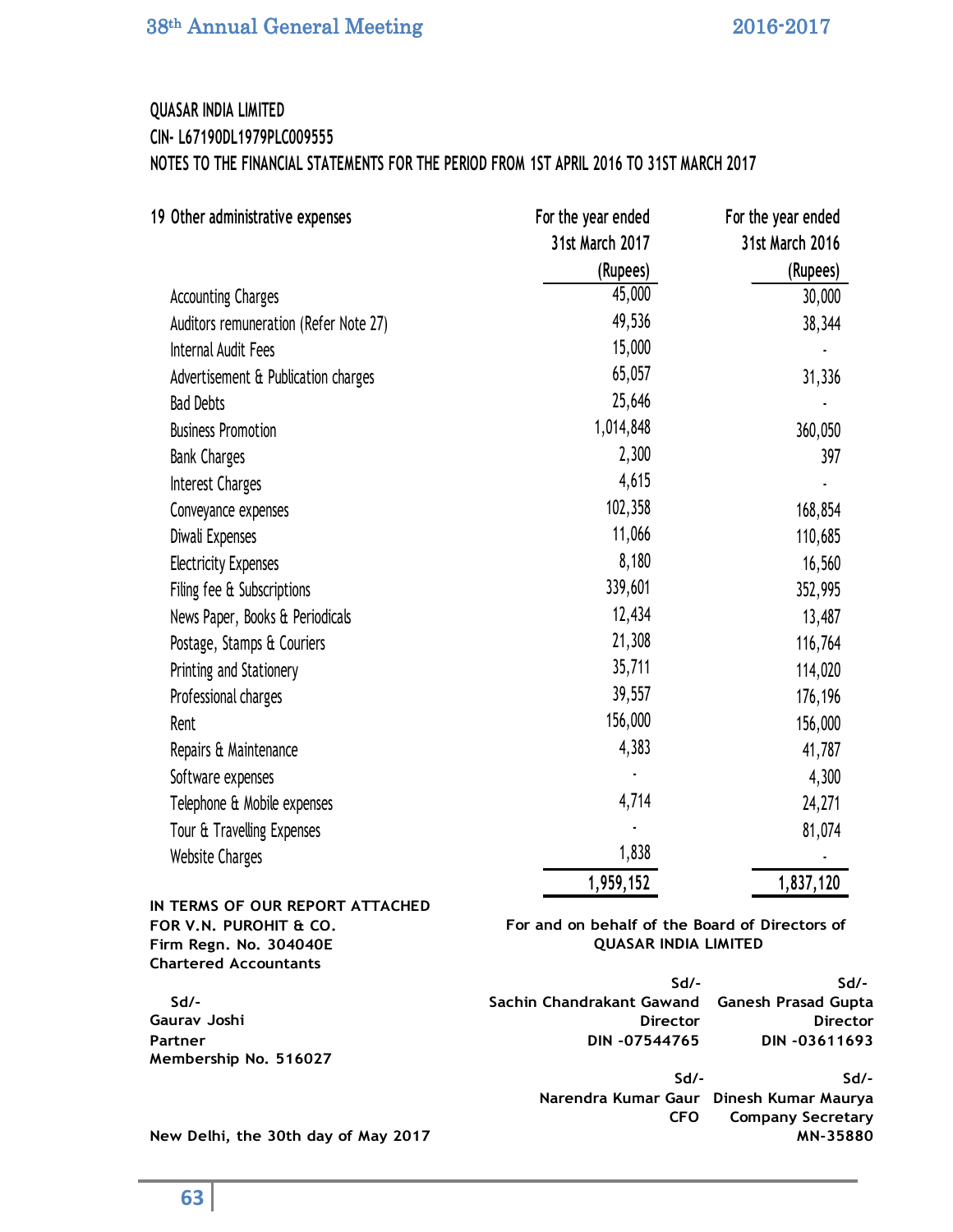**QUASAR INDIA LIMITED**

**CIN- L67190DL1979PLC009555**

**NOTES TO THE FINANCIAL STATEMENTS FOR THE PERIOD FROM 1ST APRIL 2016 TO 31ST MARCH 2017**

| 19 Other administrative expenses | For the year ended 31st March 2017 (Rupees) | For the year ended 31st March 2016 (Rupees) |
|---|---:|---:|
| Accounting Charges | 45,000 | 30,000 |
| Auditors remuneration (Refer Note 27) | 49,536 | 38,344 |
| Internal Audit Fees | 15,000 | - |
| Advertisement & Publication charges | 65,057 | 31,336 |
| Bad Debts | 25,646 | - |
| Business Promotion | 1,014,848 | 360,050 |
| Bank Charges | 2,300 | 397 |
| Interest Charges | 4,615 | - |
| Conveyance expenses | 102,358 | 168,854 |
| Diwali Expenses | 11,066 | 110,685 |
| Electricity Expenses | 8,180 | 16,560 |
| Filing fee & Subscriptions | 339,601 | 352,995 |
| News Paper, Books & Periodicals | 12,434 | 13,487 |
| Postage, Stamps & Couriers | 21,308 | 116,764 |
| Printing and Stationery | 35,711 | 114,020 |
| Professional charges | 39,557 | 176,196 |
| Rent | 156,000 | 156,000 |
| Repairs & Maintenance | 4,383 | 41,787 |
| Software expenses | - | 4,300 |
| Telephone & Mobile expenses | 4,714 | 24,271 |
| Tour & Travelling Expenses | - | 81,074 |
| Website Charges | 1,838 | - |
| | **1,959,152** | **1,837,120** |

**IN TERMS OF OUR REPORT ATTACHED**
**FOR V.N. PUROHIT & CO.**
**Firm Regn. No. 304040E**
**Chartered Accountants**

**For and on behalf of the Board of Directors of QUASAR INDIA LIMITED**

**Sd/-**
**Gaurav Joshi**
**Partner**
**Membership No. 516027**

**Sd/-**
**Sachin Chandrakant Gawand**
**Director**
**DIN -07544765**

**Sd/-**
**Ganesh Prasad Gupta**
**Director**
**DIN -03611693**

**Sd/-**
**Narendra Kumar Gaur**
**CFO**

**Sd/-**
**Dinesh Kumar Maurya**
**Company Secretary**
**MN-35880**

**New Delhi, the 30th day of May 2017**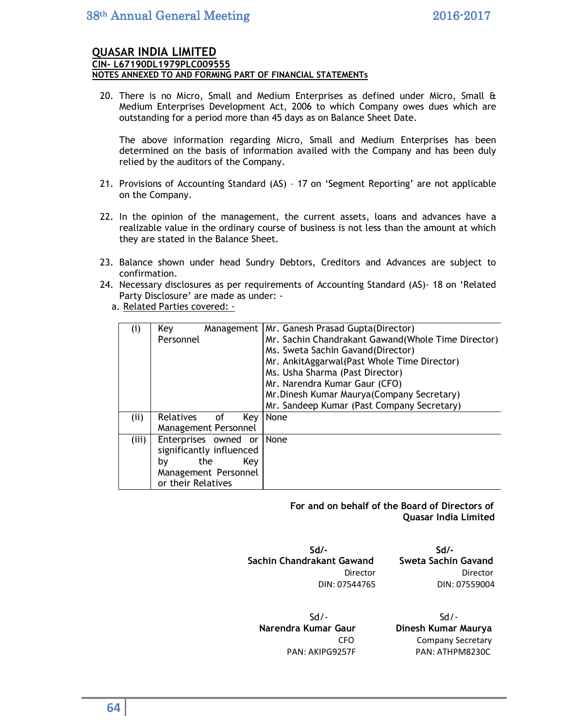## QUASAR INDIA LIMITED

**CIN- L67190DL1979PLC009555**

**NOTES ANNEXED TO AND FORMING PART OF FINANCIAL STATEMENTs**

20. There is no Micro, Small and Medium Enterprises as defined under Micro, Small & Medium Enterprises Development Act, 2006 to which Company owes dues which are outstanding for a period more than 45 days as on Balance Sheet Date.

    The above information regarding Micro, Small and Medium Enterprises has been determined on the basis of information availed with the Company and has been duly relied by the auditors of the Company.

21. Provisions of Accounting Standard (AS) – 17 on 'Segment Reporting' are not applicable on the Company.

22. In the opinion of the management, the current assets, loans and advances have a realizable value in the ordinary course of business is not less than the amount at which they are stated in the Balance Sheet.

23. Balance shown under head Sundry Debtors, Creditors and Advances are subject to confirmation.

24. Necessary disclosures as per requirements of Accounting Standard (AS)- 18 on 'Related Party Disclosure' are made as under: -

    a. Related Parties covered: -

| | | |
|---|---|---|
| (i) | Key Management Personnel | Mr. Ganesh Prasad Gupta(Director)<br>Mr. Sachin Chandrakant Gawand(Whole Time Director)<br>Ms. Sweta Sachin Gavand(Director)<br>Mr. AnkitAggarwal(Past Whole Time Director)<br>Ms. Usha Sharma (Past Director)<br>Mr. Narendra Kumar Gaur (CFO)<br>Mr.Dinesh Kumar Maurya(Company Secretary)<br>Mr. Sandeep Kumar (Past Company Secretary) |
| (ii) | Relatives of Key Management Personnel | None |
| (iii) | Enterprises owned or significantly influenced by the Key Management Personnel or their Relatives | None |

**For and on behalf of the Board of Directors of Quasar India Limited**

| | |
|---|---|
| Sd/-<br>**Sachin Chandrakant Gawand**<br>Director<br>DIN: 07544765 | Sd/-<br>**Sweta Sachin Gavand**<br>Director<br>DIN: 07559004 |
| Sd/-<br>**Narendra Kumar Gaur**<br>CFO<br>PAN: AKIPG9257F | Sd/-<br>**Dinesh Kumar Maurya**<br>Company Secretary<br>PAN: ATHPM8230C |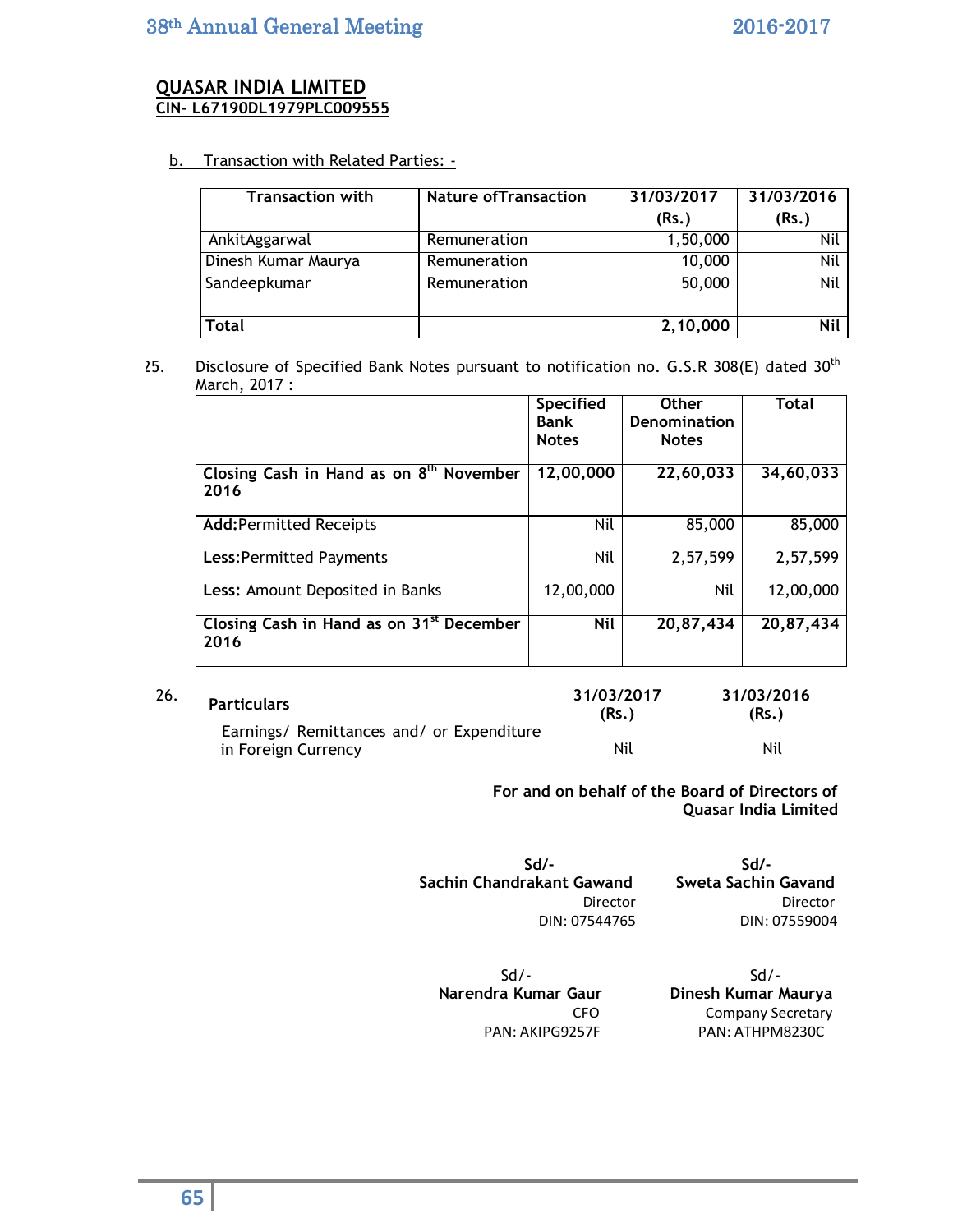**QUASAR INDIA LIMITED**
**CIN- L67190DL1979PLC009555**

b. Transaction with Related Parties: -

| Transaction with | Nature ofTransaction | 31/03/2017 (Rs.) | 31/03/2016 (Rs.) |
|---|---|---|---|
| AnkitAggarwal | Remuneration | 1,50,000 | Nil |
| Dinesh Kumar Maurya | Remuneration | 10,000 | Nil |
| Sandeepkumar | Remuneration | 50,000 | Nil |
| **Total** | | **2,10,000** | **Nil** |

25. Disclosure of Specified Bank Notes pursuant to notification no. G.S.R 308(E) dated 30th March, 2017 :

| | Specified Bank Notes | Other Denomination Notes | Total |
|---|---|---|---|
| **Closing Cash in Hand as on 8th November 2016** | **12,00,000** | **22,60,033** | **34,60,033** |
| **Add:**Permitted Receipts | Nil | 85,000 | 85,000 |
| **Less:**Permitted Payments | Nil | 2,57,599 | 2,57,599 |
| **Less:** Amount Deposited in Banks | 12,00,000 | Nil | 12,00,000 |
| **Closing Cash in Hand as on 31st December 2016** | **Nil** | **20,87,434** | **20,87,434** |

26.

| **Particulars** | **31/03/2017 (Rs.)** | **31/03/2016 (Rs.)** |
|---|---|---|
| Earnings/ Remittances and/ or Expenditure in Foreign Currency | Nil | Nil |

**For and on behalf of the Board of Directors of Quasar India Limited**

Sd/-
**Sachin Chandrakant Gawand**
Director
DIN: 07544765

Sd/-
**Sweta Sachin Gavand**
Director
DIN: 07559004

Sd/-
**Narendra Kumar Gaur**
CFO
PAN: AKIPG9257F

Sd/-
**Dinesh Kumar Maurya**
Company Secretary
PAN: ATHPM8230C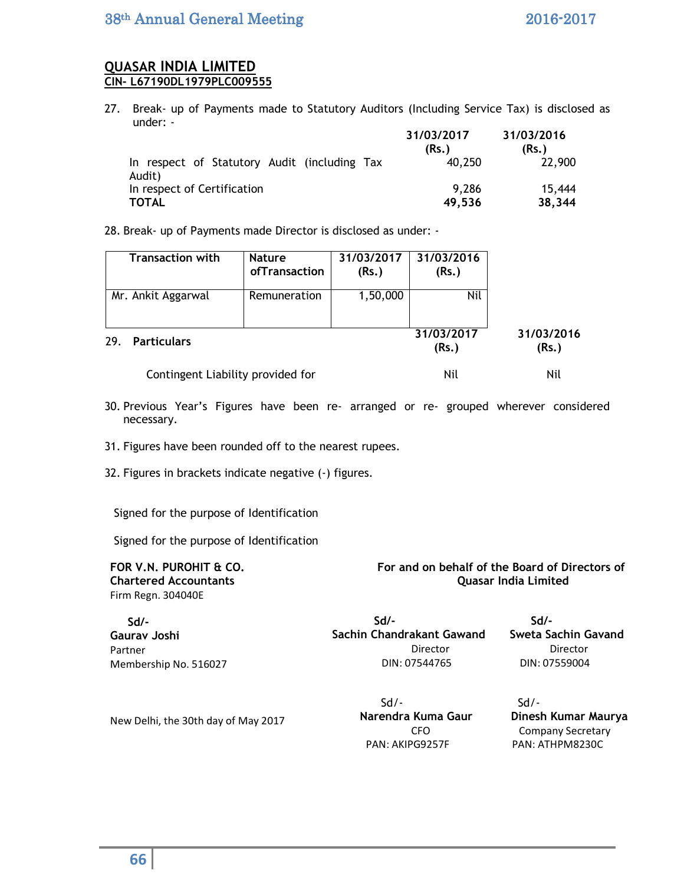**QUASAR INDIA LIMITED**
**CIN- L67190DL1979PLC009555**

27. Break- up of Payments made to Statutory Auditors (Including Service Tax) is disclosed as under: -

| | 31/03/2017 (Rs.) | 31/03/2016 (Rs.) |
|---|---|---|
| In respect of Statutory Audit (including Tax Audit) | 40,250 | 22,900 |
| In respect of Certification | 9,286 | 15,444 |
| **TOTAL** | **49,536** | **38,344** |

28. Break- up of Payments made Director is disclosed as under: -

| Transaction with | Nature ofTransaction | 31/03/2017 (Rs.) | 31/03/2016 (Rs.) |
|---|---|---|---|
| Mr. Ankit Aggarwal | Remuneration | 1,50,000 | Nil |

| 29. Particulars | 31/03/2017 (Rs.) | 31/03/2016 (Rs.) |
|---|---|---|
| Contingent Liability provided for | Nil | Nil |

30. Previous Year's Figures have been re- arranged or re- grouped wherever considered necessary.

31. Figures have been rounded off to the nearest rupees.

32. Figures in brackets indicate negative (-) figures.

Signed for the purpose of Identification

Signed for the purpose of Identification

**FOR V.N. PUROHIT & CO.**
**Chartered Accountants**
Firm Regn. 304040E

**Sd/-**
**Gaurav Joshi**
Partner
Membership No. 516027

New Delhi, the 30th day of May 2017

**For and on behalf of the Board of Directors of Quasar India Limited**

**Sd/-**
**Sachin Chandrakant Gawand**
Director
DIN: 07544765

**Sd/-**
**Sweta Sachin Gavand**
Director
DIN: 07559004

Sd/-
**Narendra Kuma Gaur**
CFO
PAN: AKIPG9257F

Sd/-
**Dinesh Kumar Maurya**
Company Secretary
PAN: ATHPM8230C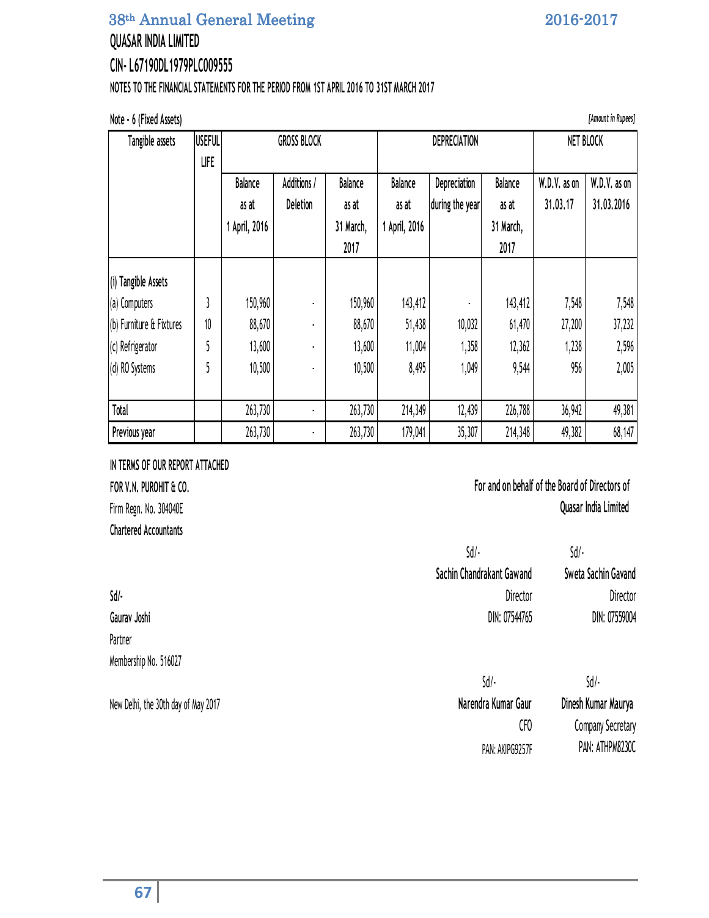## QUASAR INDIA LIMITED

## CIN- L67190DL1979PLC009555

### NOTES TO THE FINANCIAL STATEMENTS FOR THE PERIOD FROM 1ST APRIL 2016 TO 31ST MARCH 2017

**Note - 6 (Fixed Assets)** *[Amount in Rupees]*

| Tangible assets | USEFUL LIFE | GROSS BLOCK | | | DEPRECIATION | | | NET BLOCK | |
|---|---|---|---|---|---|---|---|---|---|
| | | Balance as at 1 April, 2016 | Additions / Deletion | Balance as at 31 March, 2017 | Balance as at 1 April, 2016 | Depreciation during the year | Balance as at 31 March, 2017 | W.D.V. as on 31.03.17 | W.D.V. as on 31.03.2016 |
| (i) Tangible Assets | | | | | | | | | |
| (a) Computers | 3 | 150,960 | - | 150,960 | 143,412 | - | 143,412 | 7,548 | 7,548 |
| (b) Furniture & Fixtures | 10 | 88,670 | - | 88,670 | 51,438 | 10,032 | 61,470 | 27,200 | 37,232 |
| (c) Refrigerator | 5 | 13,600 | - | 13,600 | 11,004 | 1,358 | 12,362 | 1,238 | 2,596 |
| (d) RO Systems | 5 | 10,500 | - | 10,500 | 8,495 | 1,049 | 9,544 | 956 | 2,005 |
| **Total** | | 263,730 | - | 263,730 | 214,349 | 12,439 | 226,788 | 36,942 | 49,381 |
| **Previous year** | | 263,730 | - | 263,730 | 179,041 | 35,307 | 214,348 | 49,382 | 68,147 |

**IN TERMS OF OUR REPORT ATTACHED**

**FOR V.N. PUROHIT & CO.**
Firm Regn. No. 304040E
**Chartered Accountants**

**For and on behalf of the Board of Directors of Quasar India Limited**

Sd/-
**Sachin Chandrakant Gawand**
Director
DIN: 07544765

Sd/-
**Sweta Sachin Gavand**
Director
DIN: 07559004

**Sd/-**
**Gaurav Joshi**
Partner
Membership No. 516027

Sd/-
**Narendra Kumar Gaur**
CFO
PAN: AKIPG9257F

Sd/-
**Dinesh Kumar Maurya**
Company Secretary
PAN: ATHPM8230C

New Delhi, the 30th day of May 2017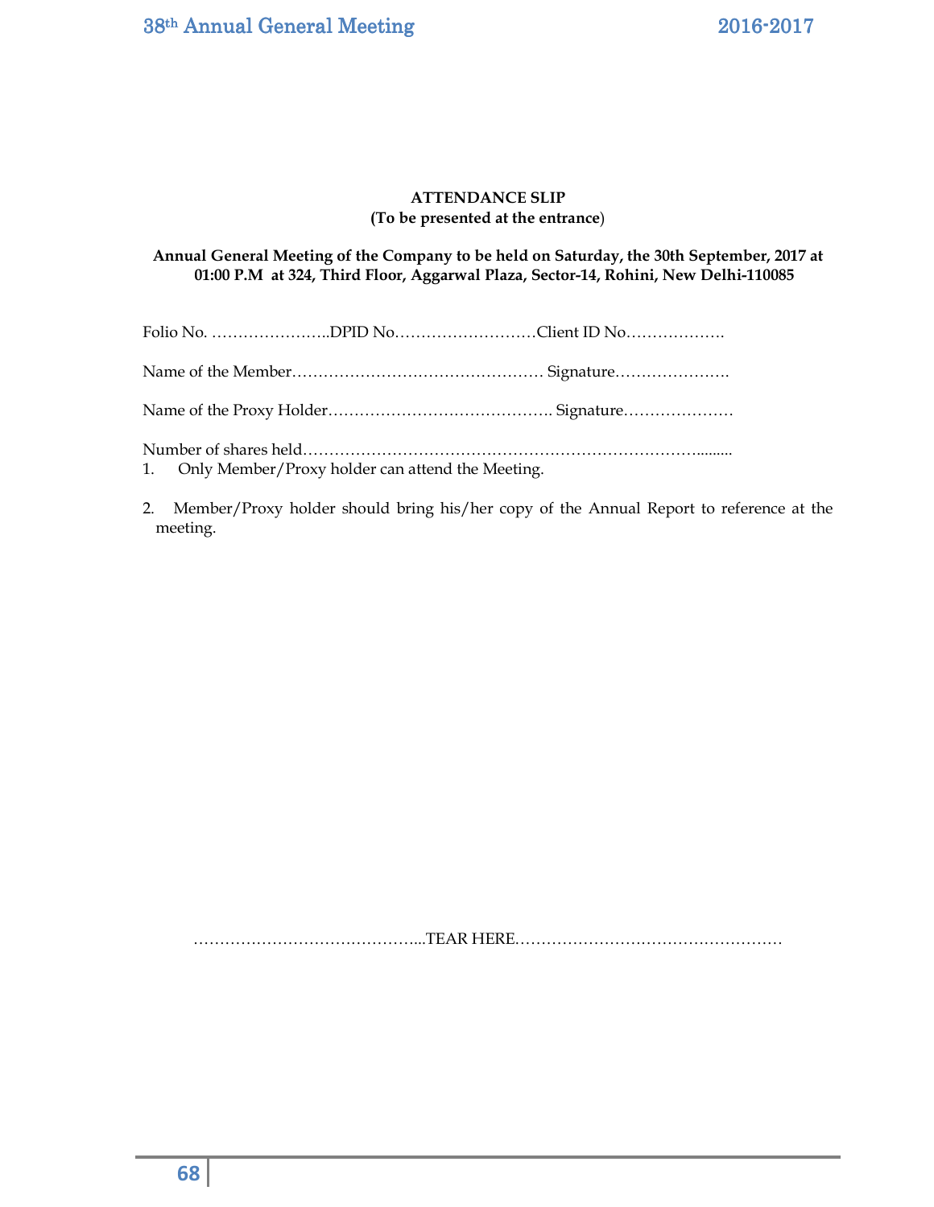**ATTENDANCE SLIP**
**(To be presented at the entrance)**

**Annual General Meeting of the Company to be held on Saturday, the 30th September, 2017 at 01:00 P.M at 324, Third Floor, Aggarwal Plaza, Sector-14, Rohini, New Delhi-110085**

Folio No. …………………..DPID No………………………Client ID No……………….

Name of the Member………………………………………… Signature………………….

Name of the Proxy Holder……………………………………. Signature…………………

Number of shares held…………………………………………………………………..........

1. Only Member/Proxy holder can attend the Meeting.

2. Member/Proxy holder should bring his/her copy of the Annual Report to reference at the meeting.

……………………………………...TEAR HERE……………………………………………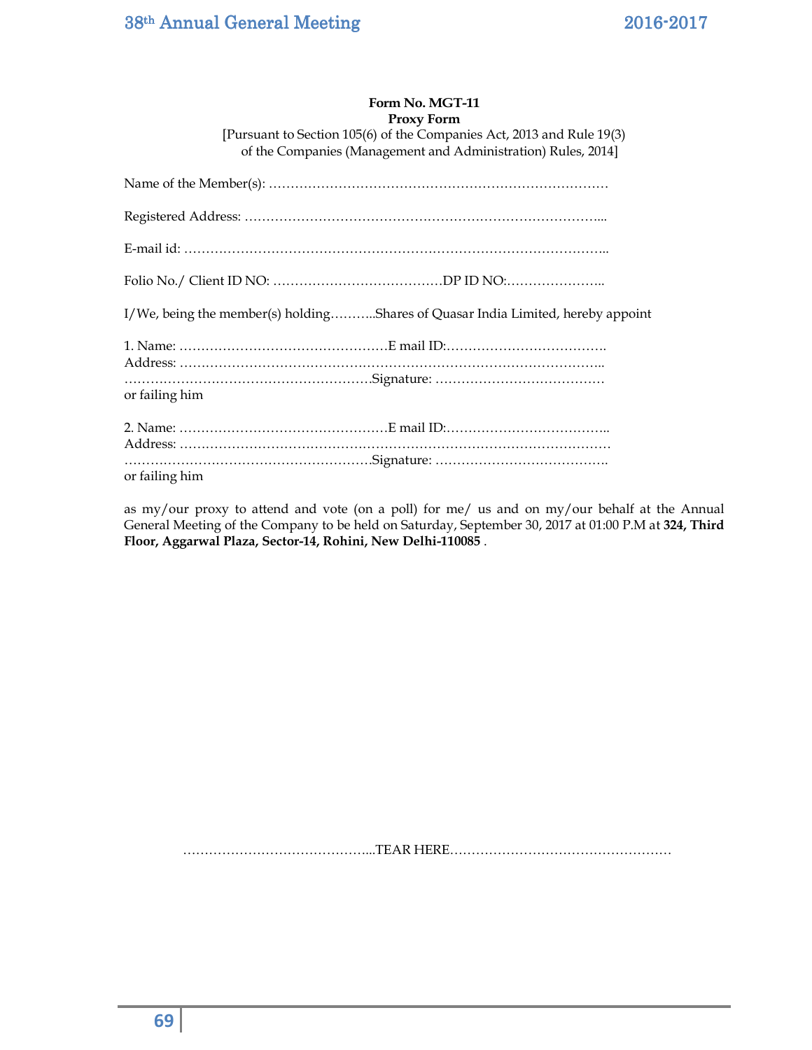**Form No. MGT-11**
**Proxy Form**
[Pursuant to Section 105(6) of the Companies Act, 2013 and Rule 19(3) of the Companies (Management and Administration) Rules, 2014]

Name of the Member(s): ……………………………………………………………………

Registered Address: ………………………………………………………………………...

E-mail id: ……………………………………………………………………………………..

Folio No./ Client ID NO: …………………………………DP ID NO:…………………..

I/We, being the member(s) holding………..Shares of Quasar India Limited, hereby appoint

1. Name: …………………………………………E mail ID:……………………………….
Address: ……………………………………………………………………………………..
…………………………………………………Signature: …………………………………
or failing him

2. Name: …………………………………………E mail ID:………………………………..
Address: ………………………………………………………………………………………
…………………………………………………Signature: ………………………………….
or failing him

as my/our proxy to attend and vote (on a poll) for me/ us and on my/our behalf at the Annual General Meeting of the Company to be held on Saturday, September 30, 2017 at 01:00 P.M at **324, Third Floor, Aggarwal Plaza, Sector-14, Rohini, New Delhi-110085** .

……………………………………...TEAR HERE……………………………………………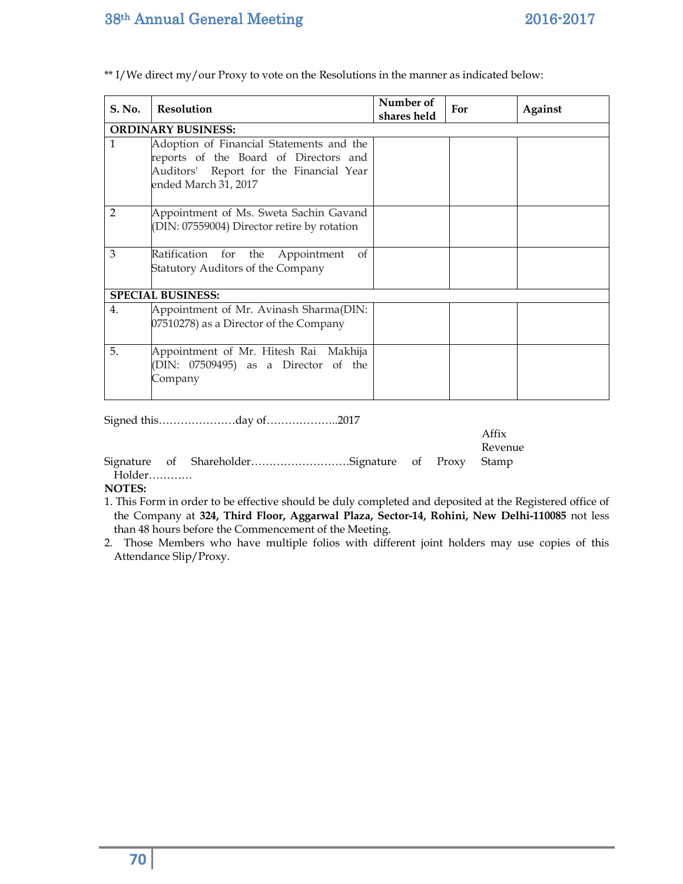** I/We direct my/our Proxy to vote on the Resolutions in the manner as indicated below:

| S. No. | Resolution | Number of shares held | For | Against |
|---|---|---|---|---|
| **ORDINARY BUSINESS:** | | | | |
| 1 | Adoption of Financial Statements and the reports of the Board of Directors and Auditors' Report for the Financial Year ended March 31, 2017 | | | |
| 2 | Appointment of Ms. Sweta Sachin Gavand (DIN: 07559004) Director retire by rotation | | | |
| 3 | Ratification for the Appointment of Statutory Auditors of the Company | | | |
| **SPECIAL BUSINESS:** | | | | |
| 4. | Appointment of Mr. Avinash Sharma(DIN: 07510278) as a Director of the Company | | | |
| 5. | Appointment of Mr. Hitesh Rai Makhija (DIN: 07509495) as a Director of the Company | | | |

Signed this…………………day of………………..2017

Affix Revenue Stamp

Signature of Shareholder………………………Signature of Proxy Holder…………

**NOTES:**

1. This Form in order to be effective should be duly completed and deposited at the Registered office of the Company at **324, Third Floor, Aggarwal Plaza, Sector-14, Rohini, New Delhi-110085** not less than 48 hours before the Commencement of the Meeting.
2. Those Members who have multiple folios with different joint holders may use copies of this Attendance Slip/Proxy.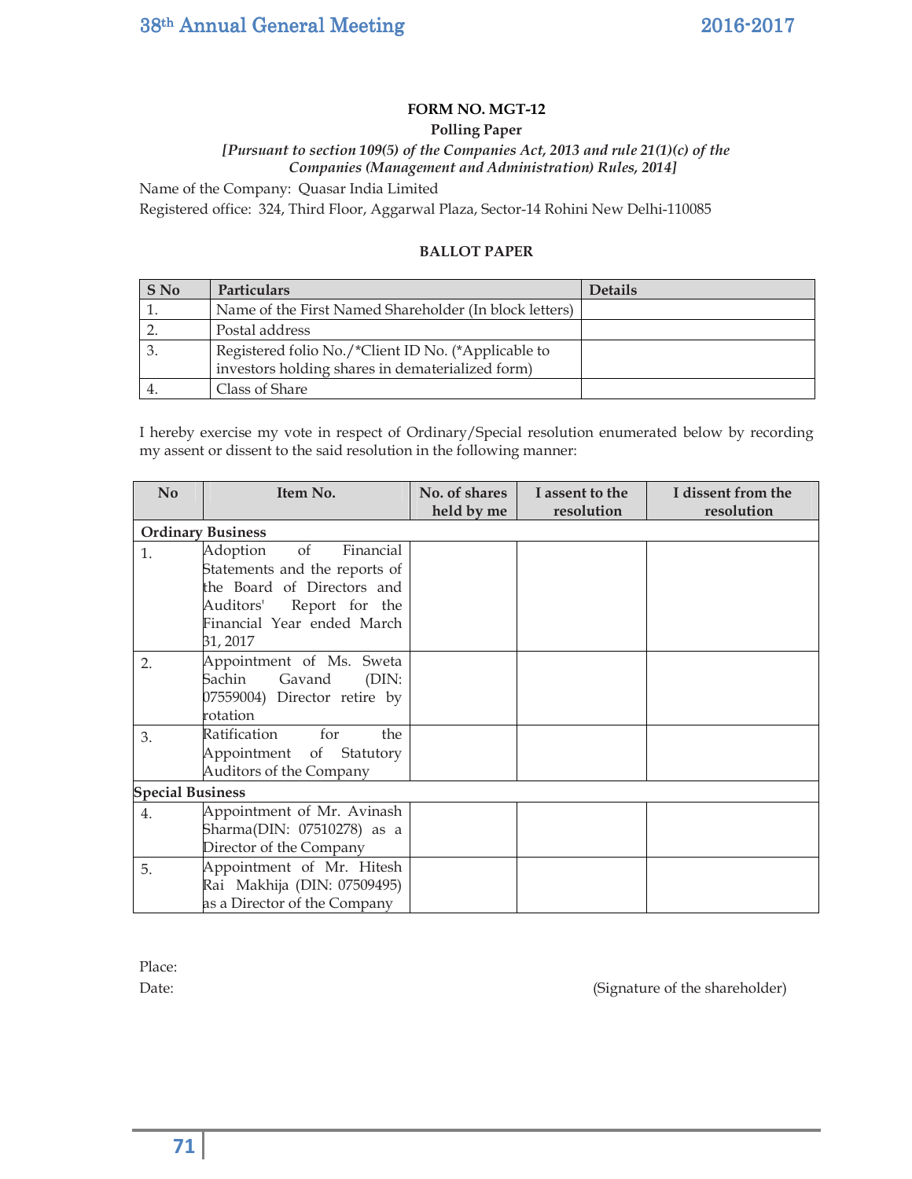**FORM NO. MGT-12**

**Polling Paper**

***[Pursuant to section 109(5) of the Companies Act, 2013 and rule 21(1)(c) of the Companies (Management and Administration) Rules, 2014]***

Name of the Company: Quasar India Limited

Registered office: 324, Third Floor, Aggarwal Plaza, Sector-14 Rohini New Delhi-110085

**BALLOT PAPER**

| S No | Particulars | Details |
|---|---|---|
| 1. | Name of the First Named Shareholder (In block letters) | |
| 2. | Postal address | |
| 3. | Registered folio No./*Client ID No. (*Applicable to investors holding shares in dematerialized form) | |
| 4. | Class of Share | |

I hereby exercise my vote in respect of Ordinary/Special resolution enumerated below by recording my assent or dissent to the said resolution in the following manner:

| No | Item No. | No. of shares held by me | I assent to the resolution | I dissent from the resolution |
|---|---|---|---|---|
| **Ordinary Business** | | | | |
| 1. | Adoption of Financial Statements and the reports of the Board of Directors and Auditors' Report for the Financial Year ended March 31, 2017 | | | |
| 2. | Appointment of Ms. Sweta Sachin Gavand (DIN: 07559004) Director retire by rotation | | | |
| 3. | Ratification for the Appointment of Statutory Auditors of the Company | | | |
| **Special Business** | | | | |
| 4. | Appointment of Mr. Avinash Sharma(DIN: 07510278) as a Director of the Company | | | |
| 5. | Appointment of Mr. Hitesh Rai Makhija (DIN: 07509495) as a Director of the Company | | | |

Place:

Date: (Signature of the shareholder)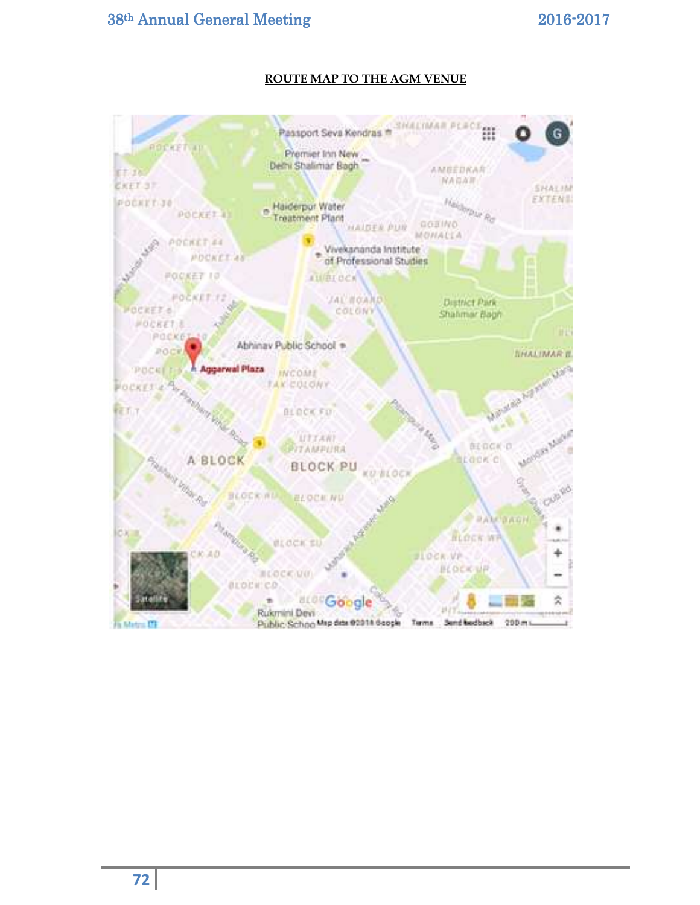**ROUTE MAP TO THE AGM VENUE**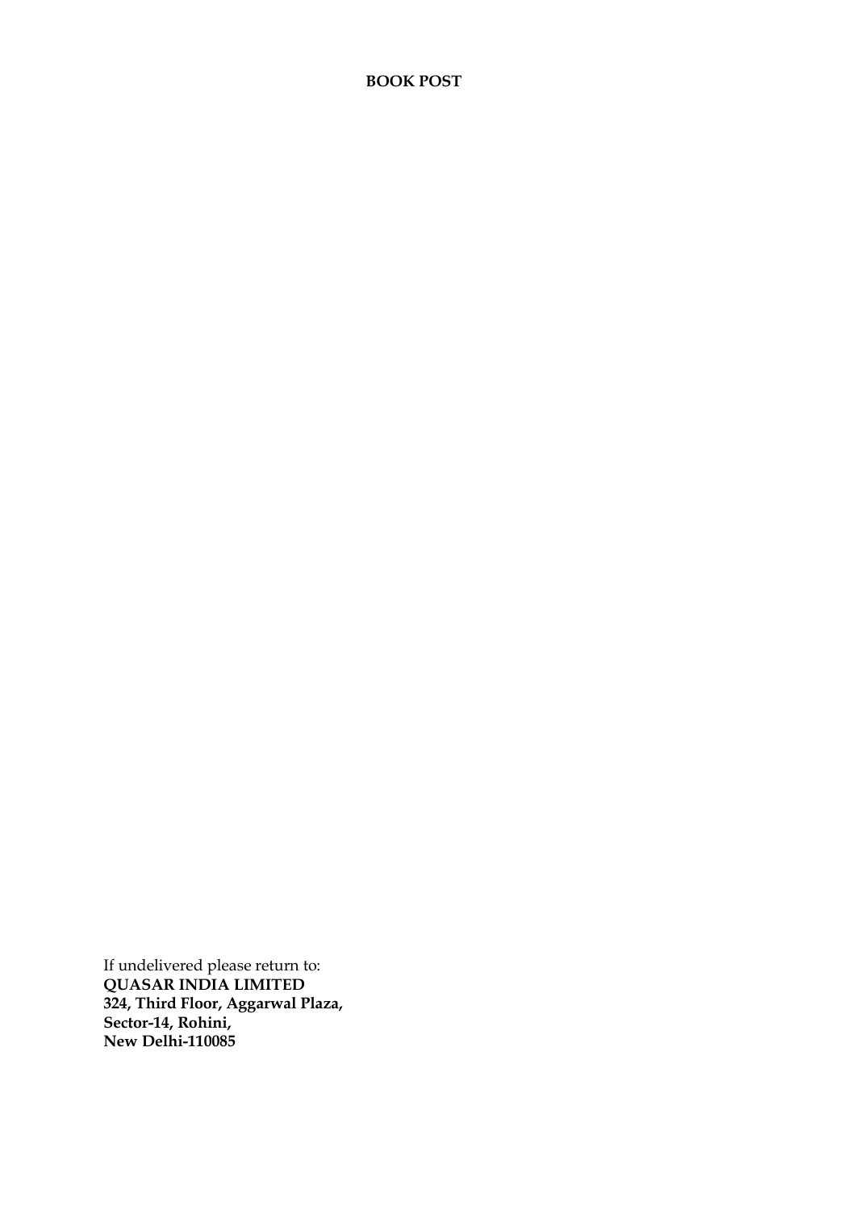**BOOK POST**

If undelivered please return to:
**QUASAR INDIA LIMITED**
**324, Third Floor, Aggarwal Plaza,**
**Sector-14, Rohini,**
**New Delhi-110085**